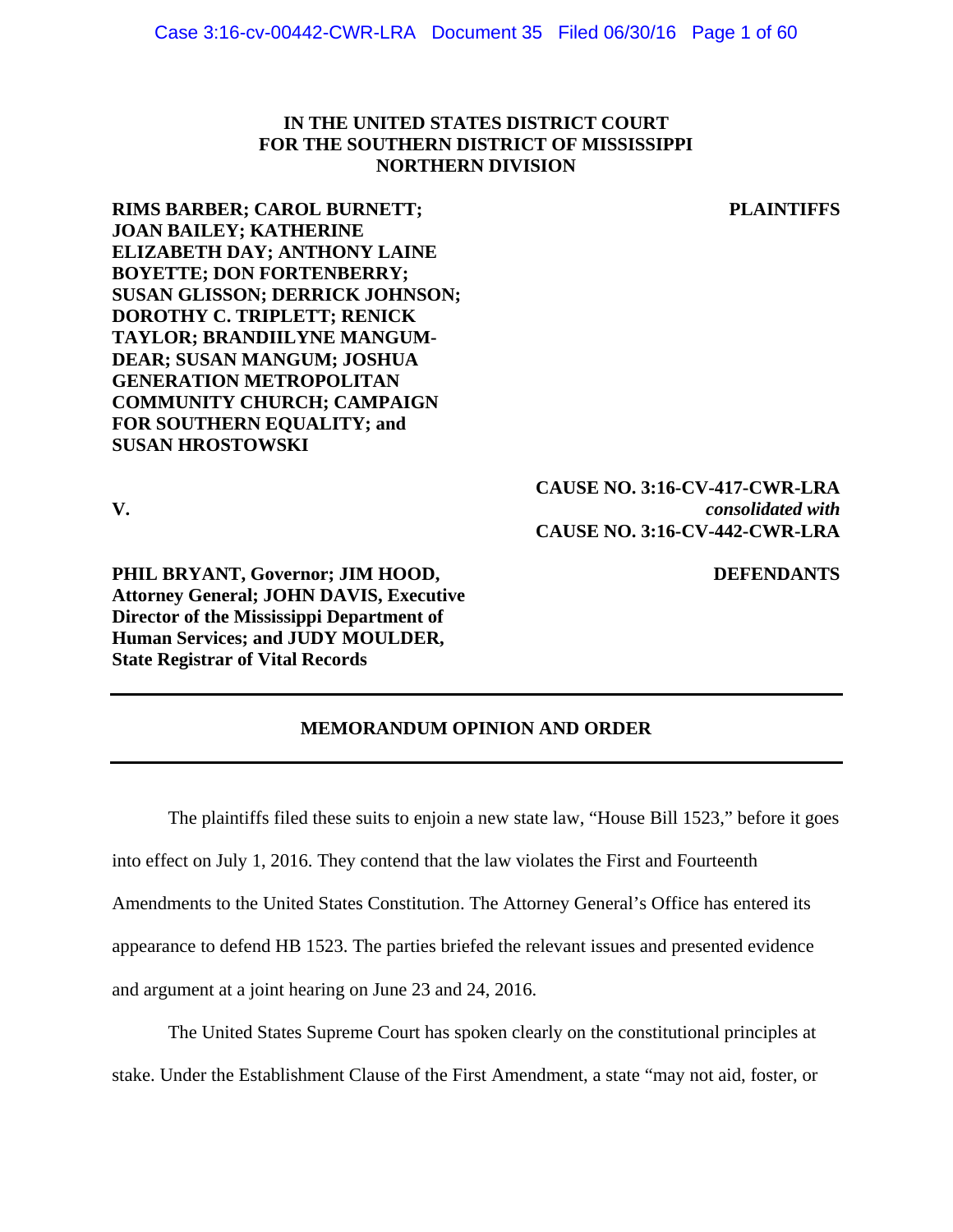**IN THE UNITED STATES DISTRICT COURT**
**FOR THE SOUTHERN DISTRICT OF MISSISSIPPI**
**NORTHERN DIVISION**

**RIMS BARBER; CAROL BURNETT; JOAN BAILEY; KATHERINE ELIZABETH DAY; ANTHONY LAINE BOYETTE; DON FORTENBERRY; SUSAN GLISSON; DERRICK JOHNSON; DOROTHY C. TRIPLETT; RENICK TAYLOR; BRANDIILYNE MANGUM-DEAR; SUSAN MANGUM; JOSHUA GENERATION METROPOLITAN COMMUNITY CHURCH; CAMPAIGN FOR SOUTHERN EQUALITY; and SUSAN HROSTOWSKI** — **PLAINTIFFS**

**V.**

**CAUSE NO. 3:16-CV-417-CWR-LRA**
*consolidated with*
**CAUSE NO. 3:16-CV-442-CWR-LRA**

**PHIL BRYANT, Governor; JIM HOOD, Attorney General; JOHN DAVIS, Executive Director of the Mississippi Department of Human Services; and JUDY MOULDER, State Registrar of Vital Records** — **DEFENDANTS**

---

## MEMORANDUM OPINION AND ORDER

---

The plaintiffs filed these suits to enjoin a new state law, "House Bill 1523," before it goes into effect on July 1, 2016. They contend that the law violates the First and Fourteenth Amendments to the United States Constitution. The Attorney General's Office has entered its appearance to defend HB 1523. The parties briefed the relevant issues and presented evidence and argument at a joint hearing on June 23 and 24, 2016.

The United States Supreme Court has spoken clearly on the constitutional principles at stake. Under the Establishment Clause of the First Amendment, a state "may not aid, foster, or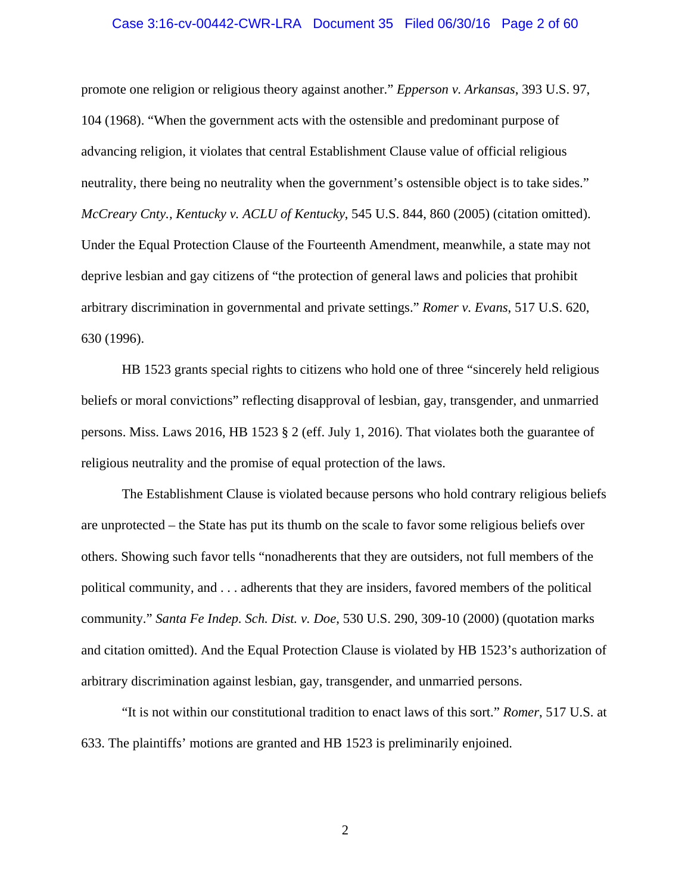promote one religion or religious theory against another." *Epperson v. Arkansas*, 393 U.S. 97, 104 (1968). "When the government acts with the ostensible and predominant purpose of advancing religion, it violates that central Establishment Clause value of official religious neutrality, there being no neutrality when the government's ostensible object is to take sides." *McCreary Cnty., Kentucky v. ACLU of Kentucky*, 545 U.S. 844, 860 (2005) (citation omitted). Under the Equal Protection Clause of the Fourteenth Amendment, meanwhile, a state may not deprive lesbian and gay citizens of "the protection of general laws and policies that prohibit arbitrary discrimination in governmental and private settings." *Romer v. Evans*, 517 U.S. 620, 630 (1996).

HB 1523 grants special rights to citizens who hold one of three "sincerely held religious beliefs or moral convictions" reflecting disapproval of lesbian, gay, transgender, and unmarried persons. Miss. Laws 2016, HB 1523 § 2 (eff. July 1, 2016). That violates both the guarantee of religious neutrality and the promise of equal protection of the laws.

The Establishment Clause is violated because persons who hold contrary religious beliefs are unprotected – the State has put its thumb on the scale to favor some religious beliefs over others. Showing such favor tells "nonadherents that they are outsiders, not full members of the political community, and . . . adherents that they are insiders, favored members of the political community." *Santa Fe Indep. Sch. Dist. v. Doe*, 530 U.S. 290, 309-10 (2000) (quotation marks and citation omitted). And the Equal Protection Clause is violated by HB 1523's authorization of arbitrary discrimination against lesbian, gay, transgender, and unmarried persons.

"It is not within our constitutional tradition to enact laws of this sort." *Romer*, 517 U.S. at 633. The plaintiffs' motions are granted and HB 1523 is preliminarily enjoined.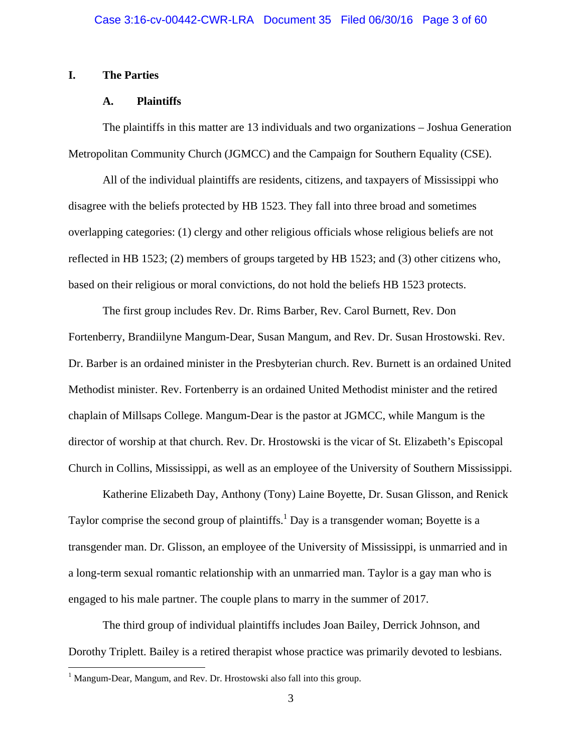## I. The Parties

### A. Plaintiffs

The plaintiffs in this matter are 13 individuals and two organizations – Joshua Generation Metropolitan Community Church (JGMCC) and the Campaign for Southern Equality (CSE).

All of the individual plaintiffs are residents, citizens, and taxpayers of Mississippi who disagree with the beliefs protected by HB 1523. They fall into three broad and sometimes overlapping categories: (1) clergy and other religious officials whose religious beliefs are not reflected in HB 1523; (2) members of groups targeted by HB 1523; and (3) other citizens who, based on their religious or moral convictions, do not hold the beliefs HB 1523 protects.

The first group includes Rev. Dr. Rims Barber, Rev. Carol Burnett, Rev. Don Fortenberry, Brandiilyne Mangum-Dear, Susan Mangum, and Rev. Dr. Susan Hrostowski. Rev. Dr. Barber is an ordained minister in the Presbyterian church. Rev. Burnett is an ordained United Methodist minister. Rev. Fortenberry is an ordained United Methodist minister and the retired chaplain of Millsaps College. Mangum-Dear is the pastor at JGMCC, while Mangum is the director of worship at that church. Rev. Dr. Hrostowski is the vicar of St. Elizabeth's Episcopal Church in Collins, Mississippi, as well as an employee of the University of Southern Mississippi.

Katherine Elizabeth Day, Anthony (Tony) Laine Boyette, Dr. Susan Glisson, and Renick Taylor comprise the second group of plaintiffs.[1] Day is a transgender woman; Boyette is a transgender man. Dr. Glisson, an employee of the University of Mississippi, is unmarried and in a long-term sexual romantic relationship with an unmarried man. Taylor is a gay man who is engaged to his male partner. The couple plans to marry in the summer of 2017.

The third group of individual plaintiffs includes Joan Bailey, Derrick Johnson, and Dorothy Triplett. Bailey is a retired therapist whose practice was primarily devoted to lesbians.

[1] Mangum-Dear, Mangum, and Rev. Dr. Hrostowski also fall into this group.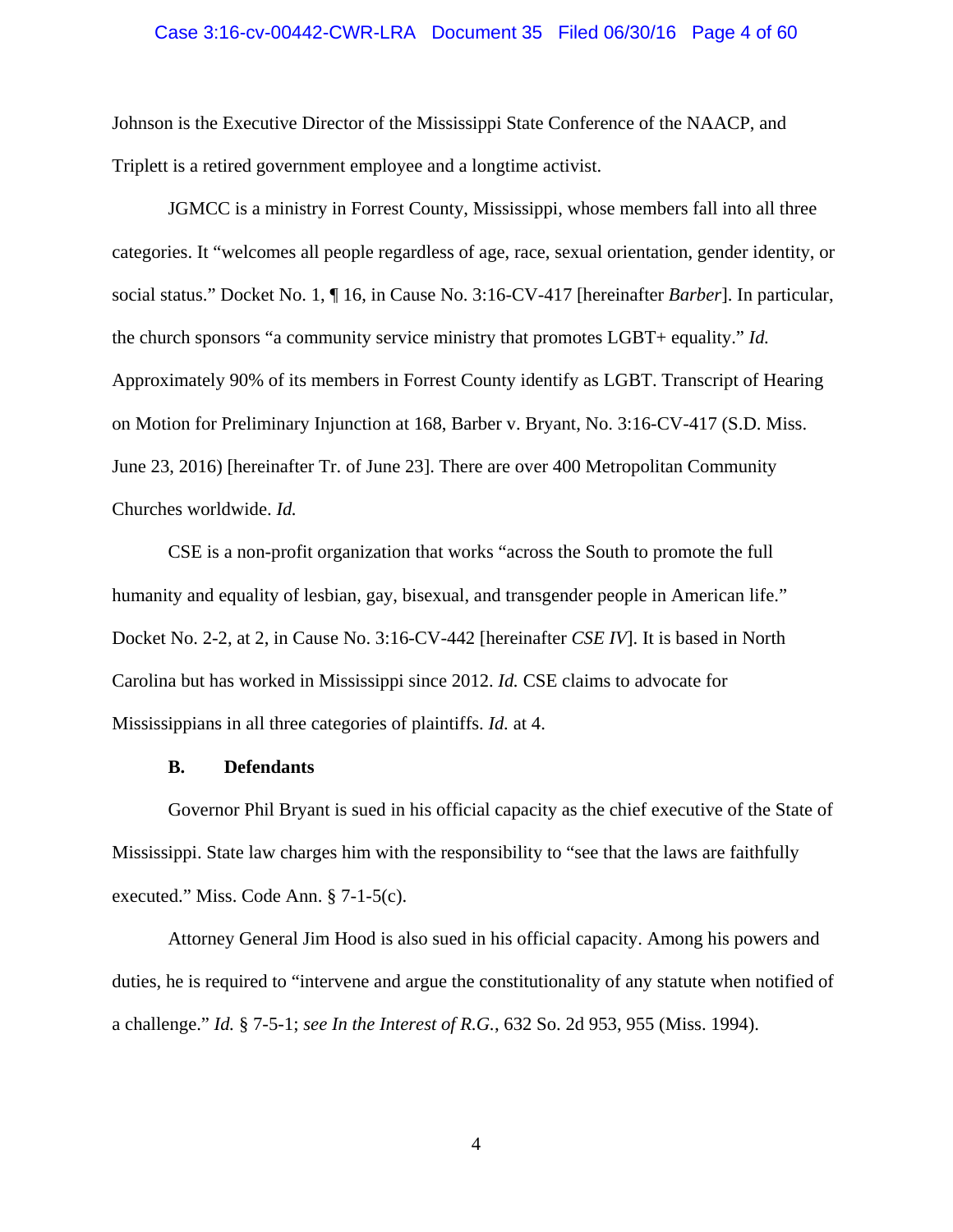Johnson is the Executive Director of the Mississippi State Conference of the NAACP, and Triplett is a retired government employee and a longtime activist.

JGMCC is a ministry in Forrest County, Mississippi, whose members fall into all three categories. It "welcomes all people regardless of age, race, sexual orientation, gender identity, or social status." Docket No. 1, ¶ 16, in Cause No. 3:16-CV-417 [hereinafter *Barber*]. In particular, the church sponsors "a community service ministry that promotes LGBT+ equality." *Id.* Approximately 90% of its members in Forrest County identify as LGBT. Transcript of Hearing on Motion for Preliminary Injunction at 168, Barber v. Bryant, No. 3:16-CV-417 (S.D. Miss. June 23, 2016) [hereinafter Tr. of June 23]. There are over 400 Metropolitan Community Churches worldwide. *Id.*

CSE is a non-profit organization that works "across the South to promote the full humanity and equality of lesbian, gay, bisexual, and transgender people in American life." Docket No. 2-2, at 2, in Cause No. 3:16-CV-442 [hereinafter *CSE IV*]. It is based in North Carolina but has worked in Mississippi since 2012. *Id.* CSE claims to advocate for Mississippians in all three categories of plaintiffs. *Id.* at 4.

### B. Defendants

Governor Phil Bryant is sued in his official capacity as the chief executive of the State of Mississippi. State law charges him with the responsibility to "see that the laws are faithfully executed." Miss. Code Ann. § 7-1-5(c).

Attorney General Jim Hood is also sued in his official capacity. Among his powers and duties, he is required to "intervene and argue the constitutionality of any statute when notified of a challenge." *Id.* § 7-5-1; *see In the Interest of R.G.*, 632 So. 2d 953, 955 (Miss. 1994).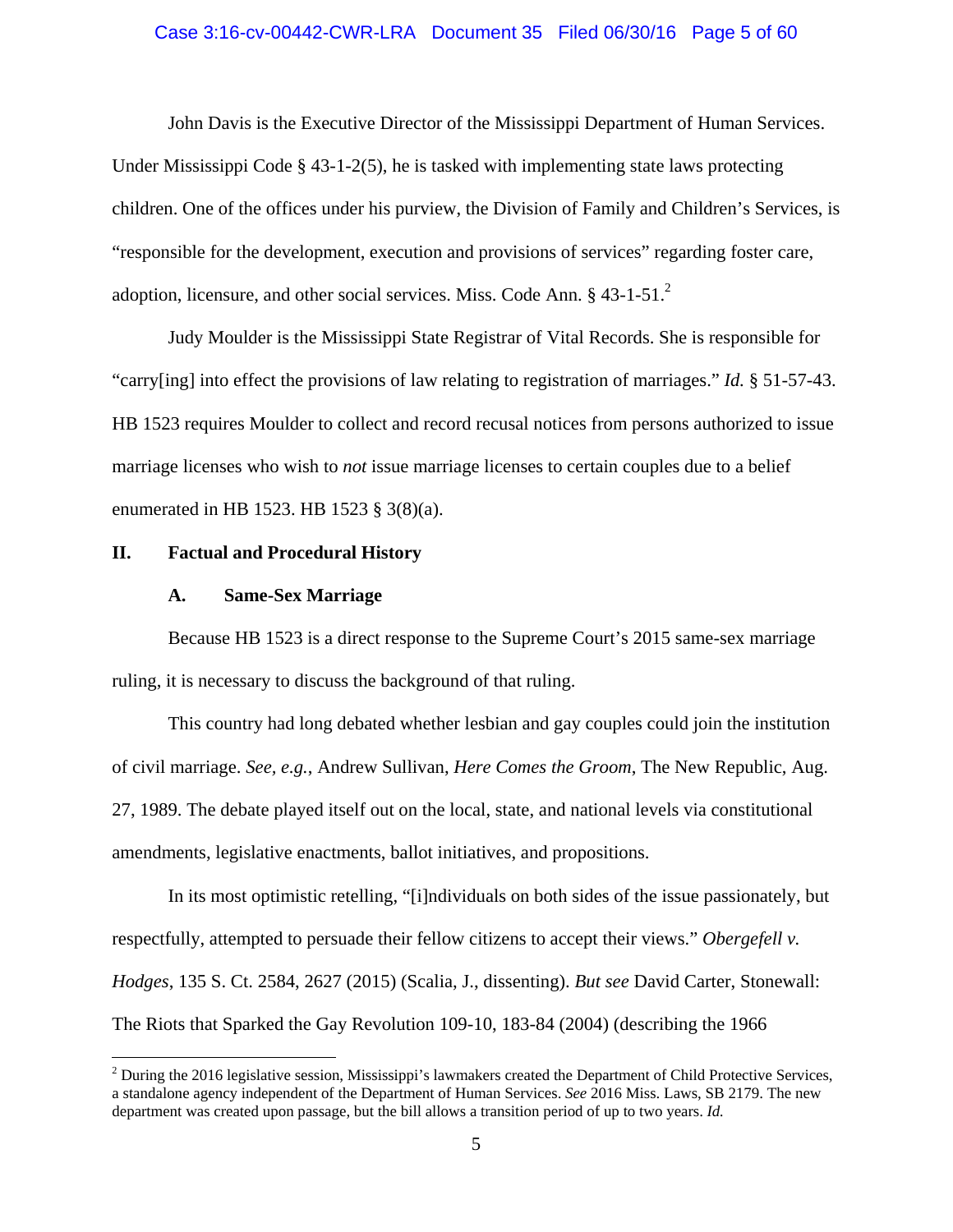John Davis is the Executive Director of the Mississippi Department of Human Services. Under Mississippi Code § 43-1-2(5), he is tasked with implementing state laws protecting children. One of the offices under his purview, the Division of Family and Children's Services, is "responsible for the development, execution and provisions of services" regarding foster care, adoption, licensure, and other social services. Miss. Code Ann. § 43-1-51.[2]

Judy Moulder is the Mississippi State Registrar of Vital Records. She is responsible for "carry[ing] into effect the provisions of law relating to registration of marriages." *Id.* § 51-57-43. HB 1523 requires Moulder to collect and record recusal notices from persons authorized to issue marriage licenses who wish to *not* issue marriage licenses to certain couples due to a belief enumerated in HB 1523. HB 1523 § 3(8)(a).

## II. Factual and Procedural History

### A. Same-Sex Marriage

Because HB 1523 is a direct response to the Supreme Court's 2015 same-sex marriage ruling, it is necessary to discuss the background of that ruling.

This country had long debated whether lesbian and gay couples could join the institution of civil marriage. *See, e.g.*, Andrew Sullivan, *Here Comes the Groom*, The New Republic, Aug. 27, 1989. The debate played itself out on the local, state, and national levels via constitutional amendments, legislative enactments, ballot initiatives, and propositions.

In its most optimistic retelling, "[i]ndividuals on both sides of the issue passionately, but respectfully, attempted to persuade their fellow citizens to accept their views." *Obergefell v. Hodges*, 135 S. Ct. 2584, 2627 (2015) (Scalia, J., dissenting). *But see* David Carter, Stonewall: The Riots that Sparked the Gay Revolution 109-10, 183-84 (2004) (describing the 1966

[2] During the 2016 legislative session, Mississippi's lawmakers created the Department of Child Protective Services, a standalone agency independent of the Department of Human Services. *See* 2016 Miss. Laws, SB 2179. The new department was created upon passage, but the bill allows a transition period of up to two years. *Id.*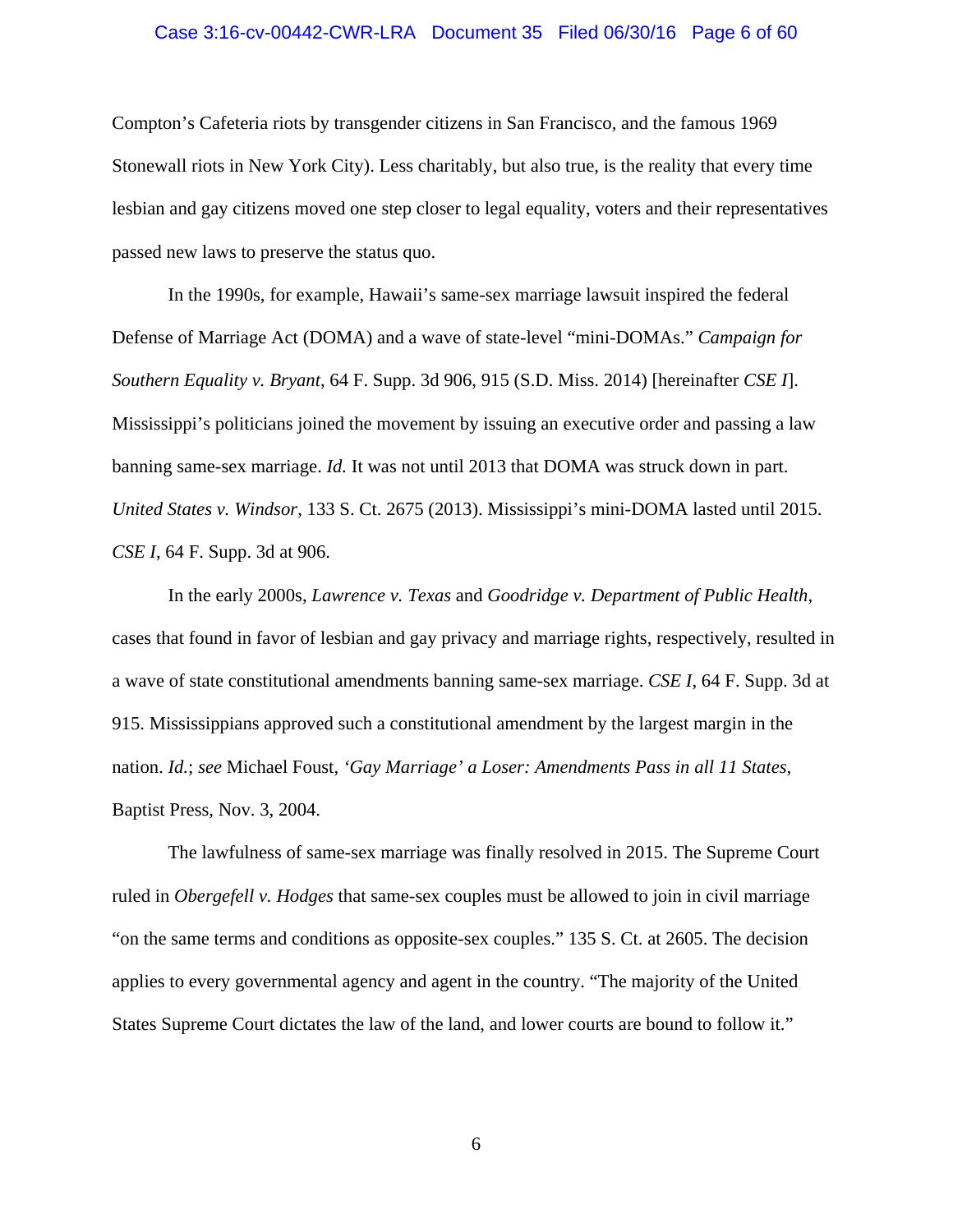Compton's Cafeteria riots by transgender citizens in San Francisco, and the famous 1969 Stonewall riots in New York City). Less charitably, but also true, is the reality that every time lesbian and gay citizens moved one step closer to legal equality, voters and their representatives passed new laws to preserve the status quo.

In the 1990s, for example, Hawaii's same-sex marriage lawsuit inspired the federal Defense of Marriage Act (DOMA) and a wave of state-level "mini-DOMAs." *Campaign for Southern Equality v. Bryant*, 64 F. Supp. 3d 906, 915 (S.D. Miss. 2014) [hereinafter *CSE I*]. Mississippi's politicians joined the movement by issuing an executive order and passing a law banning same-sex marriage. *Id.* It was not until 2013 that DOMA was struck down in part. *United States v. Windsor*, 133 S. Ct. 2675 (2013). Mississippi's mini-DOMA lasted until 2015. *CSE I*, 64 F. Supp. 3d at 906.

In the early 2000s, *Lawrence v. Texas* and *Goodridge v. Department of Public Health*, cases that found in favor of lesbian and gay privacy and marriage rights, respectively, resulted in a wave of state constitutional amendments banning same-sex marriage. *CSE I*, 64 F. Supp. 3d at 915. Mississippians approved such a constitutional amendment by the largest margin in the nation. *Id.*; *see* Michael Foust, *'Gay Marriage' a Loser: Amendments Pass in all 11 States*, Baptist Press, Nov. 3, 2004.

The lawfulness of same-sex marriage was finally resolved in 2015. The Supreme Court ruled in *Obergefell v. Hodges* that same-sex couples must be allowed to join in civil marriage "on the same terms and conditions as opposite-sex couples." 135 S. Ct. at 2605. The decision applies to every governmental agency and agent in the country. "The majority of the United States Supreme Court dictates the law of the land, and lower courts are bound to follow it."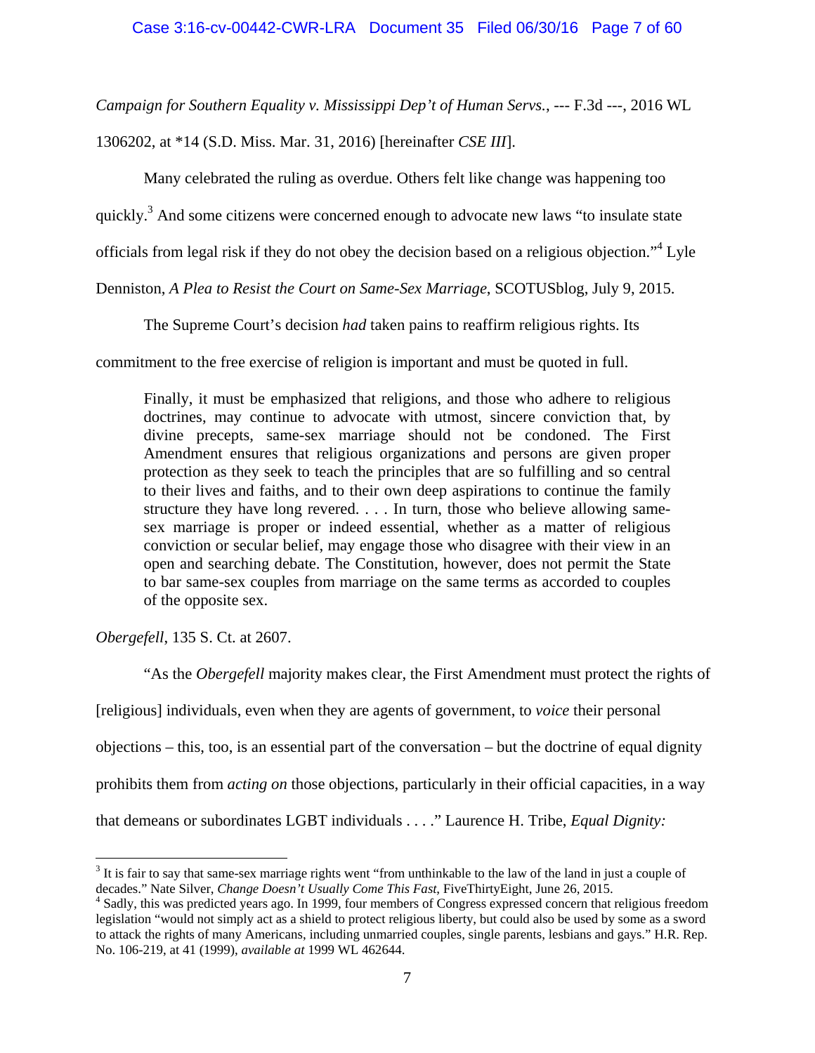*Campaign for Southern Equality v. Mississippi Dep't of Human Servs.*, --- F.3d ---, 2016 WL 1306202, at *14 (S.D. Miss. Mar. 31, 2016) [hereinafter *CSE III*].

Many celebrated the ruling as overdue. Others felt like change was happening too quickly.[3] And some citizens were concerned enough to advocate new laws "to insulate state officials from legal risk if they do not obey the decision based on a religious objection."[4] Lyle Denniston, *A Plea to Resist the Court on Same-Sex Marriage*, SCOTUSblog, July 9, 2015.

The Supreme Court's decision *had* taken pains to reaffirm religious rights. Its commitment to the free exercise of religion is important and must be quoted in full.

> Finally, it must be emphasized that religions, and those who adhere to religious doctrines, may continue to advocate with utmost, sincere conviction that, by divine precepts, same-sex marriage should not be condoned. The First Amendment ensures that religious organizations and persons are given proper protection as they seek to teach the principles that are so fulfilling and so central to their lives and faiths, and to their own deep aspirations to continue the family structure they have long revered. . . . In turn, those who believe allowing same-sex marriage is proper or indeed essential, whether as a matter of religious conviction or secular belief, may engage those who disagree with their view in an open and searching debate. The Constitution, however, does not permit the State to bar same-sex couples from marriage on the same terms as accorded to couples of the opposite sex.

*Obergefell*, 135 S. Ct. at 2607.

"As the *Obergefell* majority makes clear, the First Amendment must protect the rights of [religious] individuals, even when they are agents of government, to *voice* their personal objections – this, too, is an essential part of the conversation – but the doctrine of equal dignity prohibits them from *acting on* those objections, particularly in their official capacities, in a way that demeans or subordinates LGBT individuals . . . ." Laurence H. Tribe, *Equal Dignity:*

---

[3] It is fair to say that same-sex marriage rights went "from unthinkable to the law of the land in just a couple of decades." Nate Silver, *Change Doesn't Usually Come This Fast*, FiveThirtyEight, June 26, 2015.

[4] Sadly, this was predicted years ago. In 1999, four members of Congress expressed concern that religious freedom legislation "would not simply act as a shield to protect religious liberty, but could also be used by some as a sword to attack the rights of many Americans, including unmarried couples, single parents, lesbians and gays." H.R. Rep. No. 106-219, at 41 (1999), *available at* 1999 WL 462644.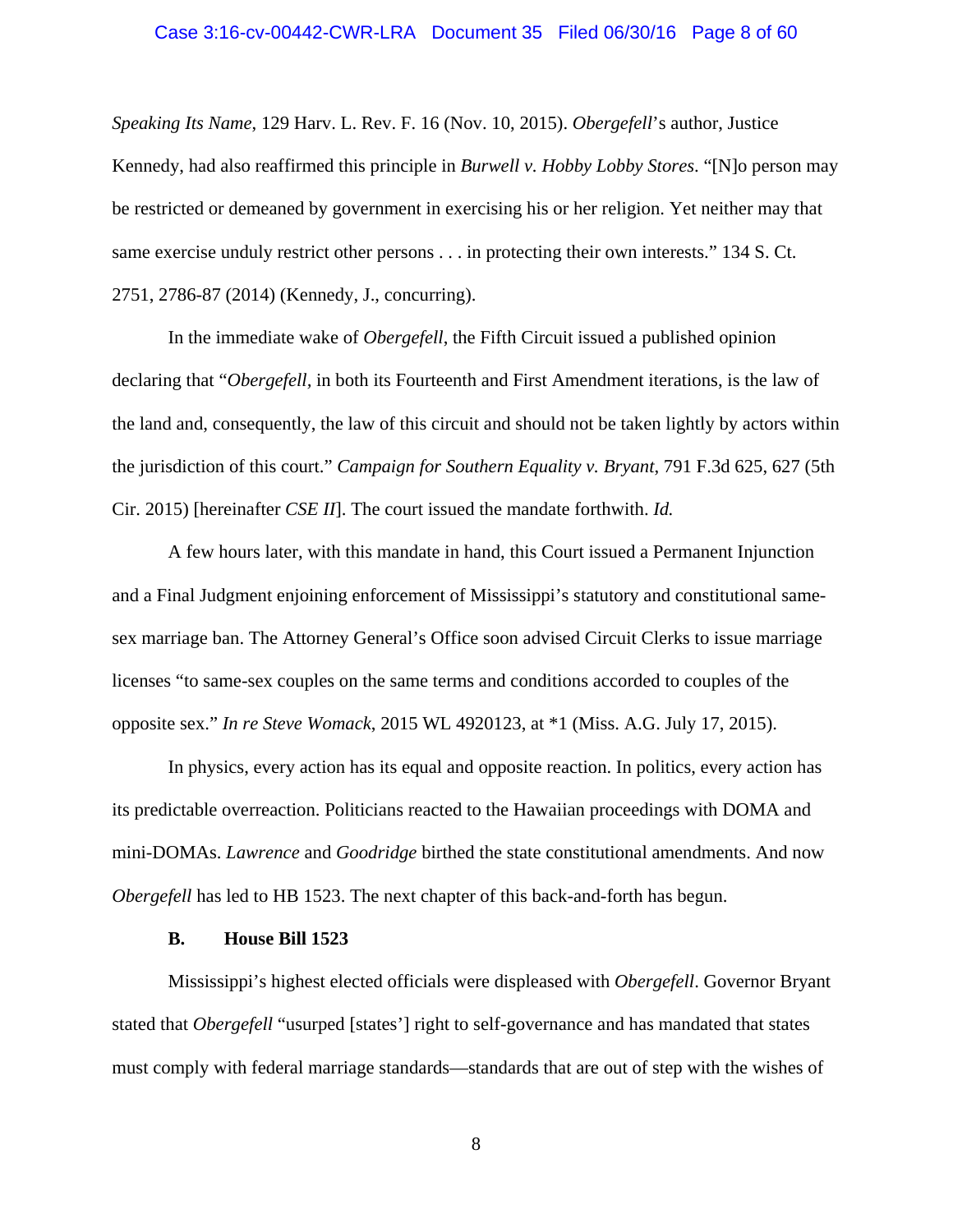*Speaking Its Name*, 129 Harv. L. Rev. F. 16 (Nov. 10, 2015). *Obergefell*'s author, Justice Kennedy, had also reaffirmed this principle in *Burwell v. Hobby Lobby Stores*. "[N]o person may be restricted or demeaned by government in exercising his or her religion. Yet neither may that same exercise unduly restrict other persons . . . in protecting their own interests." 134 S. Ct. 2751, 2786-87 (2014) (Kennedy, J., concurring).

In the immediate wake of *Obergefell*, the Fifth Circuit issued a published opinion declaring that "*Obergefell*, in both its Fourteenth and First Amendment iterations, is the law of the land and, consequently, the law of this circuit and should not be taken lightly by actors within the jurisdiction of this court." *Campaign for Southern Equality v. Bryant*, 791 F.3d 625, 627 (5th Cir. 2015) [hereinafter *CSE II*]. The court issued the mandate forthwith. *Id.*

A few hours later, with this mandate in hand, this Court issued a Permanent Injunction and a Final Judgment enjoining enforcement of Mississippi's statutory and constitutional same-sex marriage ban. The Attorney General's Office soon advised Circuit Clerks to issue marriage licenses "to same-sex couples on the same terms and conditions accorded to couples of the opposite sex." *In re Steve Womack*, 2015 WL 4920123, at *1 (Miss. A.G. July 17, 2015).

In physics, every action has its equal and opposite reaction. In politics, every action has its predictable overreaction. Politicians reacted to the Hawaiian proceedings with DOMA and mini-DOMAs. *Lawrence* and *Goodridge* birthed the state constitutional amendments. And now *Obergefell* has led to HB 1523. The next chapter of this back-and-forth has begun.

### B. House Bill 1523

Mississippi's highest elected officials were displeased with *Obergefell*. Governor Bryant stated that *Obergefell* "usurped [states'] right to self-governance and has mandated that states must comply with federal marriage standards—standards that are out of step with the wishes of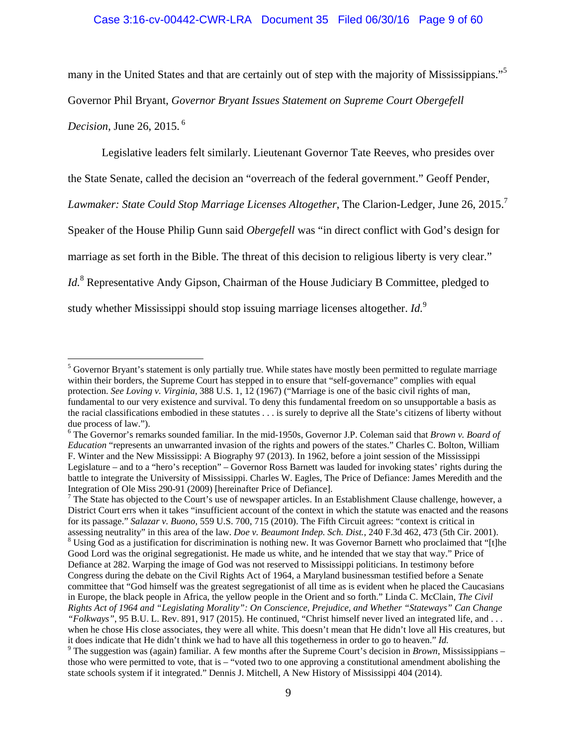many in the United States and that are certainly out of step with the majority of Mississippians."[5] Governor Phil Bryant, *Governor Bryant Issues Statement on Supreme Court Obergefell Decision*, June 26, 2015.[6]

Legislative leaders felt similarly. Lieutenant Governor Tate Reeves, who presides over the State Senate, called the decision an "overreach of the federal government." Geoff Pender, *Lawmaker: State Could Stop Marriage Licenses Altogether*, The Clarion-Ledger, June 26, 2015.[7] Speaker of the House Philip Gunn said *Obergefell* was "in direct conflict with God's design for marriage as set forth in the Bible. The threat of this decision to religious liberty is very clear." *Id.*[8] Representative Andy Gipson, Chairman of the House Judiciary B Committee, pledged to study whether Mississippi should stop issuing marriage licenses altogether. *Id.*[9]

---

[5] Governor Bryant's statement is only partially true. While states have mostly been permitted to regulate marriage within their borders, the Supreme Court has stepped in to ensure that "self-governance" complies with equal protection. *See Loving v. Virginia*, 388 U.S. 1, 12 (1967) ("Marriage is one of the basic civil rights of man, fundamental to our very existence and survival. To deny this fundamental freedom on so unsupportable a basis as the racial classifications embodied in these statutes . . . is surely to deprive all the State's citizens of liberty without due process of law.").

[6] The Governor's remarks sounded familiar. In the mid-1950s, Governor J.P. Coleman said that *Brown v. Board of Education* "represents an unwarranted invasion of the rights and powers of the states." Charles C. Bolton, William F. Winter and the New Mississippi: A Biography 97 (2013). In 1962, before a joint session of the Mississippi Legislature – and to a "hero's reception" – Governor Ross Barnett was lauded for invoking states' rights during the battle to integrate the University of Mississippi. Charles W. Eagles, The Price of Defiance: James Meredith and the Integration of Ole Miss 290-91 (2009) [hereinafter Price of Defiance].

[7] The State has objected to the Court's use of newspaper articles. In an Establishment Clause challenge, however, a District Court errs when it takes "insufficient account of the context in which the statute was enacted and the reasons for its passage." *Salazar v. Buono*, 559 U.S. 700, 715 (2010). The Fifth Circuit agrees: "context is critical in assessing neutrality" in this area of the law. *Doe v. Beaumont Indep. Sch. Dist.*, 240 F.3d 462, 473 (5th Cir. 2001).

[8] Using God as a justification for discrimination is nothing new. It was Governor Barnett who proclaimed that "[t]he Good Lord was the original segregationist. He made us white, and he intended that we stay that way." Price of Defiance at 282. Warping the image of God was not reserved to Mississippi politicians. In testimony before Congress during the debate on the Civil Rights Act of 1964, a Maryland businessman testified before a Senate committee that "God himself was the greatest segregationist of all time as is evident when he placed the Caucasians in Europe, the black people in Africa, the yellow people in the Orient and so forth." Linda C. McClain, *The Civil Rights Act of 1964 and "Legislating Morality": On Conscience, Prejudice, and Whether "Stateways" Can Change "Folkways"*, 95 B.U. L. Rev. 891, 917 (2015). He continued, "Christ himself never lived an integrated life, and . . . when he chose His close associates, they were all white. This doesn't mean that He didn't love all His creatures, but it does indicate that He didn't think we had to have all this togetherness in order to go to heaven." *Id.*

[9] The suggestion was (again) familiar. A few months after the Supreme Court's decision in *Brown*, Mississippians – those who were permitted to vote, that is – "voted two to one approving a constitutional amendment abolishing the state schools system if it integrated." Dennis J. Mitchell, A New History of Mississippi 404 (2014).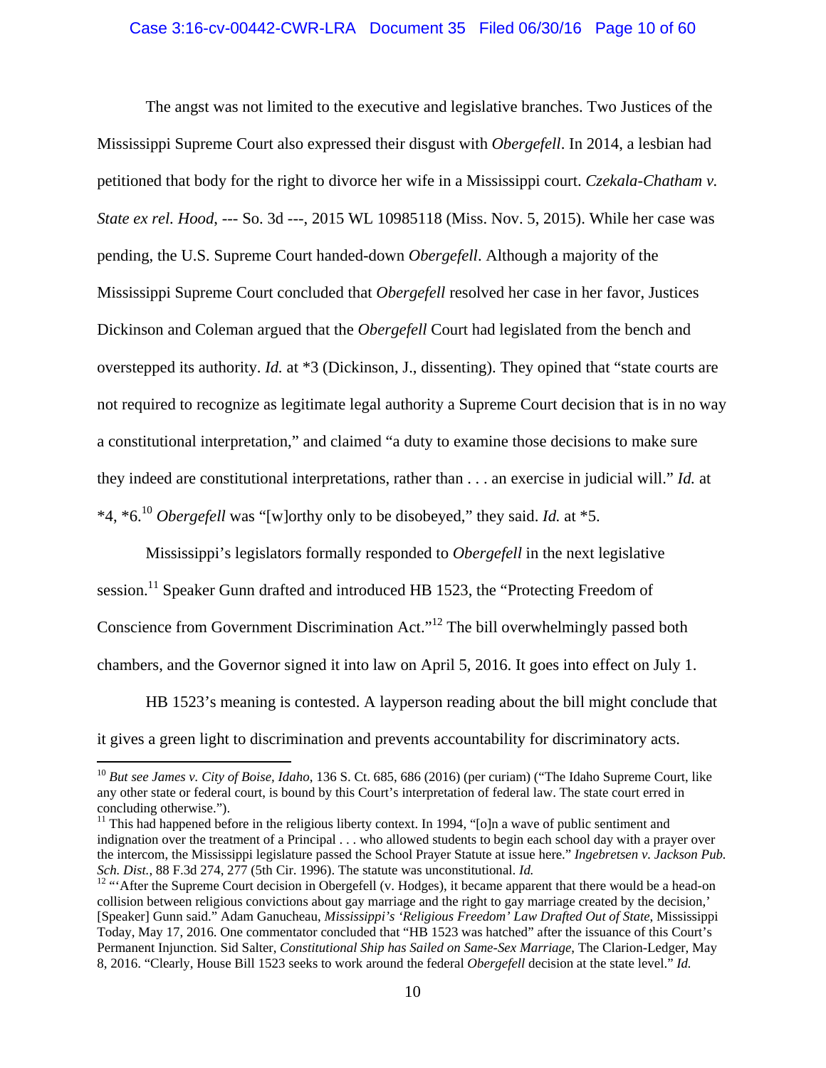The angst was not limited to the executive and legislative branches. Two Justices of the Mississippi Supreme Court also expressed their disgust with *Obergefell*. In 2014, a lesbian had petitioned that body for the right to divorce her wife in a Mississippi court. *Czekala-Chatham v. State ex rel. Hood*, --- So. 3d ---, 2015 WL 10985118 (Miss. Nov. 5, 2015). While her case was pending, the U.S. Supreme Court handed-down *Obergefell*. Although a majority of the Mississippi Supreme Court concluded that *Obergefell* resolved her case in her favor, Justices Dickinson and Coleman argued that the *Obergefell* Court had legislated from the bench and overstepped its authority. *Id.* at *3 (Dickinson, J., dissenting). They opined that "state courts are not required to recognize as legitimate legal authority a Supreme Court decision that is in no way a constitutional interpretation," and claimed "a duty to examine those decisions to make sure they indeed are constitutional interpretations, rather than . . . an exercise in judicial will." *Id.* at *4, *6.[10] *Obergefell* was "[w]orthy only to be disobeyed," they said. *Id.* at *5.

Mississippi's legislators formally responded to *Obergefell* in the next legislative session.[11] Speaker Gunn drafted and introduced HB 1523, the "Protecting Freedom of Conscience from Government Discrimination Act."[12] The bill overwhelmingly passed both chambers, and the Governor signed it into law on April 5, 2016. It goes into effect on July 1.

HB 1523's meaning is contested. A layperson reading about the bill might conclude that it gives a green light to discrimination and prevents accountability for discriminatory acts.

---

[10] *But see James v. City of Boise, Idaho*, 136 S. Ct. 685, 686 (2016) (per curiam) ("The Idaho Supreme Court, like any other state or federal court, is bound by this Court's interpretation of federal law. The state court erred in concluding otherwise.").

[11] This had happened before in the religious liberty context. In 1994, "[o]n a wave of public sentiment and indignation over the treatment of a Principal . . . who allowed students to begin each school day with a prayer over the intercom, the Mississippi legislature passed the School Prayer Statute at issue here." *Ingebretsen v. Jackson Pub. Sch. Dist.*, 88 F.3d 274, 277 (5th Cir. 1996). The statute was unconstitutional. *Id.*

[12] "'After the Supreme Court decision in Obergefell (v. Hodges), it became apparent that there would be a head-on collision between religious convictions about gay marriage and the right to gay marriage created by the decision,' [Speaker] Gunn said." Adam Ganucheau, *Mississippi's 'Religious Freedom' Law Drafted Out of State*, Mississippi Today, May 17, 2016. One commentator concluded that "HB 1523 was hatched" after the issuance of this Court's Permanent Injunction. Sid Salter, *Constitutional Ship has Sailed on Same-Sex Marriage*, The Clarion-Ledger, May 8, 2016. "Clearly, House Bill 1523 seeks to work around the federal *Obergefell* decision at the state level." *Id.*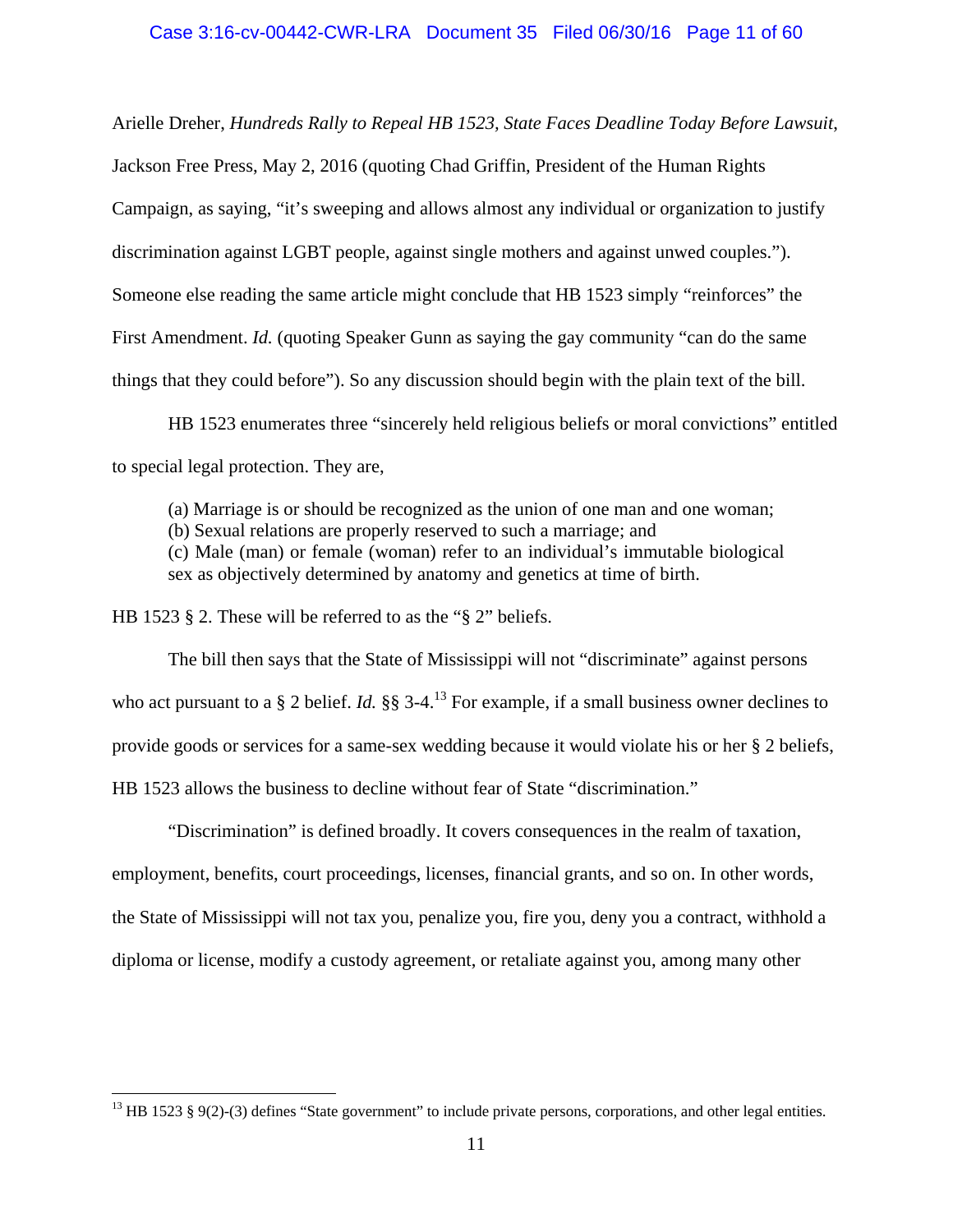Arielle Dreher, *Hundreds Rally to Repeal HB 1523, State Faces Deadline Today Before Lawsuit*, Jackson Free Press, May 2, 2016 (quoting Chad Griffin, President of the Human Rights Campaign, as saying, "it's sweeping and allows almost any individual or organization to justify discrimination against LGBT people, against single mothers and against unwed couples."). Someone else reading the same article might conclude that HB 1523 simply "reinforces" the First Amendment. *Id.* (quoting Speaker Gunn as saying the gay community "can do the same things that they could before"). So any discussion should begin with the plain text of the bill.

HB 1523 enumerates three "sincerely held religious beliefs or moral convictions" entitled to special legal protection. They are,

> (a) Marriage is or should be recognized as the union of one man and one woman;
> (b) Sexual relations are properly reserved to such a marriage; and
> (c) Male (man) or female (woman) refer to an individual's immutable biological sex as objectively determined by anatomy and genetics at time of birth.

HB 1523 § 2. These will be referred to as the "§ 2" beliefs.

The bill then says that the State of Mississippi will not "discriminate" against persons who act pursuant to a § 2 belief. *Id.* §§ 3-4.[13] For example, if a small business owner declines to provide goods or services for a same-sex wedding because it would violate his or her § 2 beliefs, HB 1523 allows the business to decline without fear of State "discrimination."

"Discrimination" is defined broadly. It covers consequences in the realm of taxation, employment, benefits, court proceedings, licenses, financial grants, and so on. In other words, the State of Mississippi will not tax you, penalize you, fire you, deny you a contract, withhold a diploma or license, modify a custody agreement, or retaliate against you, among many other

---

[13] HB 1523 § 9(2)-(3) defines "State government" to include private persons, corporations, and other legal entities.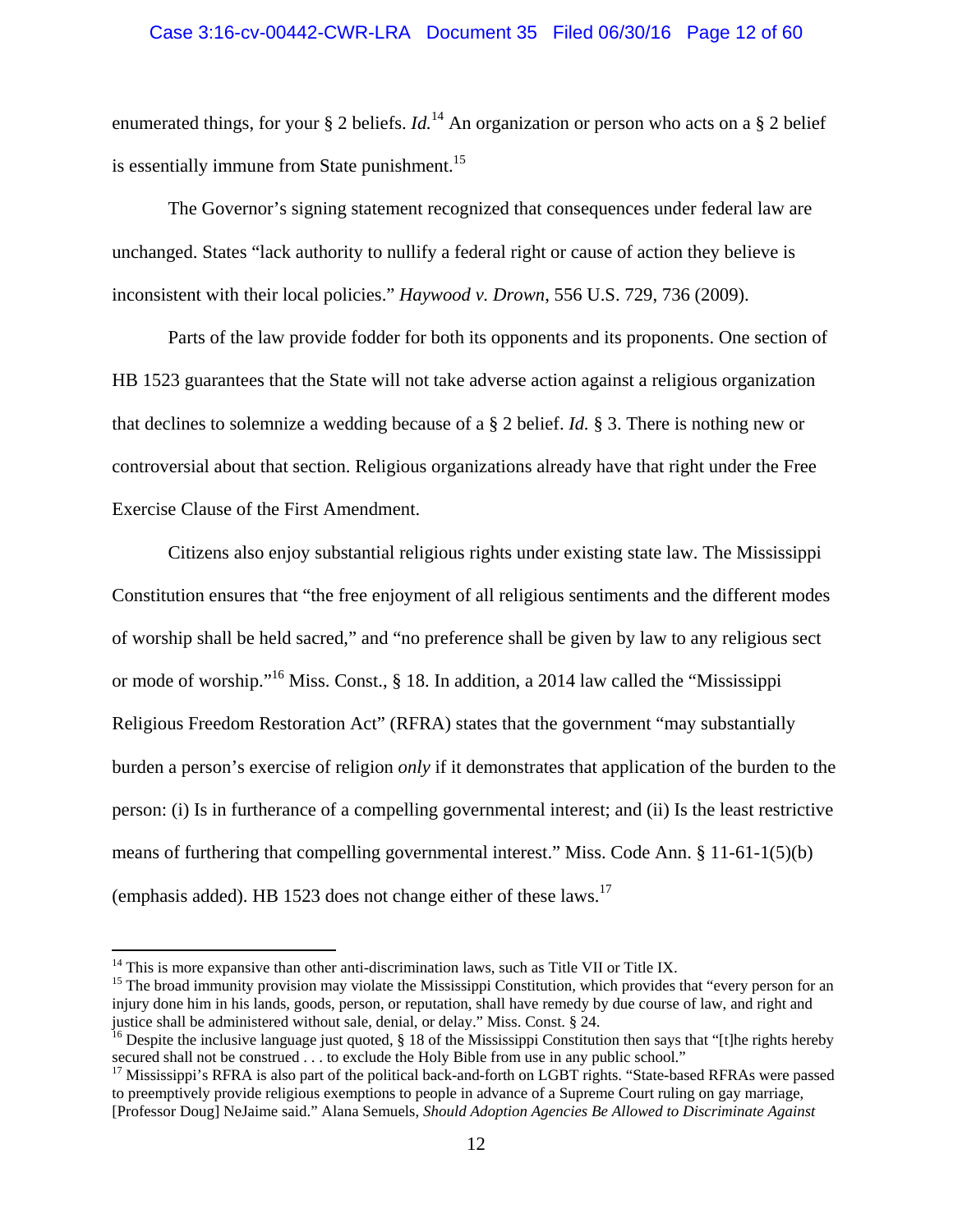enumerated things, for your § 2 beliefs. *Id.*[14] An organization or person who acts on a § 2 belief is essentially immune from State punishment.[15]

The Governor's signing statement recognized that consequences under federal law are unchanged. States "lack authority to nullify a federal right or cause of action they believe is inconsistent with their local policies." *Haywood v. Drown*, 556 U.S. 729, 736 (2009).

Parts of the law provide fodder for both its opponents and its proponents. One section of HB 1523 guarantees that the State will not take adverse action against a religious organization that declines to solemnize a wedding because of a § 2 belief. *Id.* § 3. There is nothing new or controversial about that section. Religious organizations already have that right under the Free Exercise Clause of the First Amendment.

Citizens also enjoy substantial religious rights under existing state law. The Mississippi Constitution ensures that "the free enjoyment of all religious sentiments and the different modes of worship shall be held sacred," and "no preference shall be given by law to any religious sect or mode of worship."[16] Miss. Const., § 18. In addition, a 2014 law called the "Mississippi Religious Freedom Restoration Act" (RFRA) states that the government "may substantially burden a person's exercise of religion *only* if it demonstrates that application of the burden to the person: (i) Is in furtherance of a compelling governmental interest; and (ii) Is the least restrictive means of furthering that compelling governmental interest." Miss. Code Ann. § 11-61-1(5)(b) (emphasis added). HB 1523 does not change either of these laws.[17]

---

[14] This is more expansive than other anti-discrimination laws, such as Title VII or Title IX.

[15] The broad immunity provision may violate the Mississippi Constitution, which provides that "every person for an injury done him in his lands, goods, person, or reputation, shall have remedy by due course of law, and right and justice shall be administered without sale, denial, or delay." Miss. Const. § 24.

[16] Despite the inclusive language just quoted, § 18 of the Mississippi Constitution then says that "[t]he rights hereby secured shall not be construed . . . to exclude the Holy Bible from use in any public school."

[17] Mississippi's RFRA is also part of the political back-and-forth on LGBT rights. "State-based RFRAs were passed to preemptively provide religious exemptions to people in advance of a Supreme Court ruling on gay marriage, [Professor Doug] NeJaime said." Alana Semuels, *Should Adoption Agencies Be Allowed to Discriminate Against*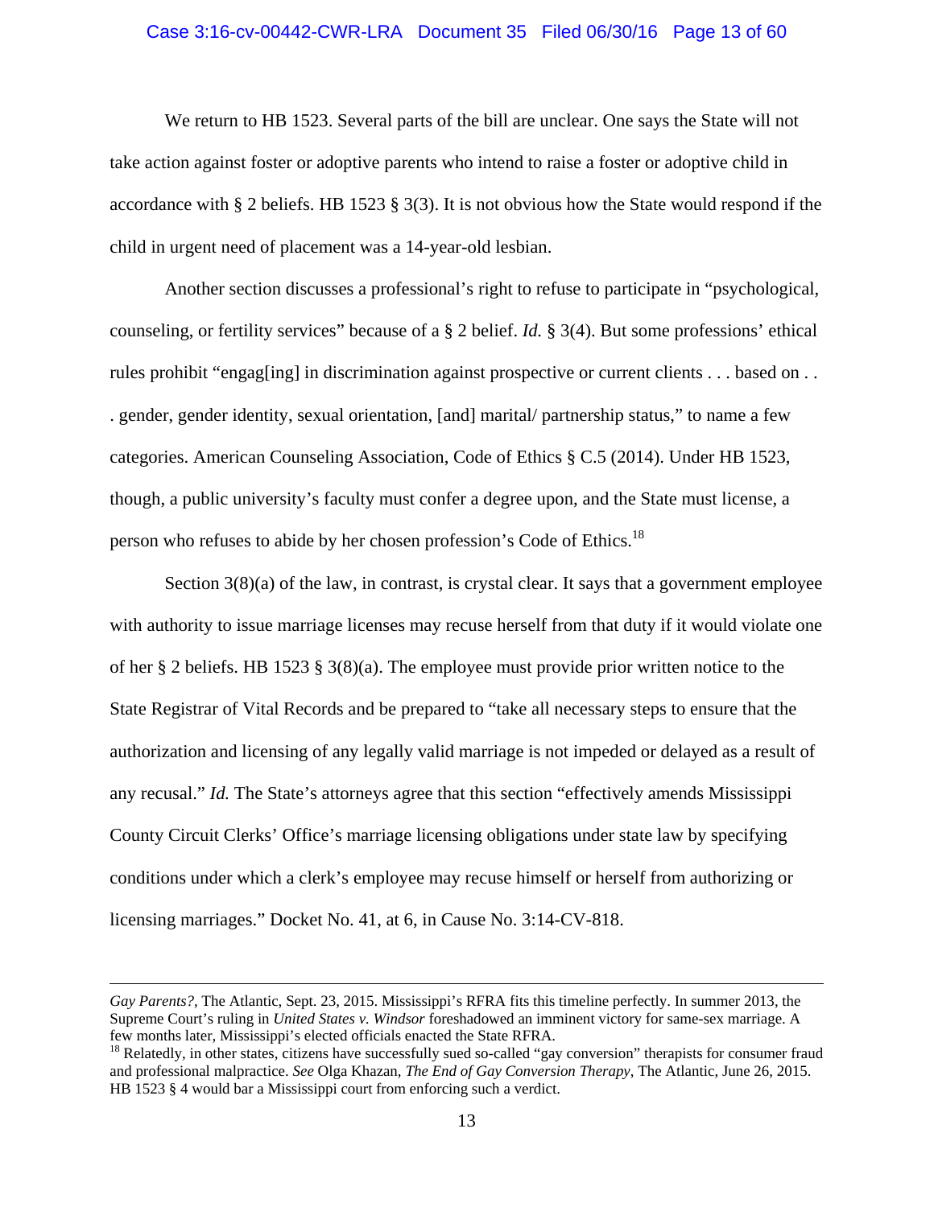We return to HB 1523. Several parts of the bill are unclear. One says the State will not take action against foster or adoptive parents who intend to raise a foster or adoptive child in accordance with § 2 beliefs. HB 1523 § 3(3). It is not obvious how the State would respond if the child in urgent need of placement was a 14-year-old lesbian.

Another section discusses a professional's right to refuse to participate in "psychological, counseling, or fertility services" because of a § 2 belief. *Id.* § 3(4). But some professions' ethical rules prohibit "engag[ing] in discrimination against prospective or current clients . . . based on . . . gender, gender identity, sexual orientation, [and] marital/ partnership status," to name a few categories. American Counseling Association, Code of Ethics § C.5 (2014). Under HB 1523, though, a public university's faculty must confer a degree upon, and the State must license, a person who refuses to abide by her chosen profession's Code of Ethics.[18]

Section 3(8)(a) of the law, in contrast, is crystal clear. It says that a government employee with authority to issue marriage licenses may recuse herself from that duty if it would violate one of her § 2 beliefs. HB 1523 § 3(8)(a). The employee must provide prior written notice to the State Registrar of Vital Records and be prepared to "take all necessary steps to ensure that the authorization and licensing of any legally valid marriage is not impeded or delayed as a result of any recusal." *Id.* The State's attorneys agree that this section "effectively amends Mississippi County Circuit Clerks' Office's marriage licensing obligations under state law by specifying conditions under which a clerk's employee may recuse himself or herself from authorizing or licensing marriages." Docket No. 41, at 6, in Cause No. 3:14-CV-818.

---

*Gay Parents?*, The Atlantic, Sept. 23, 2015. Mississippi's RFRA fits this timeline perfectly. In summer 2013, the Supreme Court's ruling in *United States v. Windsor* foreshadowed an imminent victory for same-sex marriage. A few months later, Mississippi's elected officials enacted the State RFRA.

[18] Relatedly, in other states, citizens have successfully sued so-called "gay conversion" therapists for consumer fraud and professional malpractice. *See* Olga Khazan, *The End of Gay Conversion Therapy*, The Atlantic, June 26, 2015. HB 1523 § 4 would bar a Mississippi court from enforcing such a verdict.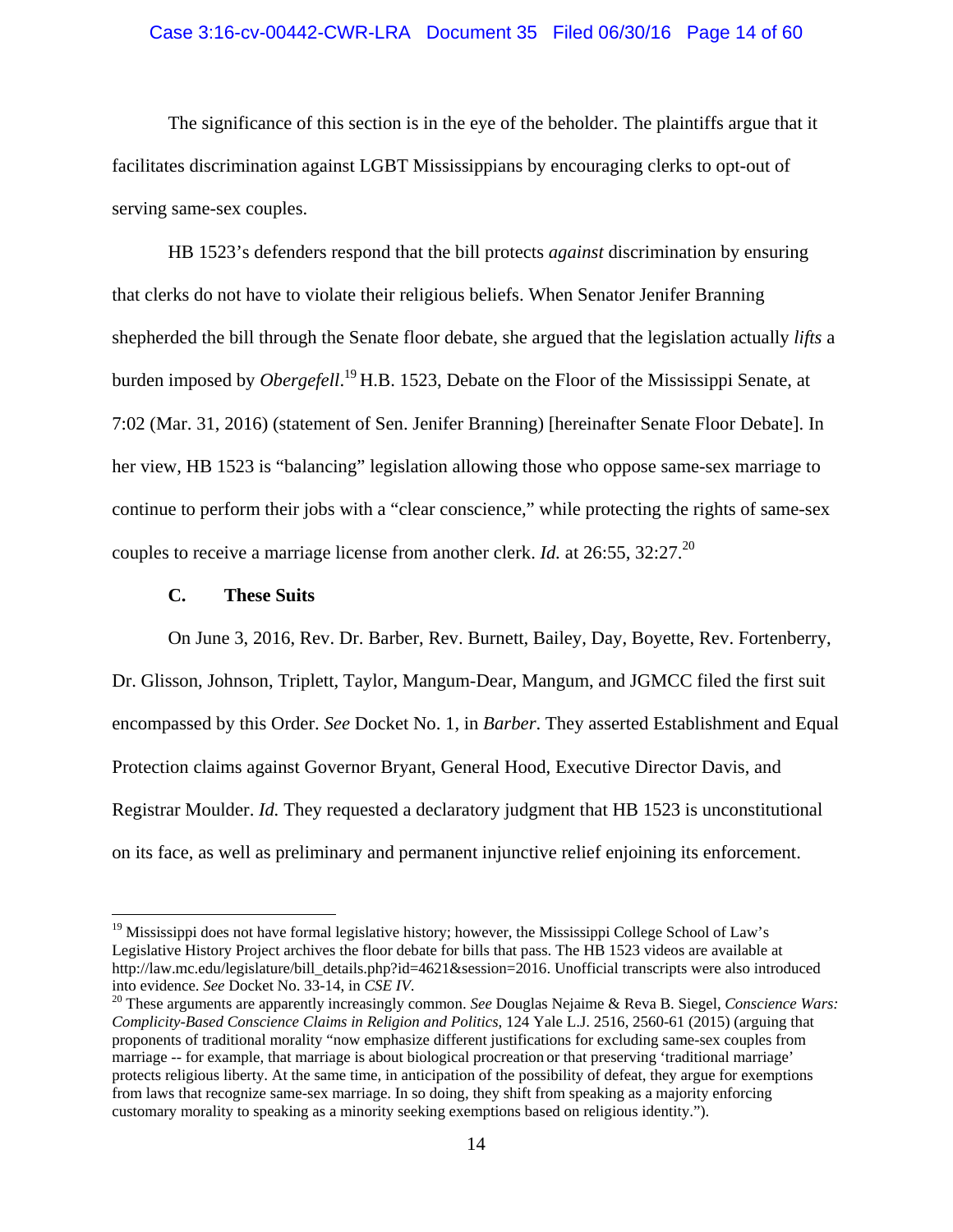The significance of this section is in the eye of the beholder. The plaintiffs argue that it facilitates discrimination against LGBT Mississippians by encouraging clerks to opt-out of serving same-sex couples.

HB 1523's defenders respond that the bill protects *against* discrimination by ensuring that clerks do not have to violate their religious beliefs. When Senator Jenifer Branning shepherded the bill through the Senate floor debate, she argued that the legislation actually *lifts* a burden imposed by *Obergefell*.[19] H.B. 1523, Debate on the Floor of the Mississippi Senate, at 7:02 (Mar. 31, 2016) (statement of Sen. Jenifer Branning) [hereinafter Senate Floor Debate]. In her view, HB 1523 is "balancing" legislation allowing those who oppose same-sex marriage to continue to perform their jobs with a "clear conscience," while protecting the rights of same-sex couples to receive a marriage license from another clerk. *Id.* at 26:55, 32:27.[20]

### C. These Suits

On June 3, 2016, Rev. Dr. Barber, Rev. Burnett, Bailey, Day, Boyette, Rev. Fortenberry, Dr. Glisson, Johnson, Triplett, Taylor, Mangum-Dear, Mangum, and JGMCC filed the first suit encompassed by this Order. *See* Docket No. 1, in *Barber*. They asserted Establishment and Equal Protection claims against Governor Bryant, General Hood, Executive Director Davis, and Registrar Moulder. *Id.* They requested a declaratory judgment that HB 1523 is unconstitutional on its face, as well as preliminary and permanent injunctive relief enjoining its enforcement.

---

[19] Mississippi does not have formal legislative history; however, the Mississippi College School of Law's Legislative History Project archives the floor debate for bills that pass. The HB 1523 videos are available at http://law.mc.edu/legislature/bill_details.php?id=4621&session=2016. Unofficial transcripts were also introduced into evidence. *See* Docket No. 33-14, in *CSE IV*.

[20] These arguments are apparently increasingly common. *See* Douglas Nejaime & Reva B. Siegel, *Conscience Wars: Complicity-Based Conscience Claims in Religion and Politics*, 124 Yale L.J. 2516, 2560-61 (2015) (arguing that proponents of traditional morality "now emphasize different justifications for excluding same-sex couples from marriage -- for example, that marriage is about biological procreation or that preserving 'traditional marriage' protects religious liberty. At the same time, in anticipation of the possibility of defeat, they argue for exemptions from laws that recognize same-sex marriage. In so doing, they shift from speaking as a majority enforcing customary morality to speaking as a minority seeking exemptions based on religious identity.").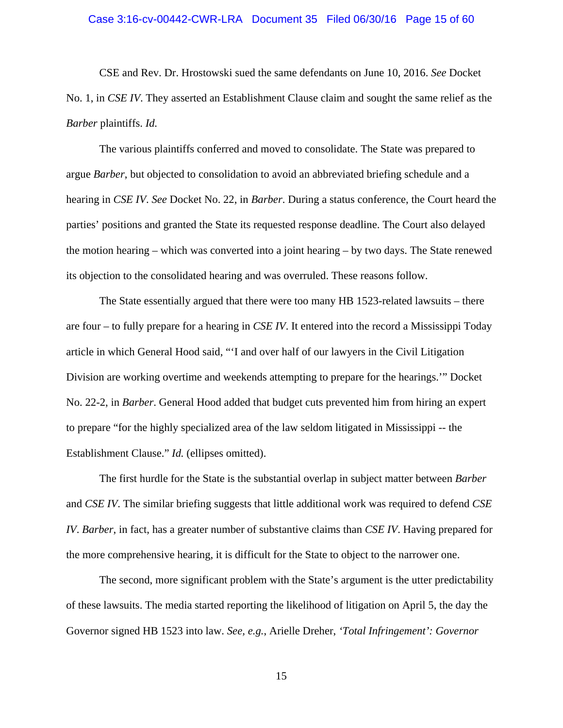CSE and Rev. Dr. Hrostowski sued the same defendants on June 10, 2016. *See* Docket No. 1, in *CSE IV*. They asserted an Establishment Clause claim and sought the same relief as the *Barber* plaintiffs. *Id.*

The various plaintiffs conferred and moved to consolidate. The State was prepared to argue *Barber*, but objected to consolidation to avoid an abbreviated briefing schedule and a hearing in *CSE IV*. *See* Docket No. 22, in *Barber*. During a status conference, the Court heard the parties' positions and granted the State its requested response deadline. The Court also delayed the motion hearing – which was converted into a joint hearing – by two days. The State renewed its objection to the consolidated hearing and was overruled. These reasons follow.

The State essentially argued that there were too many HB 1523-related lawsuits – there are four – to fully prepare for a hearing in *CSE IV*. It entered into the record a Mississippi Today article in which General Hood said, "'I and over half of our lawyers in the Civil Litigation Division are working overtime and weekends attempting to prepare for the hearings.'" Docket No. 22-2, in *Barber*. General Hood added that budget cuts prevented him from hiring an expert to prepare "for the highly specialized area of the law seldom litigated in Mississippi -- the Establishment Clause." *Id.* (ellipses omitted).

The first hurdle for the State is the substantial overlap in subject matter between *Barber* and *CSE IV*. The similar briefing suggests that little additional work was required to defend *CSE IV*. *Barber*, in fact, has a greater number of substantive claims than *CSE IV*. Having prepared for the more comprehensive hearing, it is difficult for the State to object to the narrower one.

The second, more significant problem with the State's argument is the utter predictability of these lawsuits. The media started reporting the likelihood of litigation on April 5, the day the Governor signed HB 1523 into law. *See, e.g.*, Arielle Dreher, *'Total Infringement': Governor*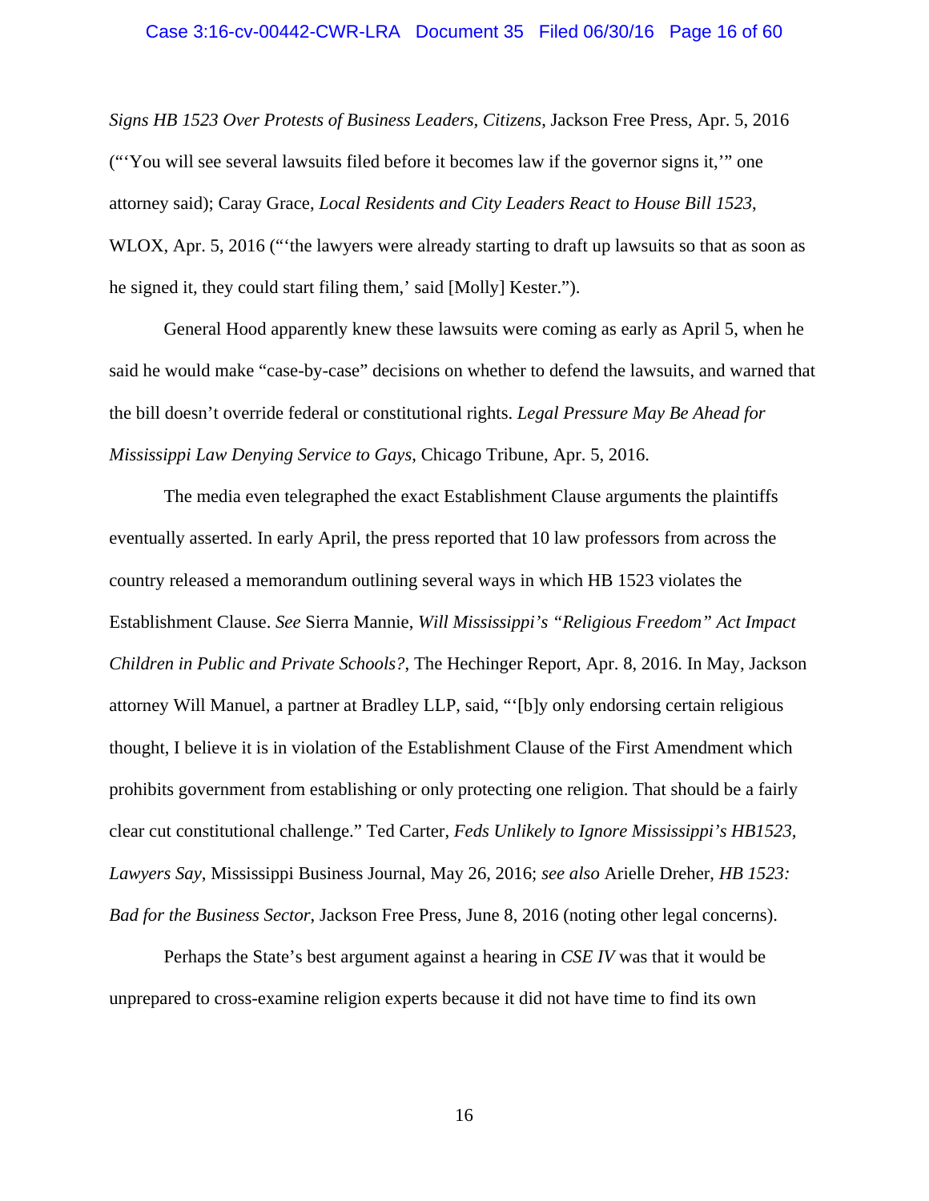*Signs HB 1523 Over Protests of Business Leaders, Citizens*, Jackson Free Press, Apr. 5, 2016 ("'You will see several lawsuits filed before it becomes law if the governor signs it,'" one attorney said); Caray Grace, *Local Residents and City Leaders React to House Bill 1523*, WLOX, Apr. 5, 2016 ("'the lawyers were already starting to draft up lawsuits so that as soon as he signed it, they could start filing them,' said [Molly] Kester.").

General Hood apparently knew these lawsuits were coming as early as April 5, when he said he would make "case-by-case" decisions on whether to defend the lawsuits, and warned that the bill doesn't override federal or constitutional rights. *Legal Pressure May Be Ahead for Mississippi Law Denying Service to Gays*, Chicago Tribune, Apr. 5, 2016.

The media even telegraphed the exact Establishment Clause arguments the plaintiffs eventually asserted. In early April, the press reported that 10 law professors from across the country released a memorandum outlining several ways in which HB 1523 violates the Establishment Clause. *See* Sierra Mannie, *Will Mississippi's "Religious Freedom" Act Impact Children in Public and Private Schools?*, The Hechinger Report, Apr. 8, 2016. In May, Jackson attorney Will Manuel, a partner at Bradley LLP, said, "'[b]y only endorsing certain religious thought, I believe it is in violation of the Establishment Clause of the First Amendment which prohibits government from establishing or only protecting one religion. That should be a fairly clear cut constitutional challenge." Ted Carter, *Feds Unlikely to Ignore Mississippi's HB1523, Lawyers Say*, Mississippi Business Journal, May 26, 2016; *see also* Arielle Dreher, *HB 1523: Bad for the Business Sector*, Jackson Free Press, June 8, 2016 (noting other legal concerns).

Perhaps the State's best argument against a hearing in *CSE IV* was that it would be unprepared to cross-examine religion experts because it did not have time to find its own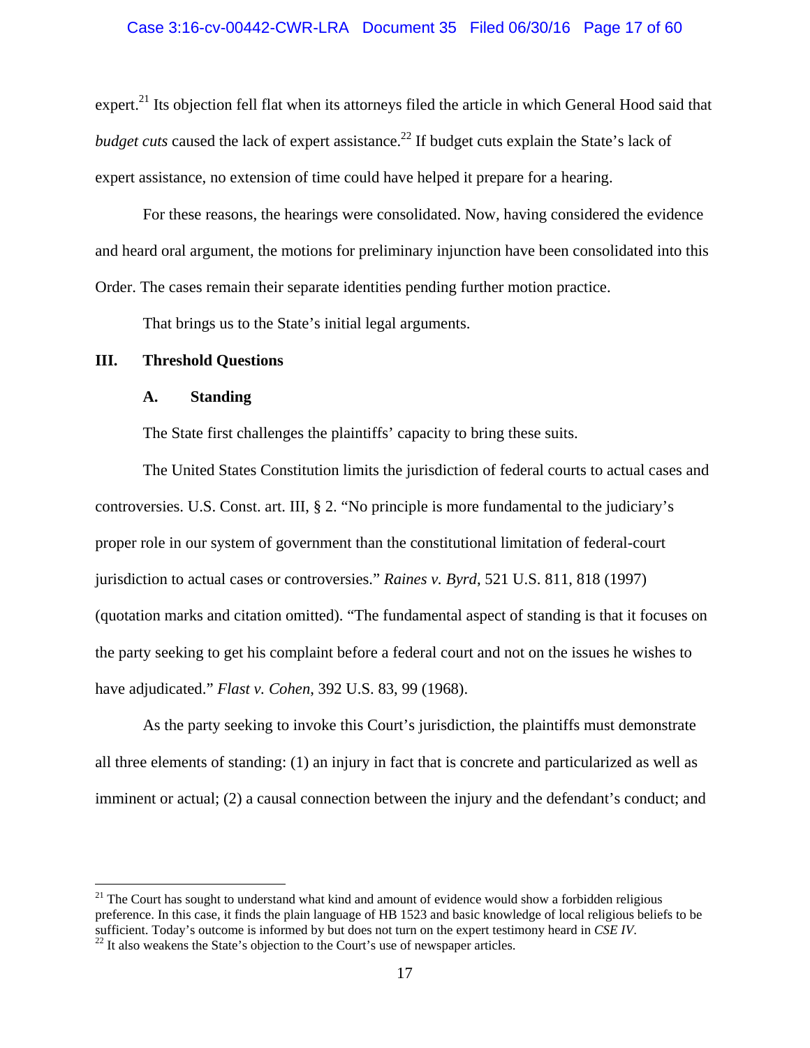expert.[21] Its objection fell flat when its attorneys filed the article in which General Hood said that *budget cuts* caused the lack of expert assistance.[22] If budget cuts explain the State's lack of expert assistance, no extension of time could have helped it prepare for a hearing.

For these reasons, the hearings were consolidated. Now, having considered the evidence and heard oral argument, the motions for preliminary injunction have been consolidated into this Order. The cases remain their separate identities pending further motion practice.

That brings us to the State's initial legal arguments.

## III. Threshold Questions

### A. Standing

The State first challenges the plaintiffs' capacity to bring these suits.

The United States Constitution limits the jurisdiction of federal courts to actual cases and controversies. U.S. Const. art. III, § 2. "No principle is more fundamental to the judiciary's proper role in our system of government than the constitutional limitation of federal-court jurisdiction to actual cases or controversies." *Raines v. Byrd*, 521 U.S. 811, 818 (1997) (quotation marks and citation omitted). "The fundamental aspect of standing is that it focuses on the party seeking to get his complaint before a federal court and not on the issues he wishes to have adjudicated." *Flast v. Cohen*, 392 U.S. 83, 99 (1968).

As the party seeking to invoke this Court's jurisdiction, the plaintiffs must demonstrate all three elements of standing: (1) an injury in fact that is concrete and particularized as well as imminent or actual; (2) a causal connection between the injury and the defendant's conduct; and

---

[21] The Court has sought to understand what kind and amount of evidence would show a forbidden religious preference. In this case, it finds the plain language of HB 1523 and basic knowledge of local religious beliefs to be sufficient. Today's outcome is informed by but does not turn on the expert testimony heard in *CSE IV*.

[22] It also weakens the State's objection to the Court's use of newspaper articles.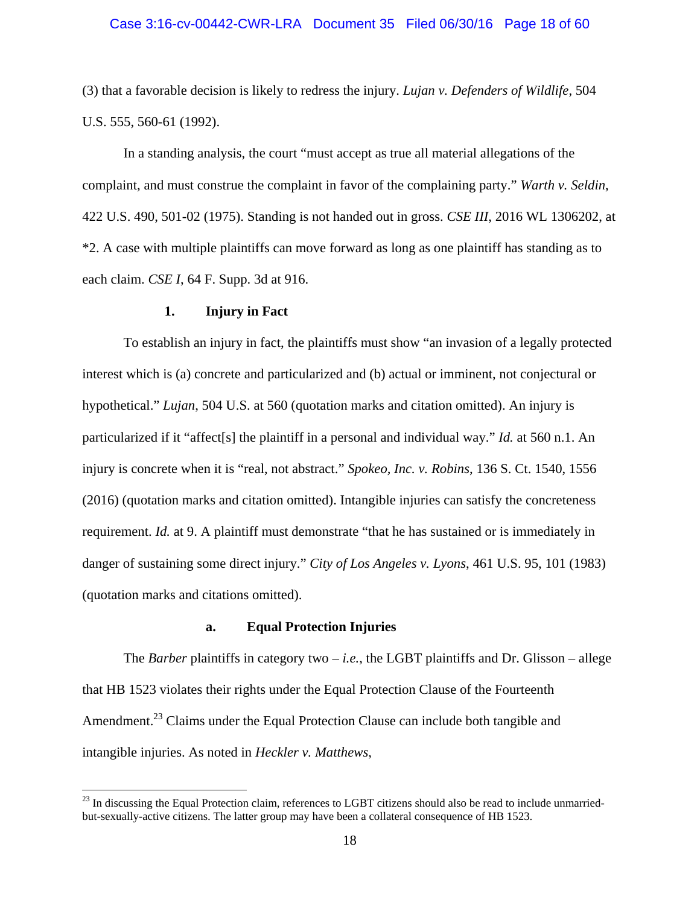(3) that a favorable decision is likely to redress the injury. *Lujan v. Defenders of Wildlife*, 504 U.S. 555, 560-61 (1992).

In a standing analysis, the court "must accept as true all material allegations of the complaint, and must construe the complaint in favor of the complaining party." *Warth v. Seldin*, 422 U.S. 490, 501-02 (1975). Standing is not handed out in gross. *CSE III*, 2016 WL 1306202, at *2. A case with multiple plaintiffs can move forward as long as one plaintiff has standing as to each claim. *CSE I*, 64 F. Supp. 3d at 916.

#### 1. Injury in Fact

To establish an injury in fact, the plaintiffs must show "an invasion of a legally protected interest which is (a) concrete and particularized and (b) actual or imminent, not conjectural or hypothetical." *Lujan*, 504 U.S. at 560 (quotation marks and citation omitted). An injury is particularized if it "affect[s] the plaintiff in a personal and individual way." *Id.* at 560 n.1. An injury is concrete when it is "real, not abstract." *Spokeo, Inc. v. Robins*, 136 S. Ct. 1540, 1556 (2016) (quotation marks and citation omitted). Intangible injuries can satisfy the concreteness requirement. *Id.* at 9. A plaintiff must demonstrate "that he has sustained or is immediately in danger of sustaining some direct injury." *City of Los Angeles v. Lyons*, 461 U.S. 95, 101 (1983) (quotation marks and citations omitted).

##### a. Equal Protection Injuries

The *Barber* plaintiffs in category two – *i.e.*, the LGBT plaintiffs and Dr. Glisson – allege that HB 1523 violates their rights under the Equal Protection Clause of the Fourteenth Amendment.[23] Claims under the Equal Protection Clause can include both tangible and intangible injuries. As noted in *Heckler v. Matthews*,

[23] In discussing the Equal Protection claim, references to LGBT citizens should also be read to include unmarried-but-sexually-active citizens. The latter group may have been a collateral consequence of HB 1523.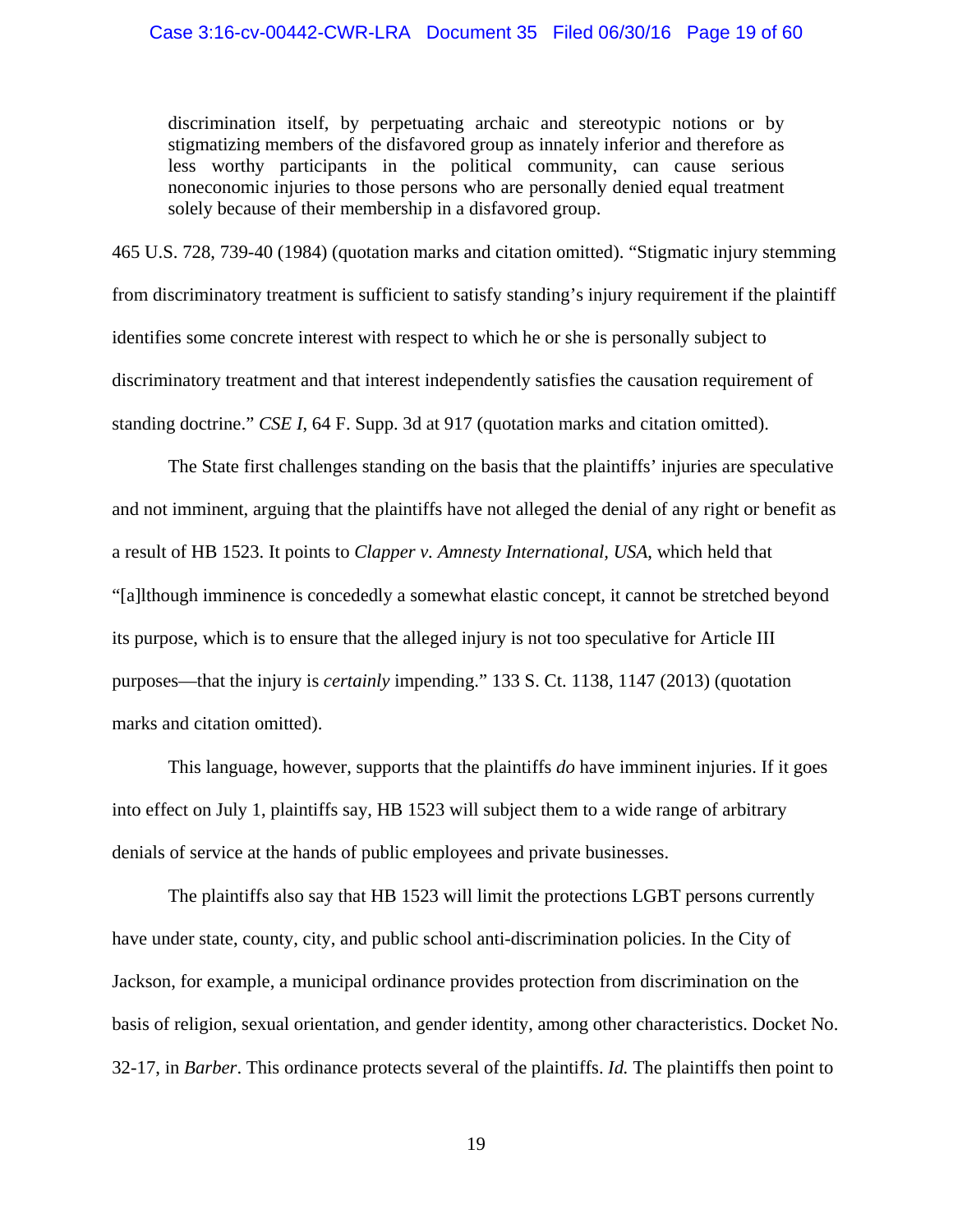> discrimination itself, by perpetuating archaic and stereotypic notions or by stigmatizing members of the disfavored group as innately inferior and therefore as less worthy participants in the political community, can cause serious noneconomic injuries to those persons who are personally denied equal treatment solely because of their membership in a disfavored group.

465 U.S. 728, 739-40 (1984) (quotation marks and citation omitted). "Stigmatic injury stemming from discriminatory treatment is sufficient to satisfy standing's injury requirement if the plaintiff identifies some concrete interest with respect to which he or she is personally subject to discriminatory treatment and that interest independently satisfies the causation requirement of standing doctrine." *CSE I*, 64 F. Supp. 3d at 917 (quotation marks and citation omitted).

The State first challenges standing on the basis that the plaintiffs' injuries are speculative and not imminent, arguing that the plaintiffs have not alleged the denial of any right or benefit as a result of HB 1523. It points to *Clapper v. Amnesty International, USA*, which held that "[a]lthough imminence is concededly a somewhat elastic concept, it cannot be stretched beyond its purpose, which is to ensure that the alleged injury is not too speculative for Article III purposes—that the injury is *certainly* impending." 133 S. Ct. 1138, 1147 (2013) (quotation marks and citation omitted).

This language, however, supports that the plaintiffs *do* have imminent injuries. If it goes into effect on July 1, plaintiffs say, HB 1523 will subject them to a wide range of arbitrary denials of service at the hands of public employees and private businesses.

The plaintiffs also say that HB 1523 will limit the protections LGBT persons currently have under state, county, city, and public school anti-discrimination policies. In the City of Jackson, for example, a municipal ordinance provides protection from discrimination on the basis of religion, sexual orientation, and gender identity, among other characteristics. Docket No. 32-17, in *Barber*. This ordinance protects several of the plaintiffs. *Id.* The plaintiffs then point to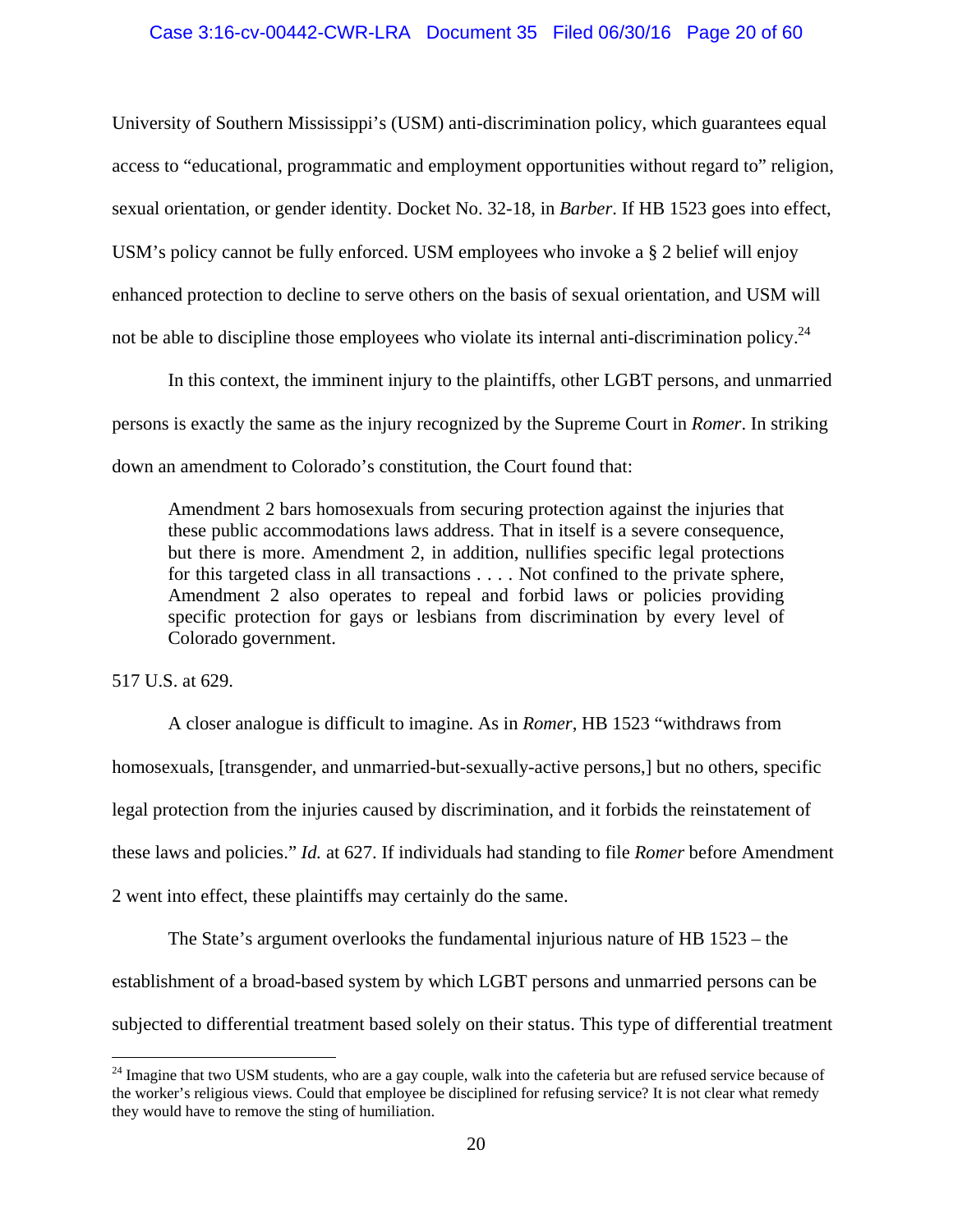University of Southern Mississippi's (USM) anti-discrimination policy, which guarantees equal access to "educational, programmatic and employment opportunities without regard to" religion, sexual orientation, or gender identity. Docket No. 32-18, in *Barber*. If HB 1523 goes into effect, USM's policy cannot be fully enforced. USM employees who invoke a § 2 belief will enjoy enhanced protection to decline to serve others on the basis of sexual orientation, and USM will not be able to discipline those employees who violate its internal anti-discrimination policy.[24]

In this context, the imminent injury to the plaintiffs, other LGBT persons, and unmarried persons is exactly the same as the injury recognized by the Supreme Court in *Romer*. In striking down an amendment to Colorado's constitution, the Court found that:

> Amendment 2 bars homosexuals from securing protection against the injuries that these public accommodations laws address. That in itself is a severe consequence, but there is more. Amendment 2, in addition, nullifies specific legal protections for this targeted class in all transactions . . . . Not confined to the private sphere, Amendment 2 also operates to repeal and forbid laws or policies providing specific protection for gays or lesbians from discrimination by every level of Colorado government.

517 U.S. at 629.

A closer analogue is difficult to imagine. As in *Romer*, HB 1523 "withdraws from homosexuals, [transgender, and unmarried-but-sexually-active persons,] but no others, specific legal protection from the injuries caused by discrimination, and it forbids the reinstatement of these laws and policies." *Id.* at 627. If individuals had standing to file *Romer* before Amendment 2 went into effect, these plaintiffs may certainly do the same.

The State's argument overlooks the fundamental injurious nature of HB 1523 – the establishment of a broad-based system by which LGBT persons and unmarried persons can be subjected to differential treatment based solely on their status. This type of differential treatment

[24] Imagine that two USM students, who are a gay couple, walk into the cafeteria but are refused service because of the worker's religious views. Could that employee be disciplined for refusing service? It is not clear what remedy they would have to remove the sting of humiliation.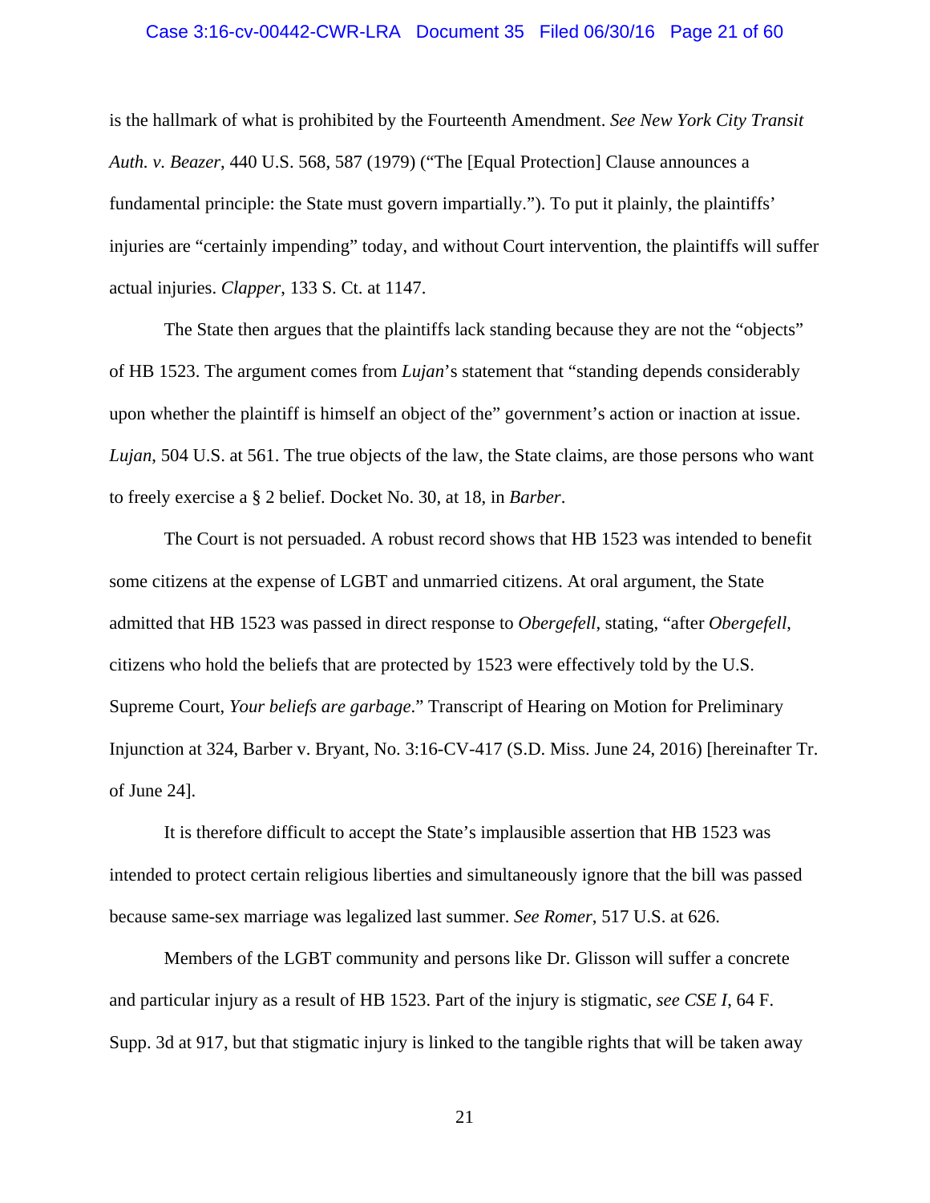is the hallmark of what is prohibited by the Fourteenth Amendment. *See New York City Transit Auth. v. Beazer*, 440 U.S. 568, 587 (1979) ("The [Equal Protection] Clause announces a fundamental principle: the State must govern impartially."). To put it plainly, the plaintiffs' injuries are "certainly impending" today, and without Court intervention, the plaintiffs will suffer actual injuries. *Clapper*, 133 S. Ct. at 1147.

The State then argues that the plaintiffs lack standing because they are not the "objects" of HB 1523. The argument comes from *Lujan*'s statement that "standing depends considerably upon whether the plaintiff is himself an object of the" government's action or inaction at issue. *Lujan*, 504 U.S. at 561. The true objects of the law, the State claims, are those persons who want to freely exercise a § 2 belief. Docket No. 30, at 18, in *Barber*.

The Court is not persuaded. A robust record shows that HB 1523 was intended to benefit some citizens at the expense of LGBT and unmarried citizens. At oral argument, the State admitted that HB 1523 was passed in direct response to *Obergefell*, stating, "after *Obergefell*, citizens who hold the beliefs that are protected by 1523 were effectively told by the U.S. Supreme Court, *Your beliefs are garbage*." Transcript of Hearing on Motion for Preliminary Injunction at 324, Barber v. Bryant, No. 3:16-CV-417 (S.D. Miss. June 24, 2016) [hereinafter Tr. of June 24].

It is therefore difficult to accept the State's implausible assertion that HB 1523 was intended to protect certain religious liberties and simultaneously ignore that the bill was passed because same-sex marriage was legalized last summer. *See Romer*, 517 U.S. at 626.

Members of the LGBT community and persons like Dr. Glisson will suffer a concrete and particular injury as a result of HB 1523. Part of the injury is stigmatic, *see CSE I*, 64 F. Supp. 3d at 917, but that stigmatic injury is linked to the tangible rights that will be taken away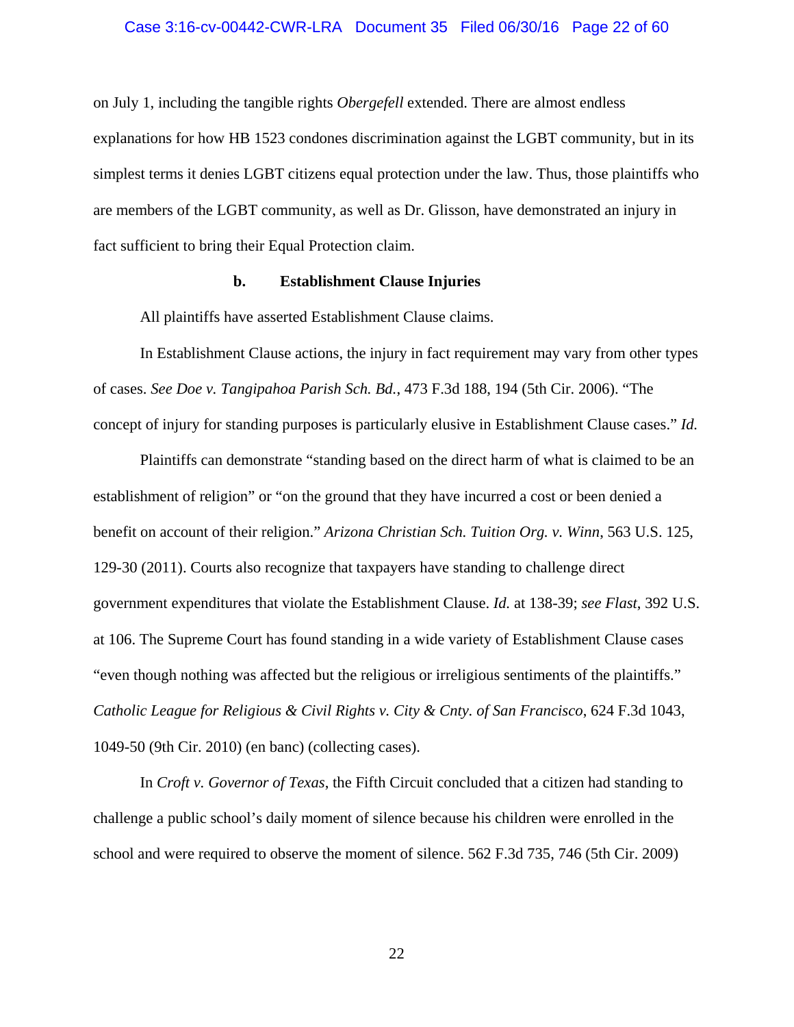on July 1, including the tangible rights *Obergefell* extended. There are almost endless explanations for how HB 1523 condones discrimination against the LGBT community, but in its simplest terms it denies LGBT citizens equal protection under the law. Thus, those plaintiffs who are members of the LGBT community, as well as Dr. Glisson, have demonstrated an injury in fact sufficient to bring their Equal Protection claim.

**b. Establishment Clause Injuries**

All plaintiffs have asserted Establishment Clause claims.

In Establishment Clause actions, the injury in fact requirement may vary from other types of cases. *See Doe v. Tangipahoa Parish Sch. Bd.*, 473 F.3d 188, 194 (5th Cir. 2006). "The concept of injury for standing purposes is particularly elusive in Establishment Clause cases." *Id.*

Plaintiffs can demonstrate "standing based on the direct harm of what is claimed to be an establishment of religion" or "on the ground that they have incurred a cost or been denied a benefit on account of their religion." *Arizona Christian Sch. Tuition Org. v. Winn*, 563 U.S. 125, 129-30 (2011). Courts also recognize that taxpayers have standing to challenge direct government expenditures that violate the Establishment Clause. *Id.* at 138-39; *see Flast*, 392 U.S. at 106. The Supreme Court has found standing in a wide variety of Establishment Clause cases "even though nothing was affected but the religious or irreligious sentiments of the plaintiffs." *Catholic League for Religious & Civil Rights v. City & Cnty. of San Francisco*, 624 F.3d 1043, 1049-50 (9th Cir. 2010) (en banc) (collecting cases).

In *Croft v. Governor of Texas*, the Fifth Circuit concluded that a citizen had standing to challenge a public school's daily moment of silence because his children were enrolled in the school and were required to observe the moment of silence. 562 F.3d 735, 746 (5th Cir. 2009)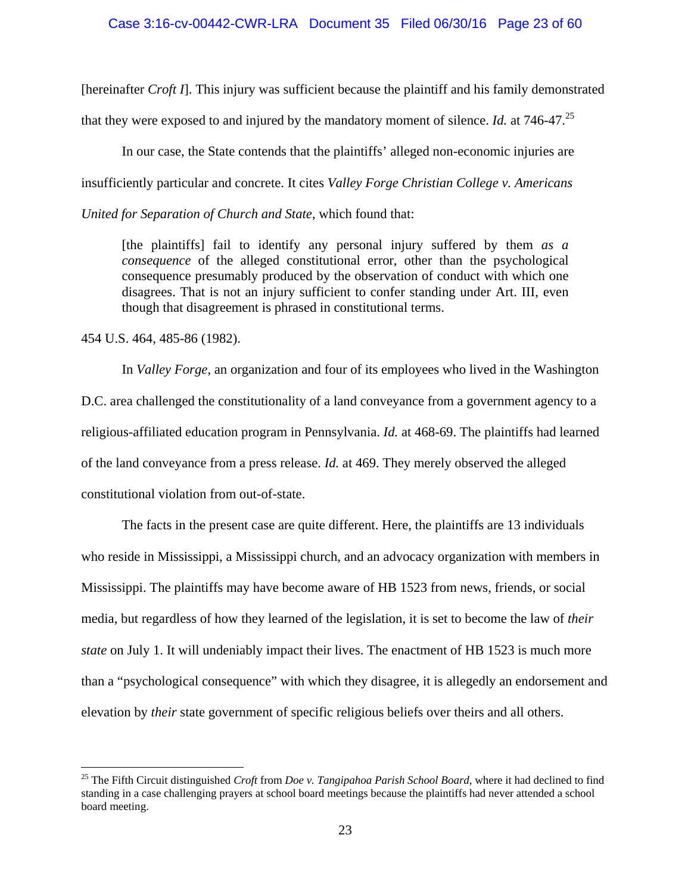[hereinafter *Croft I*]. This injury was sufficient because the plaintiff and his family demonstrated that they were exposed to and injured by the mandatory moment of silence. *Id.* at 746-47.[25]

In our case, the State contends that the plaintiffs' alleged non-economic injuries are insufficiently particular and concrete. It cites *Valley Forge Christian College v. Americans United for Separation of Church and State*, which found that:

> [the plaintiffs] fail to identify any personal injury suffered by them *as a consequence* of the alleged constitutional error, other than the psychological consequence presumably produced by the observation of conduct with which one disagrees. That is not an injury sufficient to confer standing under Art. III, even though that disagreement is phrased in constitutional terms.

454 U.S. 464, 485-86 (1982).

In *Valley Forge*, an organization and four of its employees who lived in the Washington D.C. area challenged the constitutionality of a land conveyance from a government agency to a religious-affiliated education program in Pennsylvania. *Id.* at 468-69. The plaintiffs had learned of the land conveyance from a press release. *Id.* at 469. They merely observed the alleged constitutional violation from out-of-state.

The facts in the present case are quite different. Here, the plaintiffs are 13 individuals who reside in Mississippi, a Mississippi church, and an advocacy organization with members in Mississippi. The plaintiffs may have become aware of HB 1523 from news, friends, or social media, but regardless of how they learned of the legislation, it is set to become the law of *their state* on July 1. It will undeniably impact their lives. The enactment of HB 1523 is much more than a "psychological consequence" with which they disagree, it is allegedly an endorsement and elevation by *their* state government of specific religious beliefs over theirs and all others.

---

[25] The Fifth Circuit distinguished *Croft* from *Doe v. Tangipahoa Parish School Board*, where it had declined to find standing in a case challenging prayers at school board meetings because the plaintiffs had never attended a school board meeting.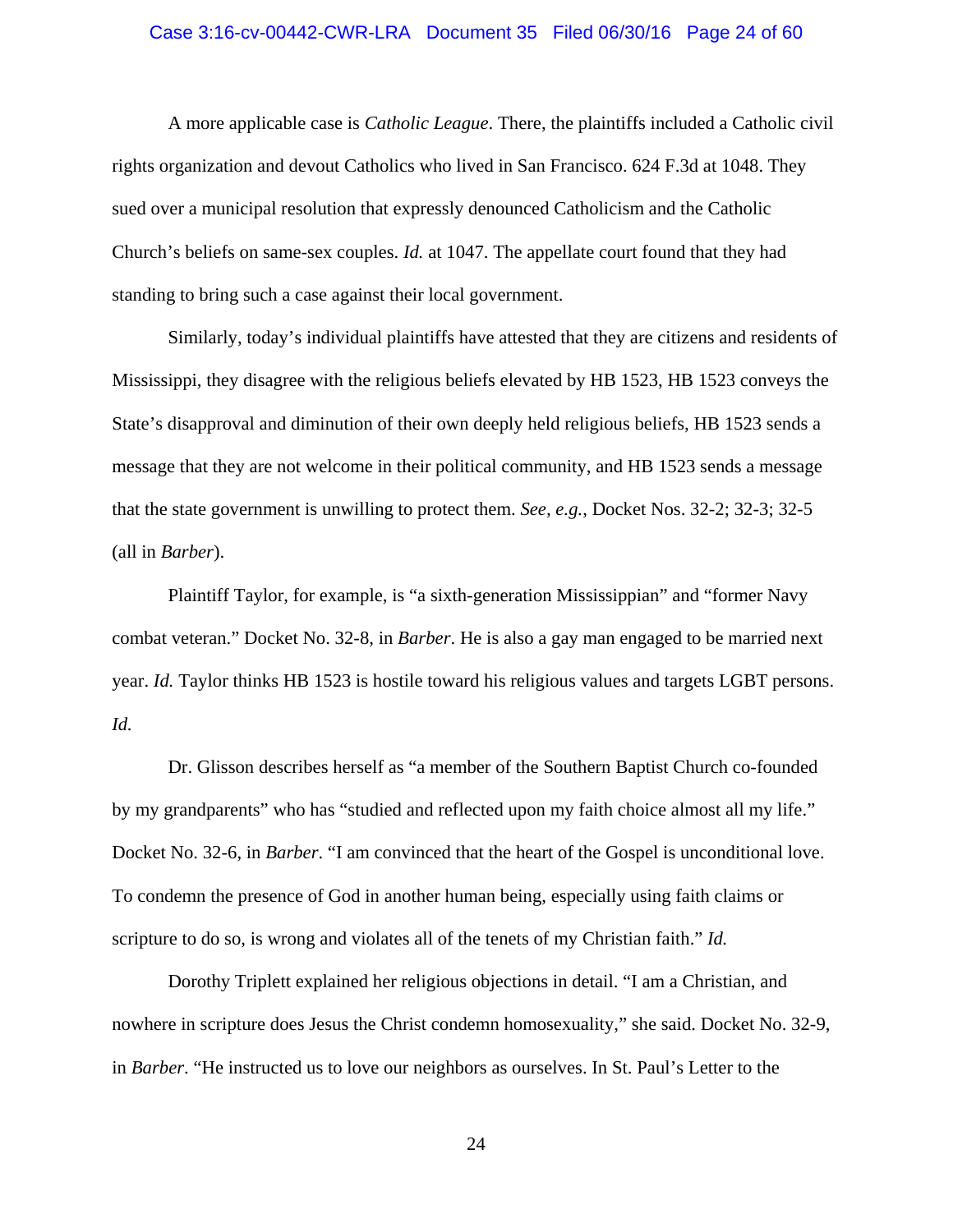A more applicable case is *Catholic League*. There, the plaintiffs included a Catholic civil rights organization and devout Catholics who lived in San Francisco. 624 F.3d at 1048. They sued over a municipal resolution that expressly denounced Catholicism and the Catholic Church's beliefs on same-sex couples. *Id.* at 1047. The appellate court found that they had standing to bring such a case against their local government.

Similarly, today's individual plaintiffs have attested that they are citizens and residents of Mississippi, they disagree with the religious beliefs elevated by HB 1523, HB 1523 conveys the State's disapproval and diminution of their own deeply held religious beliefs, HB 1523 sends a message that they are not welcome in their political community, and HB 1523 sends a message that the state government is unwilling to protect them. *See, e.g.*, Docket Nos. 32-2; 32-3; 32-5 (all in *Barber*).

Plaintiff Taylor, for example, is "a sixth-generation Mississippian" and "former Navy combat veteran." Docket No. 32-8, in *Barber*. He is also a gay man engaged to be married next year. *Id.* Taylor thinks HB 1523 is hostile toward his religious values and targets LGBT persons. *Id.*

Dr. Glisson describes herself as "a member of the Southern Baptist Church co-founded by my grandparents" who has "studied and reflected upon my faith choice almost all my life." Docket No. 32-6, in *Barber*. "I am convinced that the heart of the Gospel is unconditional love. To condemn the presence of God in another human being, especially using faith claims or scripture to do so, is wrong and violates all of the tenets of my Christian faith." *Id.*

Dorothy Triplett explained her religious objections in detail. "I am a Christian, and nowhere in scripture does Jesus the Christ condemn homosexuality," she said. Docket No. 32-9, in *Barber*. "He instructed us to love our neighbors as ourselves. In St. Paul's Letter to the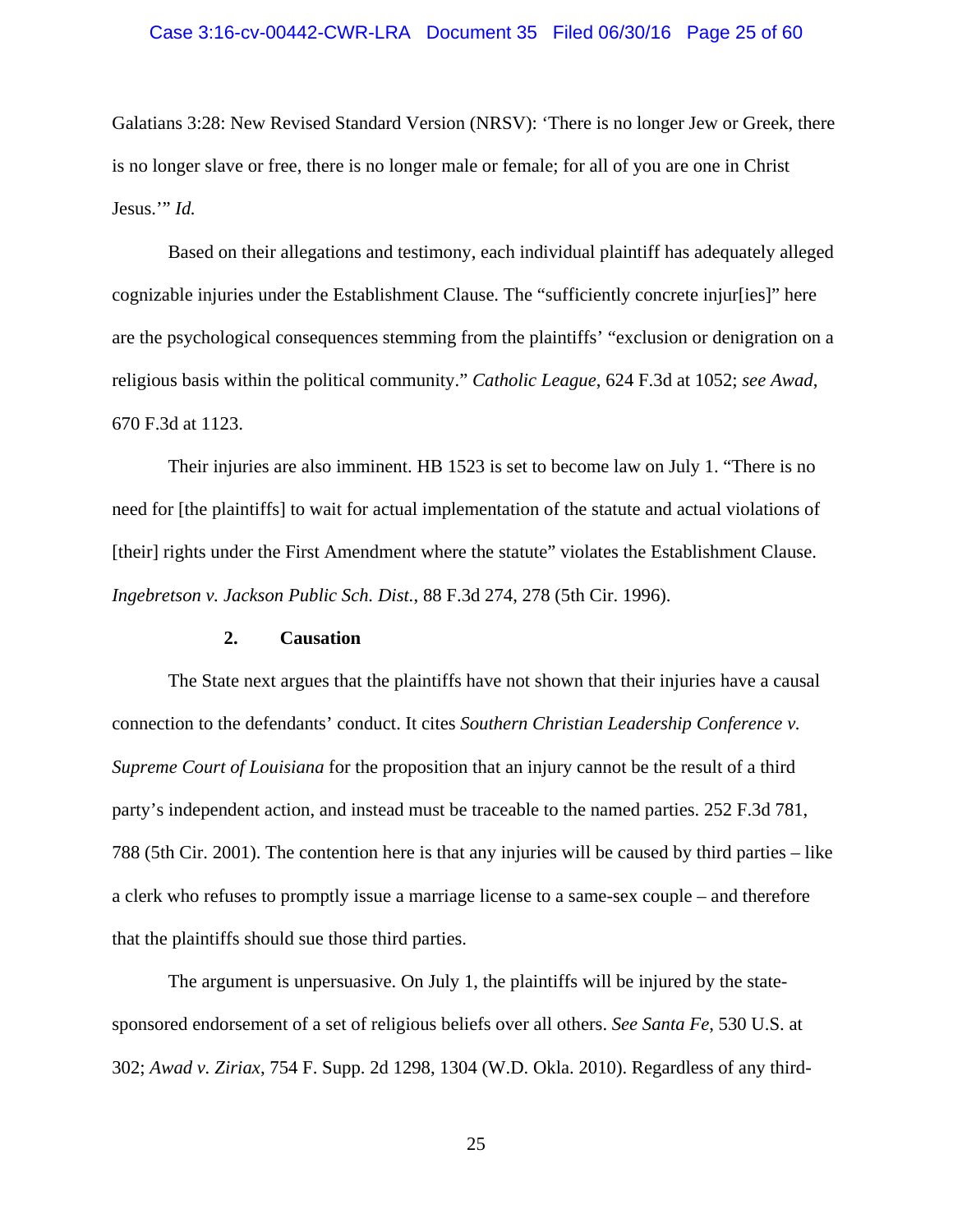Galatians 3:28: New Revised Standard Version (NRSV): 'There is no longer Jew or Greek, there is no longer slave or free, there is no longer male or female; for all of you are one in Christ Jesus.'" *Id.*

Based on their allegations and testimony, each individual plaintiff has adequately alleged cognizable injuries under the Establishment Clause. The "sufficiently concrete injur[ies]" here are the psychological consequences stemming from the plaintiffs' "exclusion or denigration on a religious basis within the political community." *Catholic League*, 624 F.3d at 1052; *see Awad*, 670 F.3d at 1123.

Their injuries are also imminent. HB 1523 is set to become law on July 1. "There is no need for [the plaintiffs] to wait for actual implementation of the statute and actual violations of [their] rights under the First Amendment where the statute" violates the Establishment Clause. *Ingebretson v. Jackson Public Sch. Dist.*, 88 F.3d 274, 278 (5th Cir. 1996).

**2. Causation**

The State next argues that the plaintiffs have not shown that their injuries have a causal connection to the defendants' conduct. It cites *Southern Christian Leadership Conference v. Supreme Court of Louisiana* for the proposition that an injury cannot be the result of a third party's independent action, and instead must be traceable to the named parties. 252 F.3d 781, 788 (5th Cir. 2001). The contention here is that any injuries will be caused by third parties – like a clerk who refuses to promptly issue a marriage license to a same-sex couple – and therefore that the plaintiffs should sue those third parties.

The argument is unpersuasive. On July 1, the plaintiffs will be injured by the state-sponsored endorsement of a set of religious beliefs over all others. *See Santa Fe*, 530 U.S. at 302; *Awad v. Ziriax*, 754 F. Supp. 2d 1298, 1304 (W.D. Okla. 2010). Regardless of any third-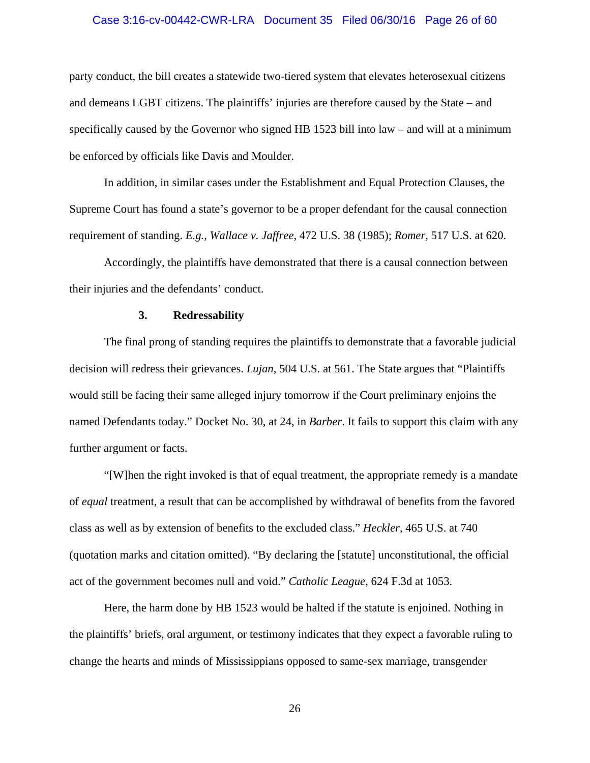party conduct, the bill creates a statewide two-tiered system that elevates heterosexual citizens and demeans LGBT citizens. The plaintiffs' injuries are therefore caused by the State – and specifically caused by the Governor who signed HB 1523 bill into law – and will at a minimum be enforced by officials like Davis and Moulder.

In addition, in similar cases under the Establishment and Equal Protection Clauses, the Supreme Court has found a state's governor to be a proper defendant for the causal connection requirement of standing. *E.g.*, *Wallace v. Jaffree*, 472 U.S. 38 (1985); *Romer*, 517 U.S. at 620.

Accordingly, the plaintiffs have demonstrated that there is a causal connection between their injuries and the defendants' conduct.

### 3. Redressability

The final prong of standing requires the plaintiffs to demonstrate that a favorable judicial decision will redress their grievances. *Lujan*, 504 U.S. at 561. The State argues that "Plaintiffs would still be facing their same alleged injury tomorrow if the Court preliminary enjoins the named Defendants today." Docket No. 30, at 24, in *Barber*. It fails to support this claim with any further argument or facts.

"[W]hen the right invoked is that of equal treatment, the appropriate remedy is a mandate of *equal* treatment, a result that can be accomplished by withdrawal of benefits from the favored class as well as by extension of benefits to the excluded class." *Heckler*, 465 U.S. at 740 (quotation marks and citation omitted). "By declaring the [statute] unconstitutional, the official act of the government becomes null and void." *Catholic League*, 624 F.3d at 1053.

Here, the harm done by HB 1523 would be halted if the statute is enjoined. Nothing in the plaintiffs' briefs, oral argument, or testimony indicates that they expect a favorable ruling to change the hearts and minds of Mississippians opposed to same-sex marriage, transgender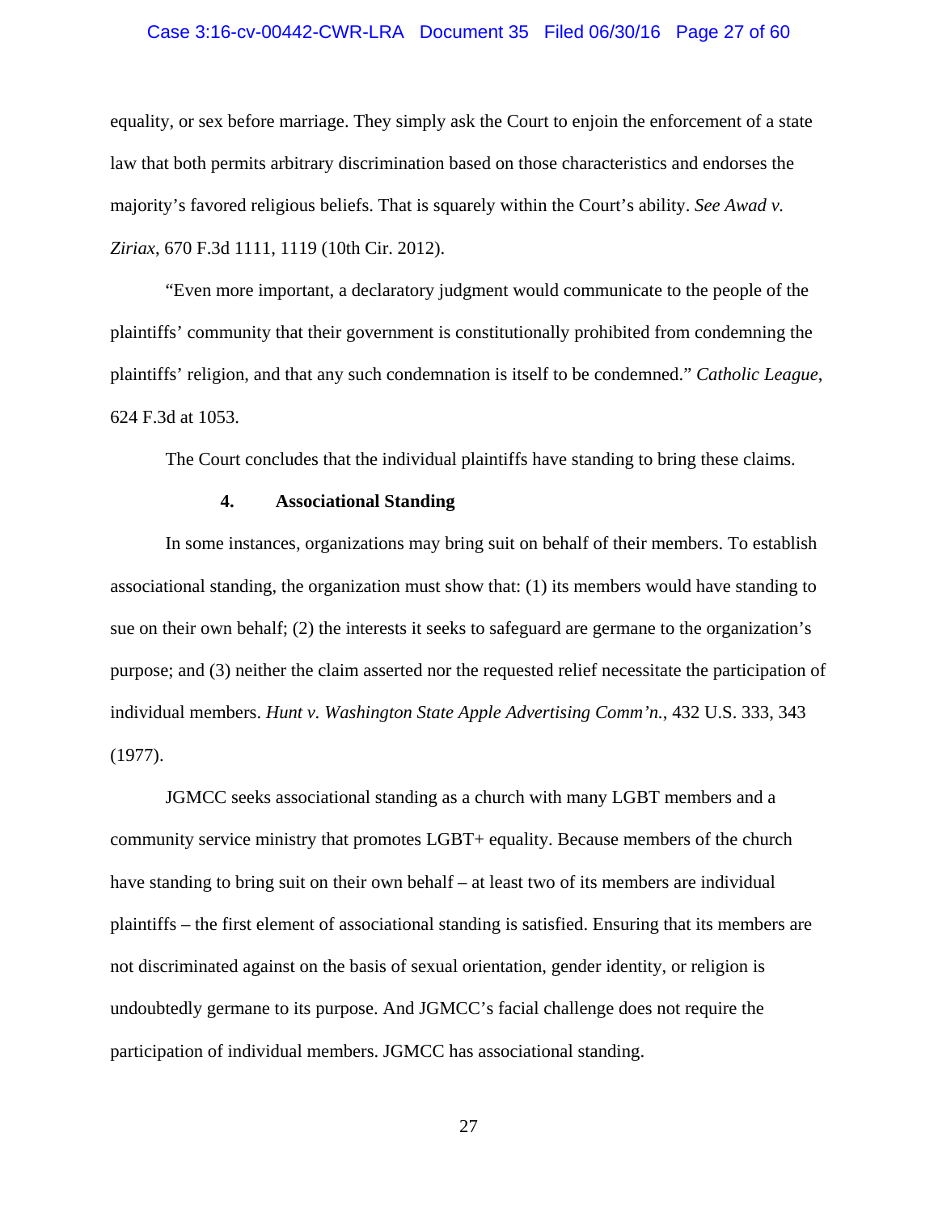equality, or sex before marriage. They simply ask the Court to enjoin the enforcement of a state law that both permits arbitrary discrimination based on those characteristics and endorses the majority's favored religious beliefs. That is squarely within the Court's ability. *See Awad v. Ziriax*, 670 F.3d 1111, 1119 (10th Cir. 2012).

"Even more important, a declaratory judgment would communicate to the people of the plaintiffs' community that their government is constitutionally prohibited from condemning the plaintiffs' religion, and that any such condemnation is itself to be condemned." *Catholic League*, 624 F.3d at 1053.

The Court concludes that the individual plaintiffs have standing to bring these claims.

#### 4. Associational Standing

In some instances, organizations may bring suit on behalf of their members. To establish associational standing, the organization must show that: (1) its members would have standing to sue on their own behalf; (2) the interests it seeks to safeguard are germane to the organization's purpose; and (3) neither the claim asserted nor the requested relief necessitate the participation of individual members. *Hunt v. Washington State Apple Advertising Comm'n.*, 432 U.S. 333, 343 (1977).

JGMCC seeks associational standing as a church with many LGBT members and a community service ministry that promotes LGBT+ equality. Because members of the church have standing to bring suit on their own behalf – at least two of its members are individual plaintiffs – the first element of associational standing is satisfied. Ensuring that its members are not discriminated against on the basis of sexual orientation, gender identity, or religion is undoubtedly germane to its purpose. And JGMCC's facial challenge does not require the participation of individual members. JGMCC has associational standing.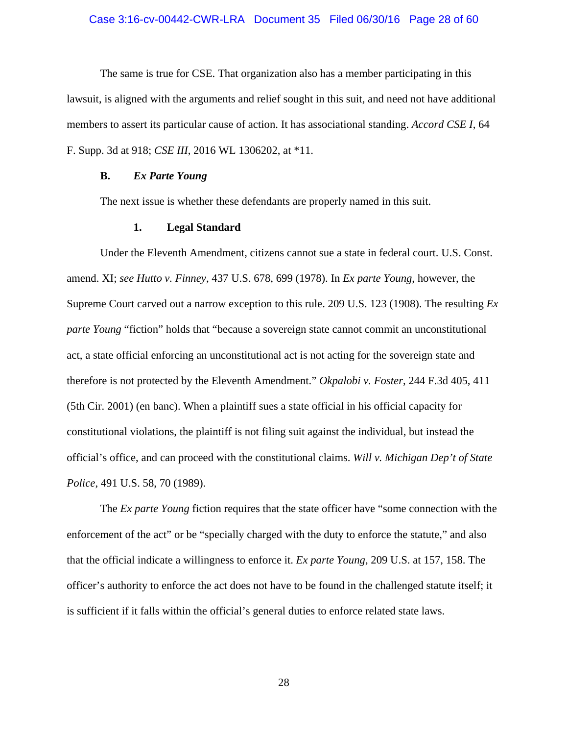The same is true for CSE. That organization also has a member participating in this lawsuit, is aligned with the arguments and relief sought in this suit, and need not have additional members to assert its particular cause of action. It has associational standing. *Accord CSE I*, 64 F. Supp. 3d at 918; *CSE III*, 2016 WL 1306202, at *11.

### B. *Ex Parte Young*

The next issue is whether these defendants are properly named in this suit.

#### 1. Legal Standard

Under the Eleventh Amendment, citizens cannot sue a state in federal court. U.S. Const. amend. XI; *see Hutto v. Finney*, 437 U.S. 678, 699 (1978). In *Ex parte Young*, however, the Supreme Court carved out a narrow exception to this rule. 209 U.S. 123 (1908). The resulting *Ex parte Young* "fiction" holds that "because a sovereign state cannot commit an unconstitutional act, a state official enforcing an unconstitutional act is not acting for the sovereign state and therefore is not protected by the Eleventh Amendment." *Okpalobi v. Foster*, 244 F.3d 405, 411 (5th Cir. 2001) (en banc). When a plaintiff sues a state official in his official capacity for constitutional violations, the plaintiff is not filing suit against the individual, but instead the official's office, and can proceed with the constitutional claims. *Will v. Michigan Dep't of State Police*, 491 U.S. 58, 70 (1989).

The *Ex parte Young* fiction requires that the state officer have "some connection with the enforcement of the act" or be "specially charged with the duty to enforce the statute," and also that the official indicate a willingness to enforce it. *Ex parte Young*, 209 U.S. at 157, 158. The officer's authority to enforce the act does not have to be found in the challenged statute itself; it is sufficient if it falls within the official's general duties to enforce related state laws.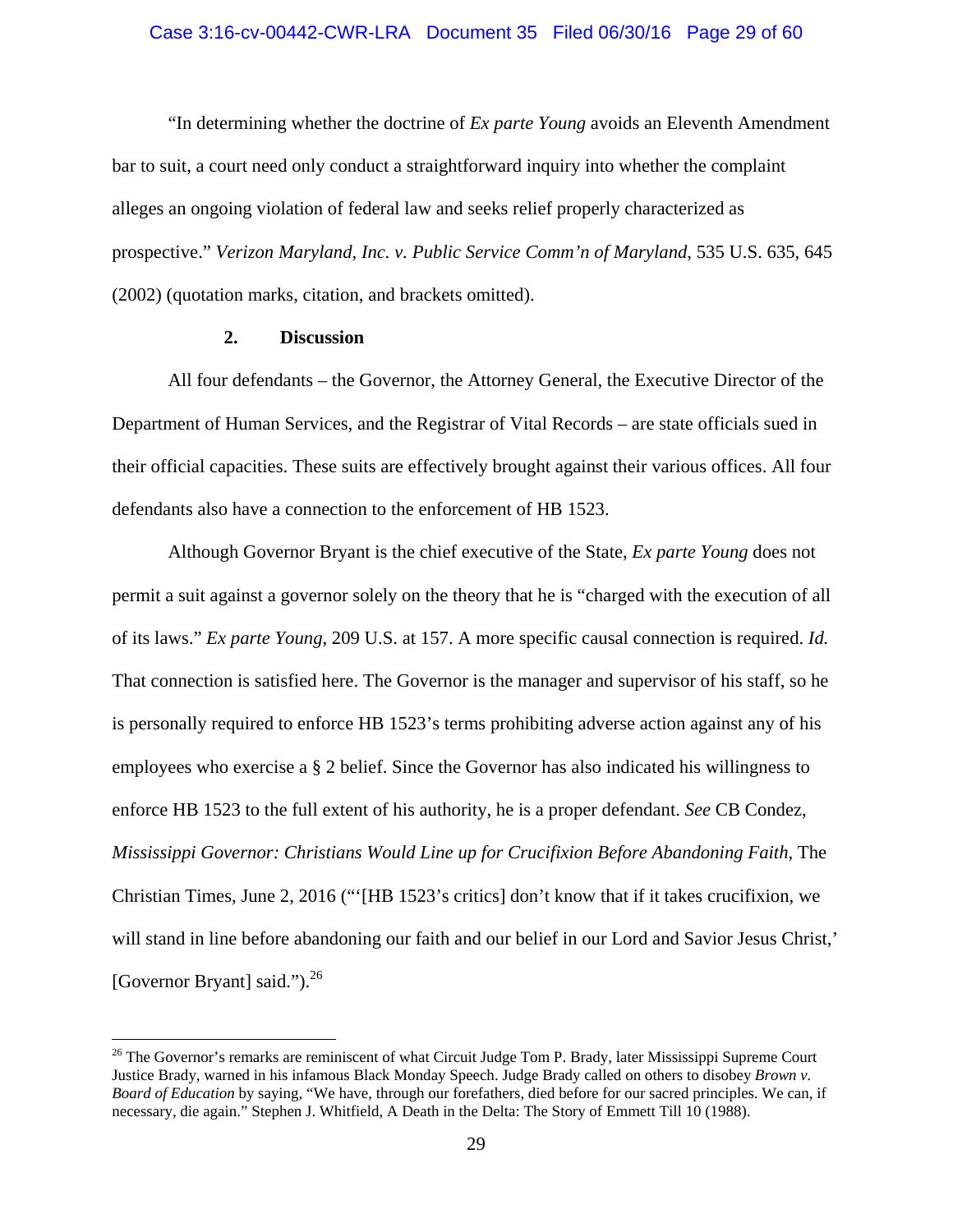"In determining whether the doctrine of *Ex parte Young* avoids an Eleventh Amendment bar to suit, a court need only conduct a straightforward inquiry into whether the complaint alleges an ongoing violation of federal law and seeks relief properly characterized as prospective." *Verizon Maryland, Inc. v. Public Service Comm'n of Maryland*, 535 U.S. 635, 645 (2002) (quotation marks, citation, and brackets omitted).

### 2. Discussion

All four defendants – the Governor, the Attorney General, the Executive Director of the Department of Human Services, and the Registrar of Vital Records – are state officials sued in their official capacities. These suits are effectively brought against their various offices. All four defendants also have a connection to the enforcement of HB 1523.

Although Governor Bryant is the chief executive of the State, *Ex parte Young* does not permit a suit against a governor solely on the theory that he is "charged with the execution of all of its laws." *Ex parte Young*, 209 U.S. at 157. A more specific causal connection is required. *Id.* That connection is satisfied here. The Governor is the manager and supervisor of his staff, so he is personally required to enforce HB 1523's terms prohibiting adverse action against any of his employees who exercise a § 2 belief. Since the Governor has also indicated his willingness to enforce HB 1523 to the full extent of his authority, he is a proper defendant. *See* CB Condez, *Mississippi Governor: Christians Would Line up for Crucifixion Before Abandoning Faith*, The Christian Times, June 2, 2016 ("'[HB 1523's critics] don't know that if it takes crucifixion, we will stand in line before abandoning our faith and our belief in our Lord and Savior Jesus Christ,' [Governor Bryant] said.").[26]

---

[26] The Governor's remarks are reminiscent of what Circuit Judge Tom P. Brady, later Mississippi Supreme Court Justice Brady, warned in his infamous Black Monday Speech. Judge Brady called on others to disobey *Brown v. Board of Education* by saying, "We have, through our forefathers, died before for our sacred principles. We can, if necessary, die again." Stephen J. Whitfield, A Death in the Delta: The Story of Emmett Till 10 (1988).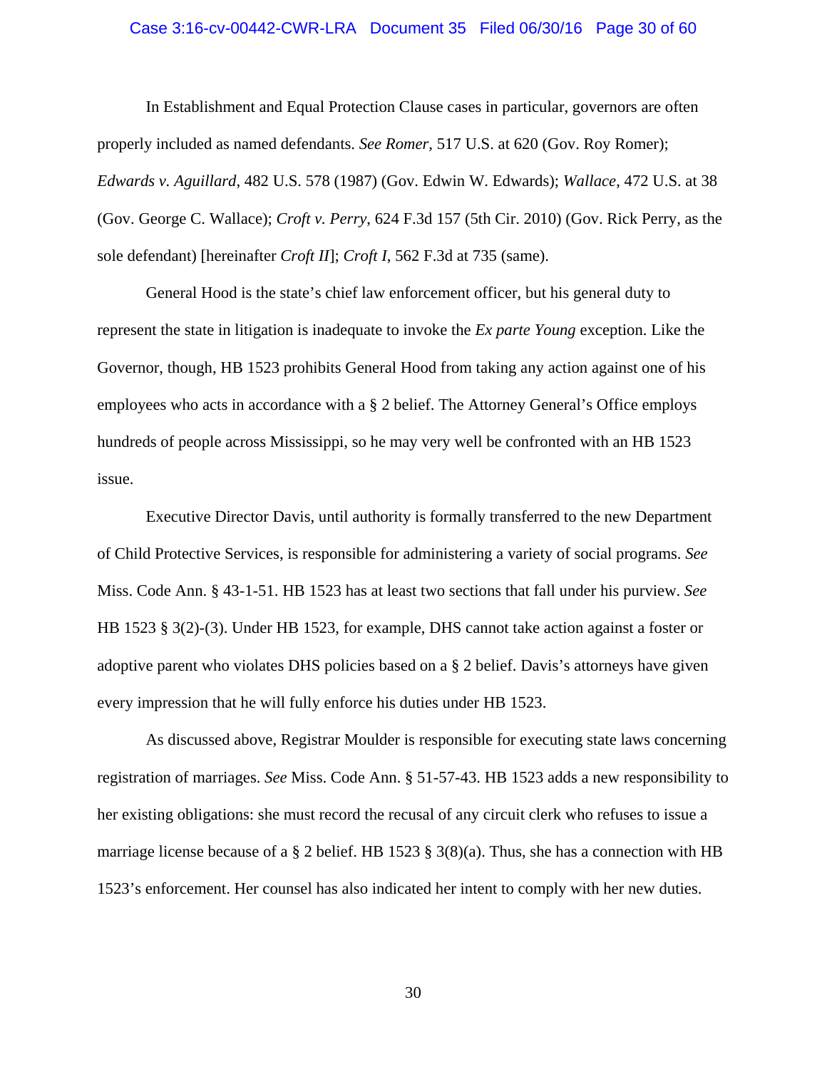In Establishment and Equal Protection Clause cases in particular, governors are often properly included as named defendants. *See Romer*, 517 U.S. at 620 (Gov. Roy Romer); *Edwards v. Aguillard*, 482 U.S. 578 (1987) (Gov. Edwin W. Edwards); *Wallace*, 472 U.S. at 38 (Gov. George C. Wallace); *Croft v. Perry*, 624 F.3d 157 (5th Cir. 2010) (Gov. Rick Perry, as the sole defendant) [hereinafter *Croft II*]; *Croft I*, 562 F.3d at 735 (same).

General Hood is the state's chief law enforcement officer, but his general duty to represent the state in litigation is inadequate to invoke the *Ex parte Young* exception. Like the Governor, though, HB 1523 prohibits General Hood from taking any action against one of his employees who acts in accordance with a § 2 belief. The Attorney General's Office employs hundreds of people across Mississippi, so he may very well be confronted with an HB 1523 issue.

Executive Director Davis, until authority is formally transferred to the new Department of Child Protective Services, is responsible for administering a variety of social programs. *See* Miss. Code Ann. § 43-1-51. HB 1523 has at least two sections that fall under his purview. *See* HB 1523 § 3(2)-(3). Under HB 1523, for example, DHS cannot take action against a foster or adoptive parent who violates DHS policies based on a § 2 belief. Davis's attorneys have given every impression that he will fully enforce his duties under HB 1523.

As discussed above, Registrar Moulder is responsible for executing state laws concerning registration of marriages. *See* Miss. Code Ann. § 51-57-43. HB 1523 adds a new responsibility to her existing obligations: she must record the recusal of any circuit clerk who refuses to issue a marriage license because of a § 2 belief. HB 1523 § 3(8)(a). Thus, she has a connection with HB 1523's enforcement. Her counsel has also indicated her intent to comply with her new duties.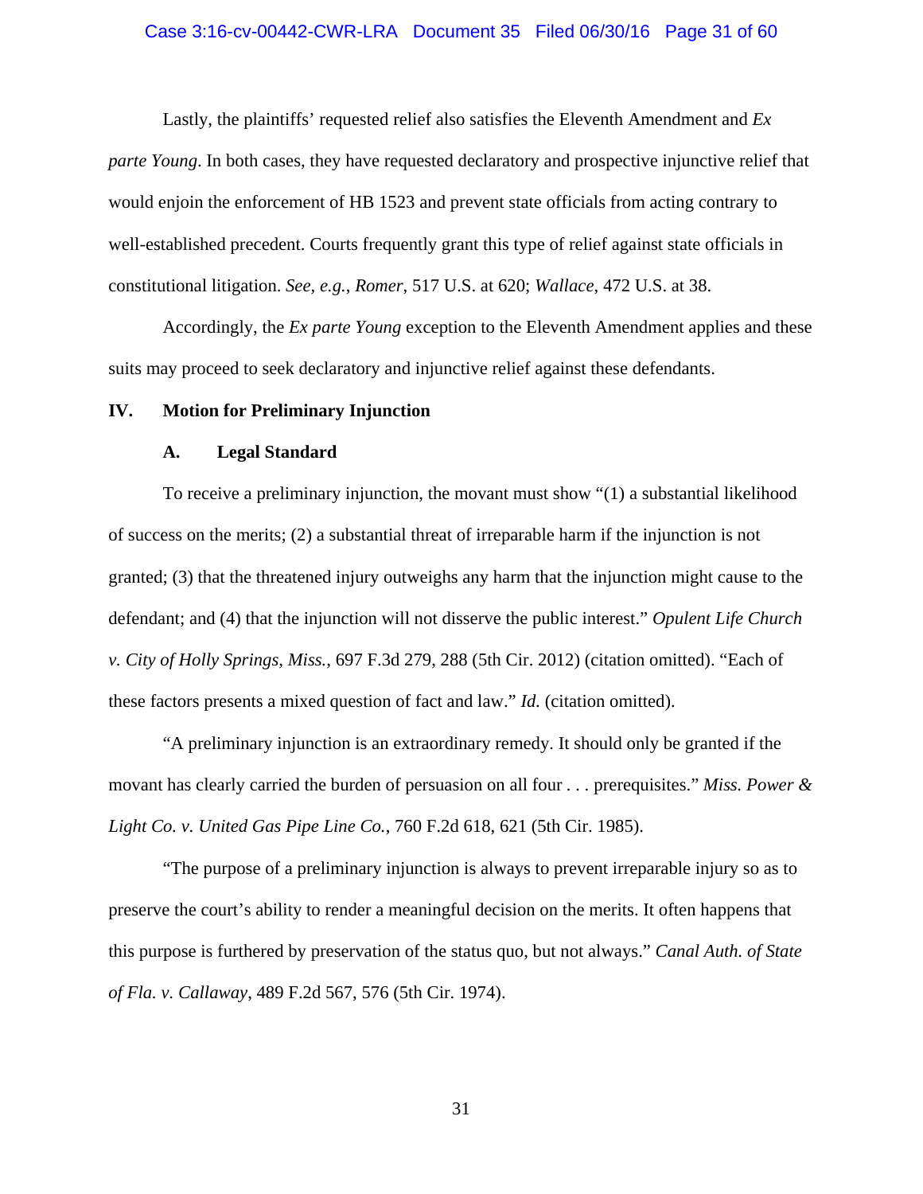Lastly, the plaintiffs' requested relief also satisfies the Eleventh Amendment and *Ex parte Young*. In both cases, they have requested declaratory and prospective injunctive relief that would enjoin the enforcement of HB 1523 and prevent state officials from acting contrary to well-established precedent. Courts frequently grant this type of relief against state officials in constitutional litigation. *See, e.g.*, *Romer*, 517 U.S. at 620; *Wallace*, 472 U.S. at 38.

Accordingly, the *Ex parte Young* exception to the Eleventh Amendment applies and these suits may proceed to seek declaratory and injunctive relief against these defendants.

## IV. Motion for Preliminary Injunction

### A. Legal Standard

To receive a preliminary injunction, the movant must show "(1) a substantial likelihood of success on the merits; (2) a substantial threat of irreparable harm if the injunction is not granted; (3) that the threatened injury outweighs any harm that the injunction might cause to the defendant; and (4) that the injunction will not disserve the public interest." *Opulent Life Church v. City of Holly Springs, Miss.*, 697 F.3d 279, 288 (5th Cir. 2012) (citation omitted). "Each of these factors presents a mixed question of fact and law." *Id.* (citation omitted).

"A preliminary injunction is an extraordinary remedy. It should only be granted if the movant has clearly carried the burden of persuasion on all four . . . prerequisites." *Miss. Power & Light Co. v. United Gas Pipe Line Co.*, 760 F.2d 618, 621 (5th Cir. 1985).

"The purpose of a preliminary injunction is always to prevent irreparable injury so as to preserve the court's ability to render a meaningful decision on the merits. It often happens that this purpose is furthered by preservation of the status quo, but not always." *Canal Auth. of State of Fla. v. Callaway*, 489 F.2d 567, 576 (5th Cir. 1974).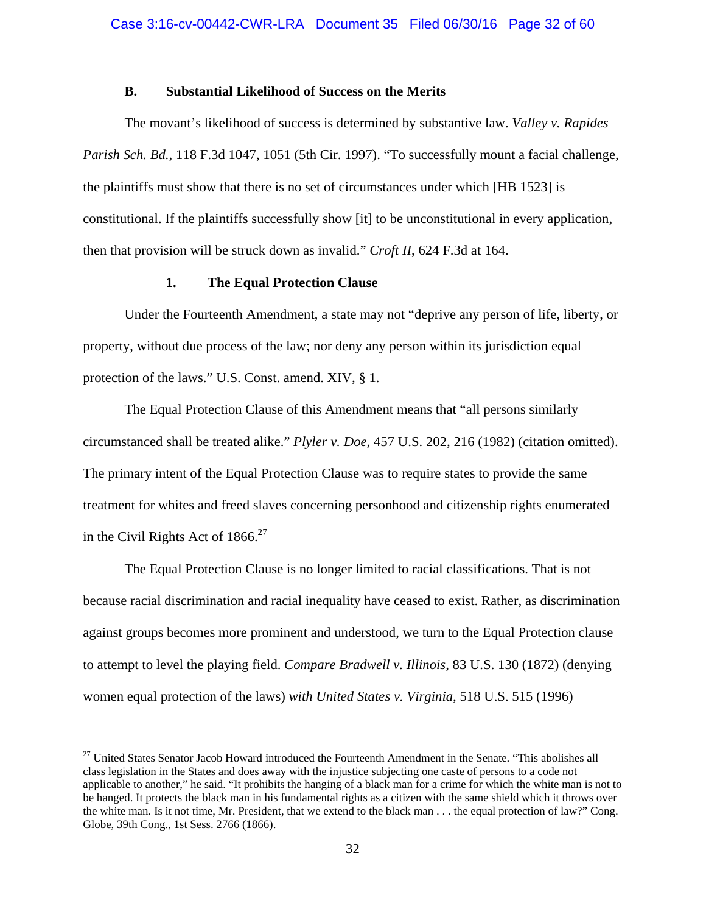### B. Substantial Likelihood of Success on the Merits

The movant's likelihood of success is determined by substantive law. *Valley v. Rapides Parish Sch. Bd.*, 118 F.3d 1047, 1051 (5th Cir. 1997). "To successfully mount a facial challenge, the plaintiffs must show that there is no set of circumstances under which [HB 1523] is constitutional. If the plaintiffs successfully show [it] to be unconstitutional in every application, then that provision will be struck down as invalid." *Croft II*, 624 F.3d at 164.

#### 1. The Equal Protection Clause

Under the Fourteenth Amendment, a state may not "deprive any person of life, liberty, or property, without due process of the law; nor deny any person within its jurisdiction equal protection of the laws." U.S. Const. amend. XIV, § 1.

The Equal Protection Clause of this Amendment means that "all persons similarly circumstanced shall be treated alike." *Plyler v. Doe*, 457 U.S. 202, 216 (1982) (citation omitted). The primary intent of the Equal Protection Clause was to require states to provide the same treatment for whites and freed slaves concerning personhood and citizenship rights enumerated in the Civil Rights Act of 1866.[27]

The Equal Protection Clause is no longer limited to racial classifications. That is not because racial discrimination and racial inequality have ceased to exist. Rather, as discrimination against groups becomes more prominent and understood, we turn to the Equal Protection clause to attempt to level the playing field. *Compare Bradwell v. Illinois*, 83 U.S. 130 (1872) (denying women equal protection of the laws) *with United States v. Virginia*, 518 U.S. 515 (1996)

---

[27] United States Senator Jacob Howard introduced the Fourteenth Amendment in the Senate. "This abolishes all class legislation in the States and does away with the injustice subjecting one caste of persons to a code not applicable to another," he said. "It prohibits the hanging of a black man for a crime for which the white man is not to be hanged. It protects the black man in his fundamental rights as a citizen with the same shield which it throws over the white man. Is it not time, Mr. President, that we extend to the black man . . . the equal protection of law?" Cong. Globe, 39th Cong., 1st Sess. 2766 (1866).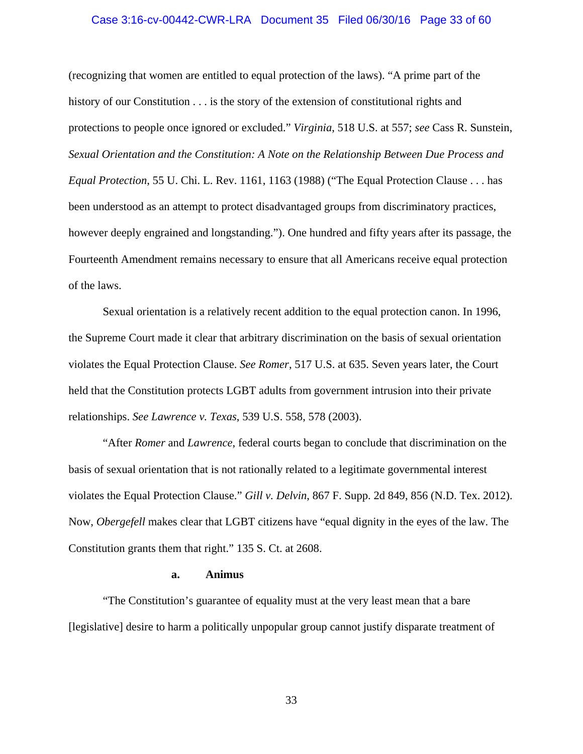(recognizing that women are entitled to equal protection of the laws). "A prime part of the history of our Constitution . . . is the story of the extension of constitutional rights and protections to people once ignored or excluded." *Virginia*, 518 U.S. at 557; *see* Cass R. Sunstein, *Sexual Orientation and the Constitution: A Note on the Relationship Between Due Process and Equal Protection*, 55 U. Chi. L. Rev. 1161, 1163 (1988) ("The Equal Protection Clause . . . has been understood as an attempt to protect disadvantaged groups from discriminatory practices, however deeply engrained and longstanding."). One hundred and fifty years after its passage, the Fourteenth Amendment remains necessary to ensure that all Americans receive equal protection of the laws.

Sexual orientation is a relatively recent addition to the equal protection canon. In 1996, the Supreme Court made it clear that arbitrary discrimination on the basis of sexual orientation violates the Equal Protection Clause. *See Romer*, 517 U.S. at 635. Seven years later, the Court held that the Constitution protects LGBT adults from government intrusion into their private relationships. *See Lawrence v. Texas*, 539 U.S. 558, 578 (2003).

"After *Romer* and *Lawrence*, federal courts began to conclude that discrimination on the basis of sexual orientation that is not rationally related to a legitimate governmental interest violates the Equal Protection Clause." *Gill v. Delvin*, 867 F. Supp. 2d 849, 856 (N.D. Tex. 2012). Now, *Obergefell* makes clear that LGBT citizens have "equal dignity in the eyes of the law. The Constitution grants them that right." 135 S. Ct. at 2608.

**a. Animus**

"The Constitution's guarantee of equality must at the very least mean that a bare [legislative] desire to harm a politically unpopular group cannot justify disparate treatment of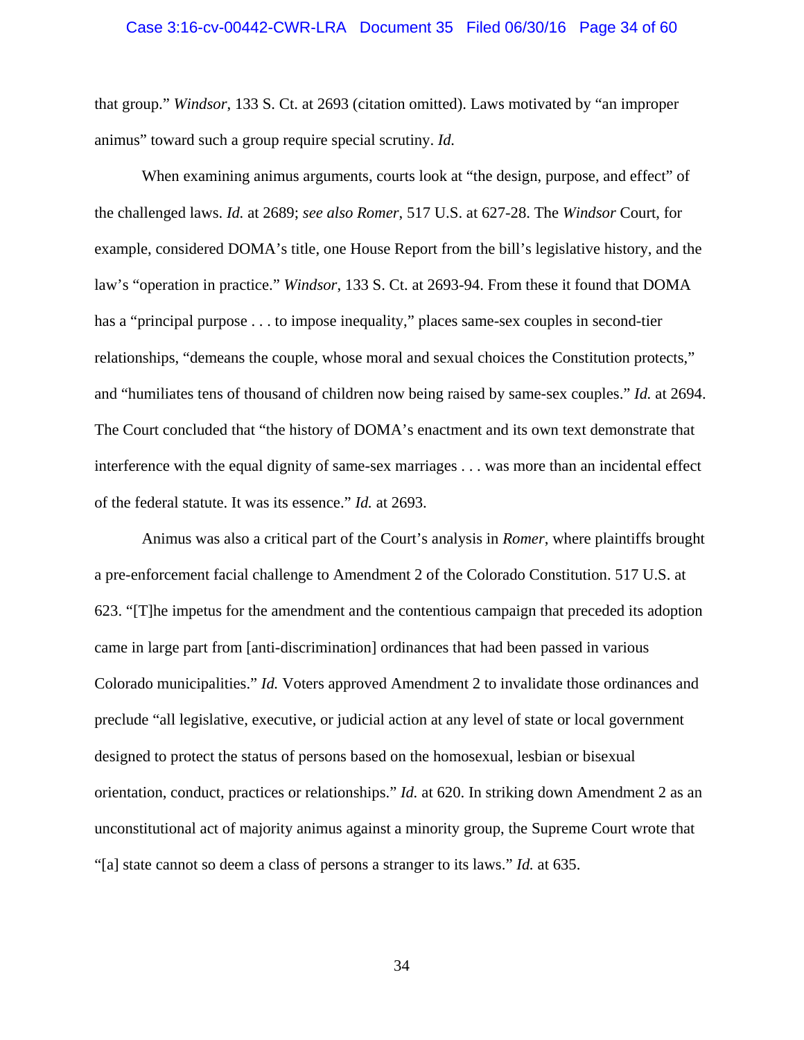that group." *Windsor*, 133 S. Ct. at 2693 (citation omitted). Laws motivated by "an improper animus" toward such a group require special scrutiny. *Id.*

When examining animus arguments, courts look at "the design, purpose, and effect" of the challenged laws. *Id.* at 2689; *see also Romer*, 517 U.S. at 627-28. The *Windsor* Court, for example, considered DOMA's title, one House Report from the bill's legislative history, and the law's "operation in practice." *Windsor*, 133 S. Ct. at 2693-94. From these it found that DOMA has a "principal purpose . . . to impose inequality," places same-sex couples in second-tier relationships, "demeans the couple, whose moral and sexual choices the Constitution protects," and "humiliates tens of thousand of children now being raised by same-sex couples." *Id.* at 2694. The Court concluded that "the history of DOMA's enactment and its own text demonstrate that interference with the equal dignity of same-sex marriages . . . was more than an incidental effect of the federal statute. It was its essence." *Id.* at 2693.

Animus was also a critical part of the Court's analysis in *Romer*, where plaintiffs brought a pre-enforcement facial challenge to Amendment 2 of the Colorado Constitution. 517 U.S. at 623. "[T]he impetus for the amendment and the contentious campaign that preceded its adoption came in large part from [anti-discrimination] ordinances that had been passed in various Colorado municipalities." *Id.* Voters approved Amendment 2 to invalidate those ordinances and preclude "all legislative, executive, or judicial action at any level of state or local government designed to protect the status of persons based on the homosexual, lesbian or bisexual orientation, conduct, practices or relationships." *Id.* at 620. In striking down Amendment 2 as an unconstitutional act of majority animus against a minority group, the Supreme Court wrote that "[a] state cannot so deem a class of persons a stranger to its laws." *Id.* at 635.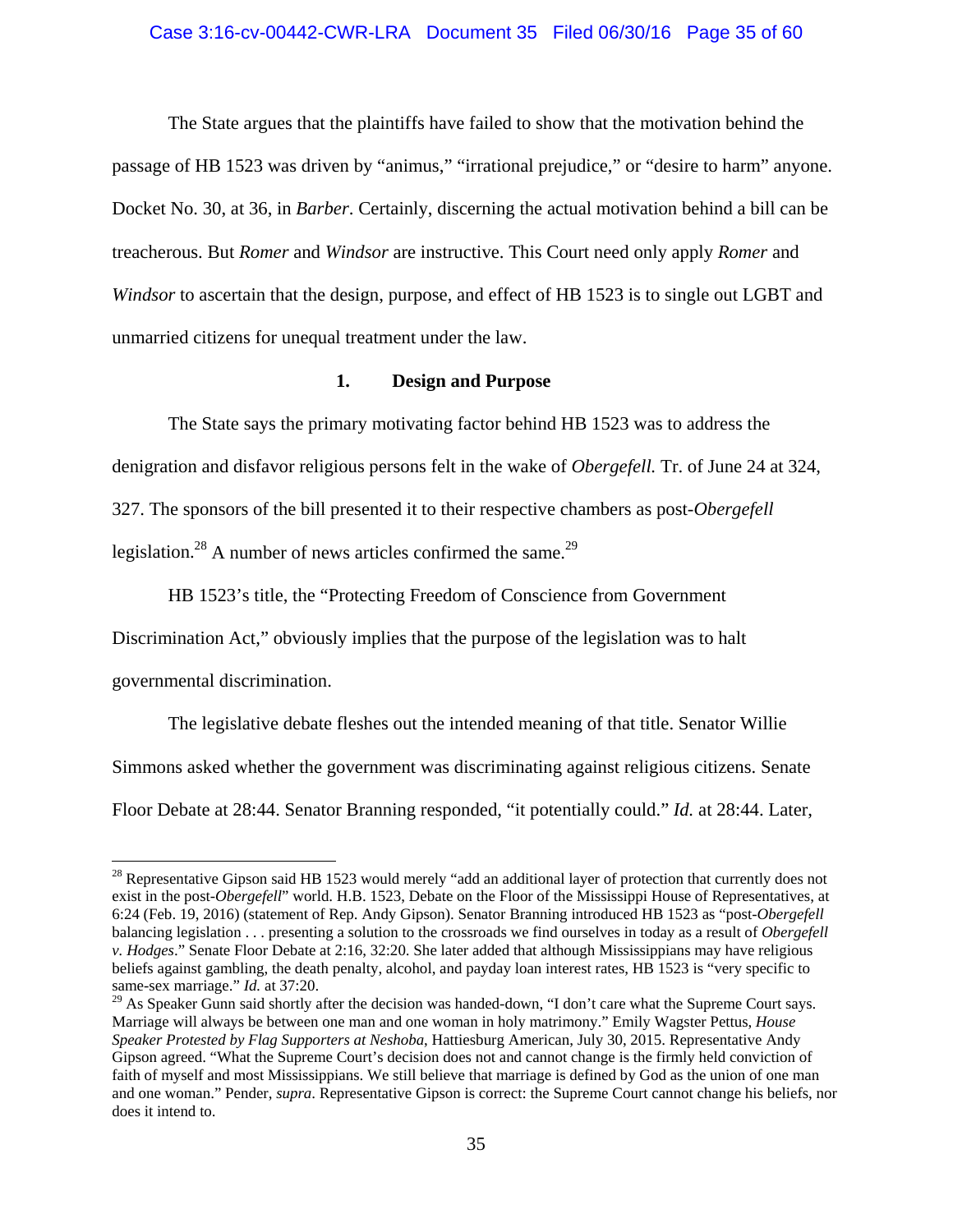The State argues that the plaintiffs have failed to show that the motivation behind the passage of HB 1523 was driven by "animus," "irrational prejudice," or "desire to harm" anyone. Docket No. 30, at 36, in *Barber*. Certainly, discerning the actual motivation behind a bill can be treacherous. But *Romer* and *Windsor* are instructive. This Court need only apply *Romer* and *Windsor* to ascertain that the design, purpose, and effect of HB 1523 is to single out LGBT and unmarried citizens for unequal treatment under the law.

**1. Design and Purpose**

The State says the primary motivating factor behind HB 1523 was to address the denigration and disfavor religious persons felt in the wake of *Obergefell.* Tr. of June 24 at 324, 327. The sponsors of the bill presented it to their respective chambers as post-*Obergefell* legislation.[28] A number of news articles confirmed the same.[29]

HB 1523's title, the "Protecting Freedom of Conscience from Government Discrimination Act," obviously implies that the purpose of the legislation was to halt governmental discrimination.

The legislative debate fleshes out the intended meaning of that title. Senator Willie Simmons asked whether the government was discriminating against religious citizens. Senate Floor Debate at 28:44. Senator Branning responded, "it potentially could." *Id.* at 28:44. Later,

---

[28] Representative Gipson said HB 1523 would merely "add an additional layer of protection that currently does not exist in the post-*Obergefell*" world. H.B. 1523, Debate on the Floor of the Mississippi House of Representatives, at 6:24 (Feb. 19, 2016) (statement of Rep. Andy Gipson). Senator Branning introduced HB 1523 as "post-*Obergefell* balancing legislation . . . presenting a solution to the crossroads we find ourselves in today as a result of *Obergefell v. Hodges*." Senate Floor Debate at 2:16, 32:20. She later added that although Mississippians may have religious beliefs against gambling, the death penalty, alcohol, and payday loan interest rates, HB 1523 is "very specific to same-sex marriage." *Id.* at 37:20.

[29] As Speaker Gunn said shortly after the decision was handed-down, "I don't care what the Supreme Court says. Marriage will always be between one man and one woman in holy matrimony." Emily Wagster Pettus, *House Speaker Protested by Flag Supporters at Neshoba*, Hattiesburg American, July 30, 2015. Representative Andy Gipson agreed. "What the Supreme Court's decision does not and cannot change is the firmly held conviction of faith of myself and most Mississippians. We still believe that marriage is defined by God as the union of one man and one woman." Pender, *supra*. Representative Gipson is correct: the Supreme Court cannot change his beliefs, nor does it intend to.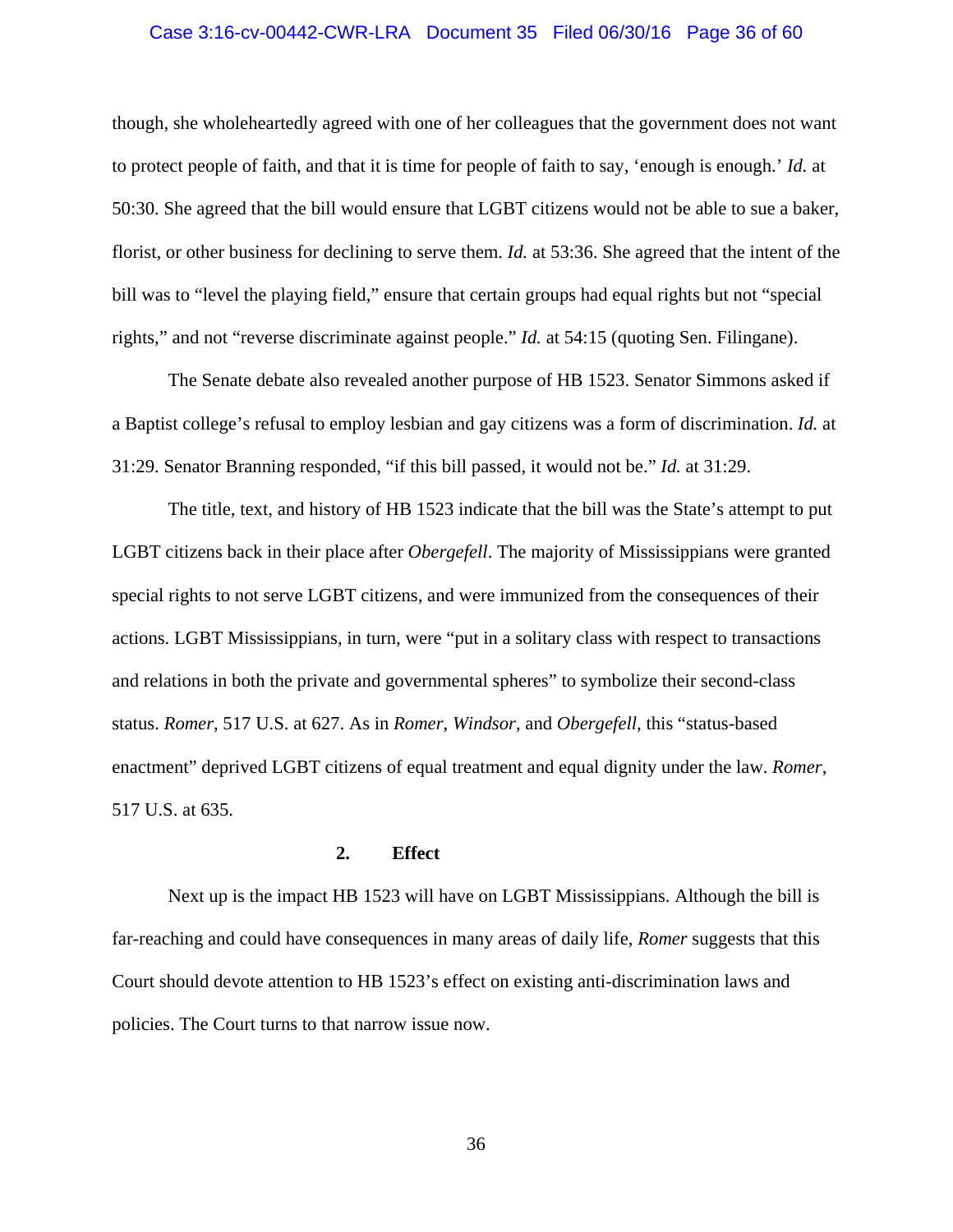though, she wholeheartedly agreed with one of her colleagues that the government does not want to protect people of faith, and that it is time for people of faith to say, 'enough is enough.' *Id.* at 50:30. She agreed that the bill would ensure that LGBT citizens would not be able to sue a baker, florist, or other business for declining to serve them. *Id.* at 53:36. She agreed that the intent of the bill was to "level the playing field," ensure that certain groups had equal rights but not "special rights," and not "reverse discriminate against people." *Id.* at 54:15 (quoting Sen. Filingane).

The Senate debate also revealed another purpose of HB 1523. Senator Simmons asked if a Baptist college's refusal to employ lesbian and gay citizens was a form of discrimination. *Id.* at 31:29. Senator Branning responded, "if this bill passed, it would not be." *Id.* at 31:29.

The title, text, and history of HB 1523 indicate that the bill was the State's attempt to put LGBT citizens back in their place after *Obergefell*. The majority of Mississippians were granted special rights to not serve LGBT citizens, and were immunized from the consequences of their actions. LGBT Mississippians, in turn, were "put in a solitary class with respect to transactions and relations in both the private and governmental spheres" to symbolize their second-class status. *Romer*, 517 U.S. at 627. As in *Romer*, *Windsor*, and *Obergefell*, this "status-based enactment" deprived LGBT citizens of equal treatment and equal dignity under the law. *Romer*, 517 U.S. at 635.

**2. Effect**

Next up is the impact HB 1523 will have on LGBT Mississippians. Although the bill is far-reaching and could have consequences in many areas of daily life, *Romer* suggests that this Court should devote attention to HB 1523's effect on existing anti-discrimination laws and policies. The Court turns to that narrow issue now.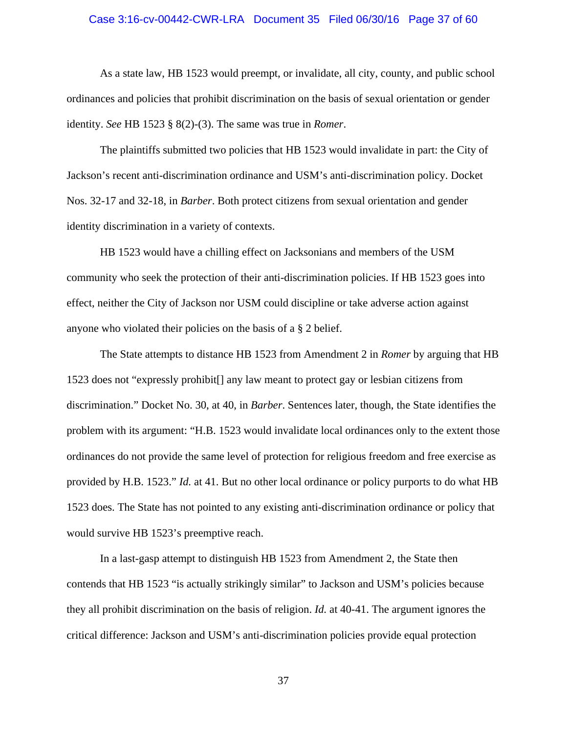As a state law, HB 1523 would preempt, or invalidate, all city, county, and public school ordinances and policies that prohibit discrimination on the basis of sexual orientation or gender identity. *See* HB 1523 § 8(2)-(3). The same was true in *Romer*.

The plaintiffs submitted two policies that HB 1523 would invalidate in part: the City of Jackson's recent anti-discrimination ordinance and USM's anti-discrimination policy. Docket Nos. 32-17 and 32-18, in *Barber*. Both protect citizens from sexual orientation and gender identity discrimination in a variety of contexts.

HB 1523 would have a chilling effect on Jacksonians and members of the USM community who seek the protection of their anti-discrimination policies. If HB 1523 goes into effect, neither the City of Jackson nor USM could discipline or take adverse action against anyone who violated their policies on the basis of a § 2 belief.

The State attempts to distance HB 1523 from Amendment 2 in *Romer* by arguing that HB 1523 does not "expressly prohibit[] any law meant to protect gay or lesbian citizens from discrimination." Docket No. 30, at 40, in *Barber*. Sentences later, though, the State identifies the problem with its argument: "H.B. 1523 would invalidate local ordinances only to the extent those ordinances do not provide the same level of protection for religious freedom and free exercise as provided by H.B. 1523." *Id.* at 41. But no other local ordinance or policy purports to do what HB 1523 does. The State has not pointed to any existing anti-discrimination ordinance or policy that would survive HB 1523's preemptive reach.

In a last-gasp attempt to distinguish HB 1523 from Amendment 2, the State then contends that HB 1523 "is actually strikingly similar" to Jackson and USM's policies because they all prohibit discrimination on the basis of religion. *Id.* at 40-41. The argument ignores the critical difference: Jackson and USM's anti-discrimination policies provide equal protection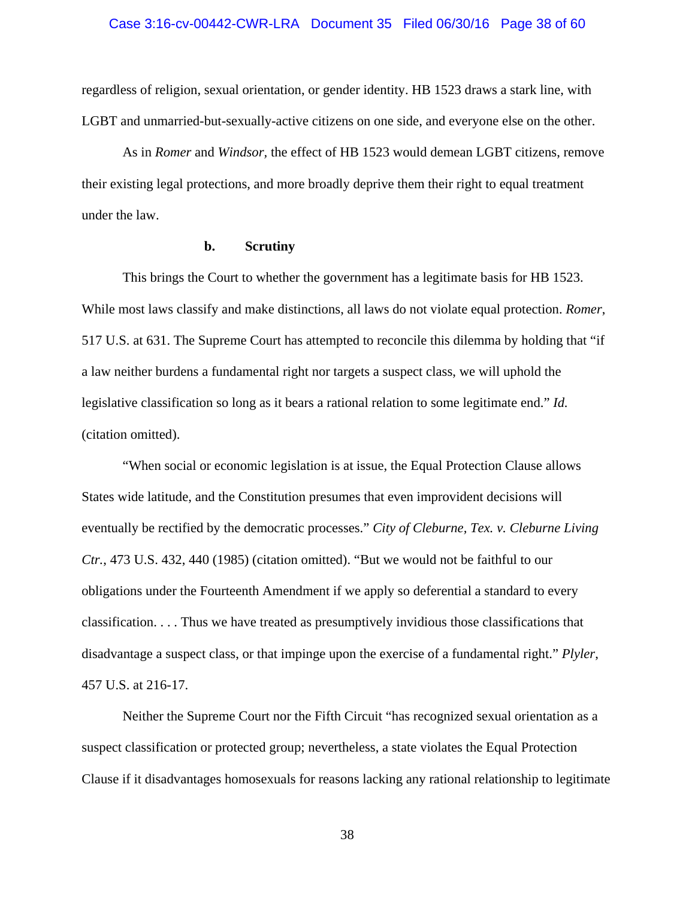regardless of religion, sexual orientation, or gender identity. HB 1523 draws a stark line, with LGBT and unmarried-but-sexually-active citizens on one side, and everyone else on the other.

As in *Romer* and *Windsor*, the effect of HB 1523 would demean LGBT citizens, remove their existing legal protections, and more broadly deprive them their right to equal treatment under the law.

**b. Scrutiny**

This brings the Court to whether the government has a legitimate basis for HB 1523. While most laws classify and make distinctions, all laws do not violate equal protection. *Romer*, 517 U.S. at 631. The Supreme Court has attempted to reconcile this dilemma by holding that "if a law neither burdens a fundamental right nor targets a suspect class, we will uphold the legislative classification so long as it bears a rational relation to some legitimate end." *Id.* (citation omitted).

"When social or economic legislation is at issue, the Equal Protection Clause allows States wide latitude, and the Constitution presumes that even improvident decisions will eventually be rectified by the democratic processes." *City of Cleburne, Tex. v. Cleburne Living Ctr.*, 473 U.S. 432, 440 (1985) (citation omitted). "But we would not be faithful to our obligations under the Fourteenth Amendment if we apply so deferential a standard to every classification. . . . Thus we have treated as presumptively invidious those classifications that disadvantage a suspect class, or that impinge upon the exercise of a fundamental right." *Plyler*, 457 U.S. at 216-17.

Neither the Supreme Court nor the Fifth Circuit "has recognized sexual orientation as a suspect classification or protected group; nevertheless, a state violates the Equal Protection Clause if it disadvantages homosexuals for reasons lacking any rational relationship to legitimate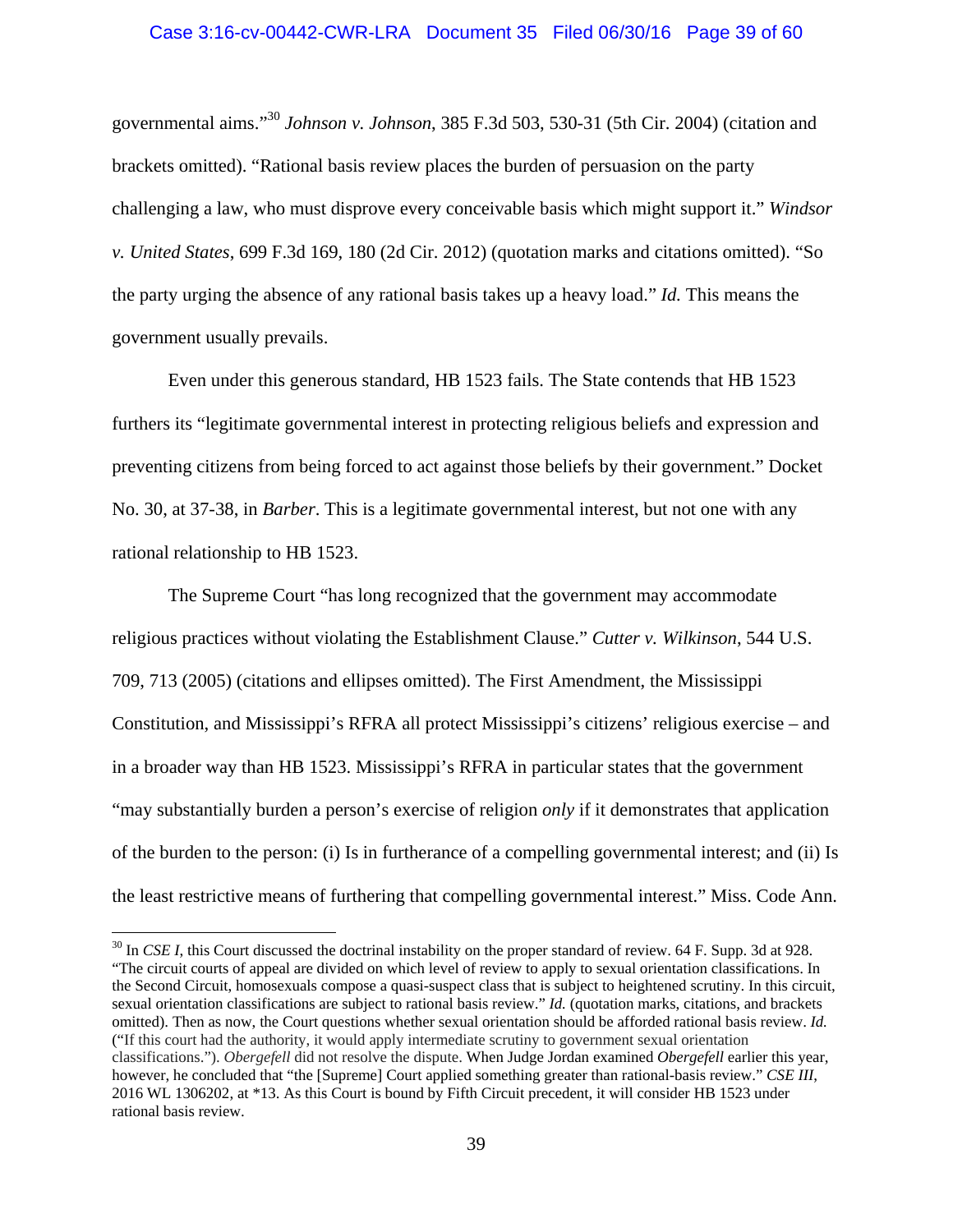governmental aims."[30] *Johnson v. Johnson*, 385 F.3d 503, 530-31 (5th Cir. 2004) (citation and brackets omitted). "Rational basis review places the burden of persuasion on the party challenging a law, who must disprove every conceivable basis which might support it." *Windsor v. United States*, 699 F.3d 169, 180 (2d Cir. 2012) (quotation marks and citations omitted). "So the party urging the absence of any rational basis takes up a heavy load." *Id.* This means the government usually prevails.

Even under this generous standard, HB 1523 fails. The State contends that HB 1523 furthers its "legitimate governmental interest in protecting religious beliefs and expression and preventing citizens from being forced to act against those beliefs by their government." Docket No. 30, at 37-38, in *Barber*. This is a legitimate governmental interest, but not one with any rational relationship to HB 1523.

The Supreme Court "has long recognized that the government may accommodate religious practices without violating the Establishment Clause." *Cutter v. Wilkinson*, 544 U.S. 709, 713 (2005) (citations and ellipses omitted). The First Amendment, the Mississippi Constitution, and Mississippi's RFRA all protect Mississippi's citizens' religious exercise – and in a broader way than HB 1523. Mississippi's RFRA in particular states that the government "may substantially burden a person's exercise of religion *only* if it demonstrates that application of the burden to the person: (i) Is in furtherance of a compelling governmental interest; and (ii) Is the least restrictive means of furthering that compelling governmental interest." Miss. Code Ann.

---

[30] In *CSE I*, this Court discussed the doctrinal instability on the proper standard of review. 64 F. Supp. 3d at 928. "The circuit courts of appeal are divided on which level of review to apply to sexual orientation classifications. In the Second Circuit, homosexuals compose a quasi-suspect class that is subject to heightened scrutiny. In this circuit, sexual orientation classifications are subject to rational basis review." *Id.* (quotation marks, citations, and brackets omitted). Then as now, the Court questions whether sexual orientation should be afforded rational basis review. *Id.* ("If this court had the authority, it would apply intermediate scrutiny to government sexual orientation classifications."). *Obergefell* did not resolve the dispute. When Judge Jordan examined *Obergefell* earlier this year, however, he concluded that "the [Supreme] Court applied something greater than rational-basis review." *CSE III*, 2016 WL 1306202, at *13. As this Court is bound by Fifth Circuit precedent, it will consider HB 1523 under rational basis review.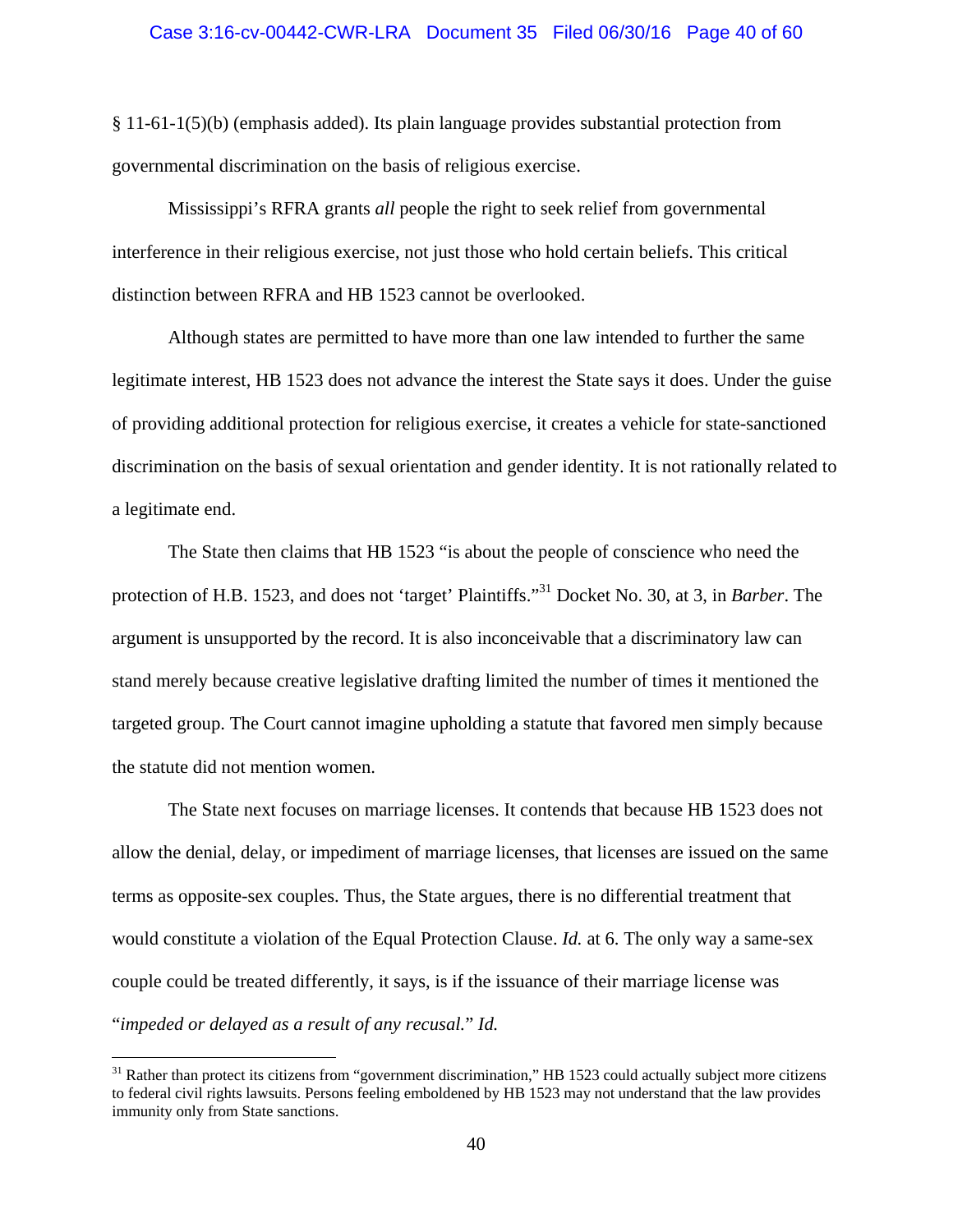§ 11-61-1(5)(b) (emphasis added). Its plain language provides substantial protection from governmental discrimination on the basis of religious exercise.

Mississippi's RFRA grants *all* people the right to seek relief from governmental interference in their religious exercise, not just those who hold certain beliefs. This critical distinction between RFRA and HB 1523 cannot be overlooked.

Although states are permitted to have more than one law intended to further the same legitimate interest, HB 1523 does not advance the interest the State says it does. Under the guise of providing additional protection for religious exercise, it creates a vehicle for state-sanctioned discrimination on the basis of sexual orientation and gender identity. It is not rationally related to a legitimate end.

The State then claims that HB 1523 "is about the people of conscience who need the protection of H.B. 1523, and does not 'target' Plaintiffs."[31] Docket No. 30, at 3, in *Barber*. The argument is unsupported by the record. It is also inconceivable that a discriminatory law can stand merely because creative legislative drafting limited the number of times it mentioned the targeted group. The Court cannot imagine upholding a statute that favored men simply because the statute did not mention women.

The State next focuses on marriage licenses. It contends that because HB 1523 does not allow the denial, delay, or impediment of marriage licenses, that licenses are issued on the same terms as opposite-sex couples. Thus, the State argues, there is no differential treatment that would constitute a violation of the Equal Protection Clause. *Id.* at 6. The only way a same-sex couple could be treated differently, it says, is if the issuance of their marriage license was "*impeded or delayed as a result of any recusal.*" *Id.*

[31] Rather than protect its citizens from "government discrimination," HB 1523 could actually subject more citizens to federal civil rights lawsuits. Persons feeling emboldened by HB 1523 may not understand that the law provides immunity only from State sanctions.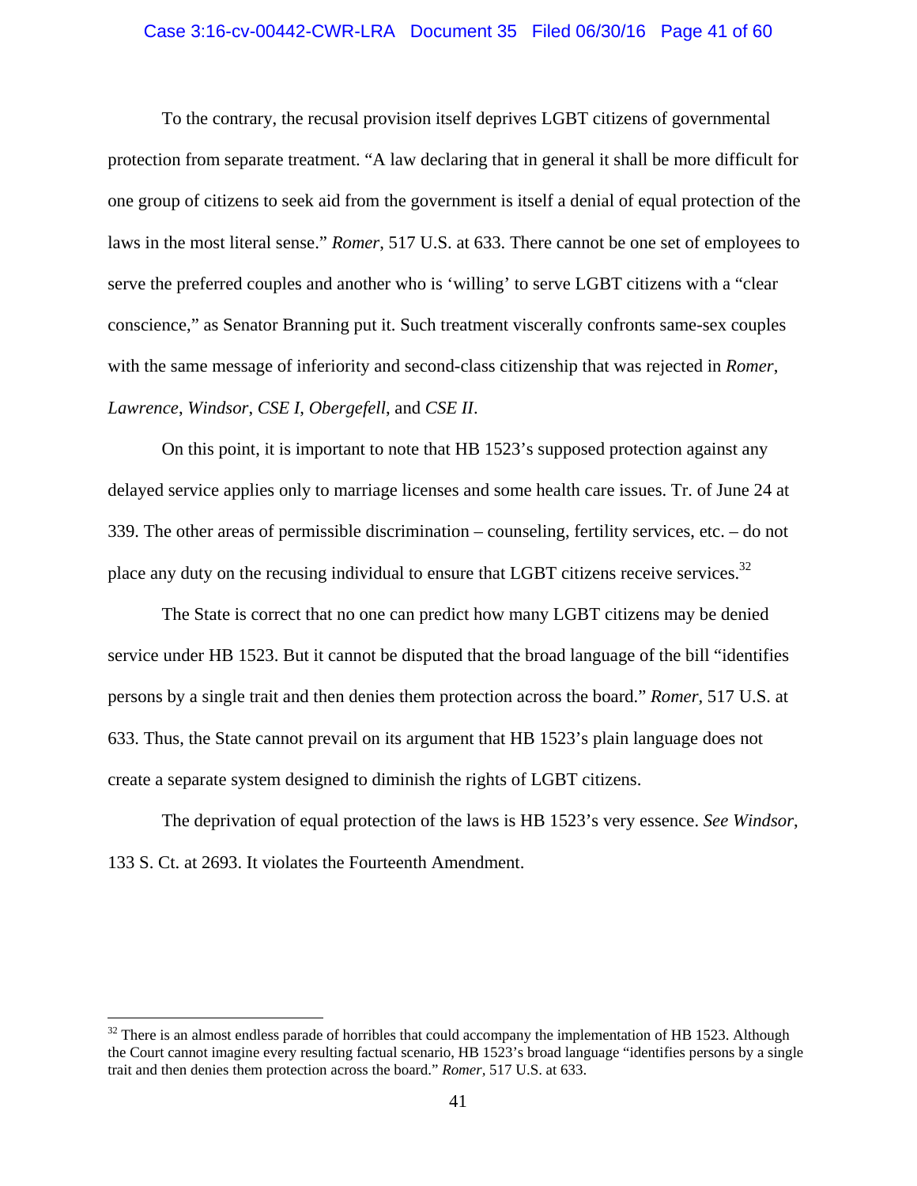To the contrary, the recusal provision itself deprives LGBT citizens of governmental protection from separate treatment. "A law declaring that in general it shall be more difficult for one group of citizens to seek aid from the government is itself a denial of equal protection of the laws in the most literal sense." *Romer*, 517 U.S. at 633. There cannot be one set of employees to serve the preferred couples and another who is 'willing' to serve LGBT citizens with a "clear conscience," as Senator Branning put it. Such treatment viscerally confronts same-sex couples with the same message of inferiority and second-class citizenship that was rejected in *Romer*, *Lawrence*, *Windsor*, *CSE I*, *Obergefell*, and *CSE II*.

On this point, it is important to note that HB 1523's supposed protection against any delayed service applies only to marriage licenses and some health care issues. Tr. of June 24 at 339. The other areas of permissible discrimination – counseling, fertility services, etc. – do not place any duty on the recusing individual to ensure that LGBT citizens receive services.[32]

The State is correct that no one can predict how many LGBT citizens may be denied service under HB 1523. But it cannot be disputed that the broad language of the bill "identifies persons by a single trait and then denies them protection across the board." *Romer*, 517 U.S. at 633. Thus, the State cannot prevail on its argument that HB 1523's plain language does not create a separate system designed to diminish the rights of LGBT citizens.

The deprivation of equal protection of the laws is HB 1523's very essence. *See Windsor*, 133 S. Ct. at 2693. It violates the Fourteenth Amendment.

---

[32] There is an almost endless parade of horribles that could accompany the implementation of HB 1523. Although the Court cannot imagine every resulting factual scenario, HB 1523's broad language "identifies persons by a single trait and then denies them protection across the board." *Romer*, 517 U.S. at 633.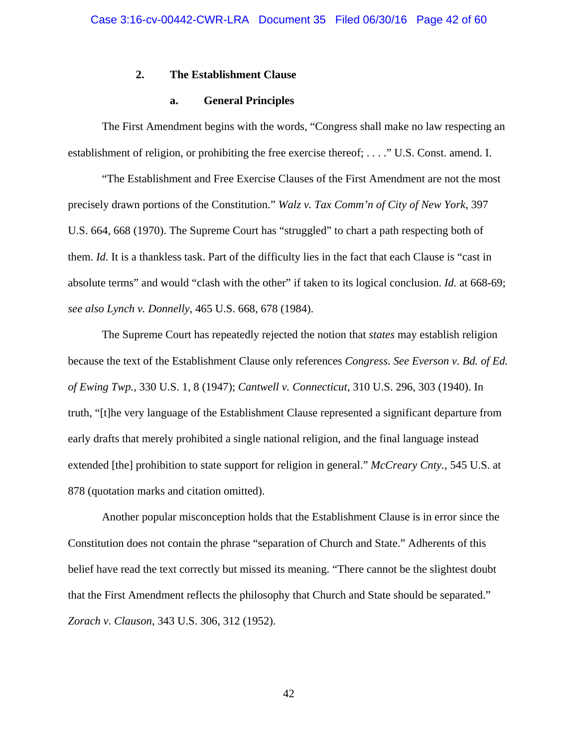### 2. The Establishment Clause

#### a. General Principles

The First Amendment begins with the words, "Congress shall make no law respecting an establishment of religion, or prohibiting the free exercise thereof; . . . ." U.S. Const. amend. I.

"The Establishment and Free Exercise Clauses of the First Amendment are not the most precisely drawn portions of the Constitution." *Walz v. Tax Comm'n of City of New York*, 397 U.S. 664, 668 (1970). The Supreme Court has "struggled" to chart a path respecting both of them. *Id.* It is a thankless task. Part of the difficulty lies in the fact that each Clause is "cast in absolute terms" and would "clash with the other" if taken to its logical conclusion. *Id.* at 668-69; *see also Lynch v. Donnelly*, 465 U.S. 668, 678 (1984).

The Supreme Court has repeatedly rejected the notion that *states* may establish religion because the text of the Establishment Clause only references *Congress*. *See Everson v. Bd. of Ed. of Ewing Twp.*, 330 U.S. 1, 8 (1947); *Cantwell v. Connecticut*, 310 U.S. 296, 303 (1940). In truth, "[t]he very language of the Establishment Clause represented a significant departure from early drafts that merely prohibited a single national religion, and the final language instead extended [the] prohibition to state support for religion in general." *McCreary Cnty.*, 545 U.S. at 878 (quotation marks and citation omitted).

Another popular misconception holds that the Establishment Clause is in error since the Constitution does not contain the phrase "separation of Church and State." Adherents of this belief have read the text correctly but missed its meaning. "There cannot be the slightest doubt that the First Amendment reflects the philosophy that Church and State should be separated." *Zorach v. Clauson*, 343 U.S. 306, 312 (1952).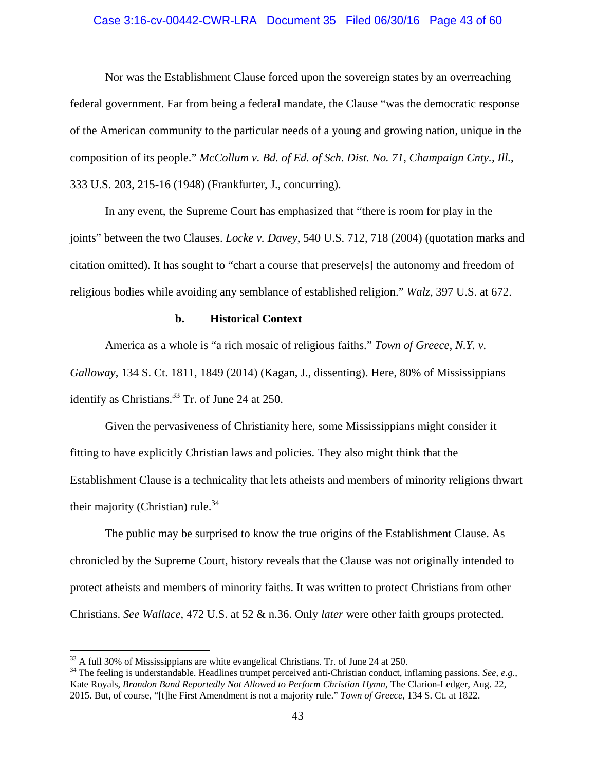Nor was the Establishment Clause forced upon the sovereign states by an overreaching federal government. Far from being a federal mandate, the Clause "was the democratic response of the American community to the particular needs of a young and growing nation, unique in the composition of its people." *McCollum v. Bd. of Ed. of Sch. Dist. No. 71, Champaign Cnty., Ill.*, 333 U.S. 203, 215-16 (1948) (Frankfurter, J., concurring).

In any event, the Supreme Court has emphasized that "there is room for play in the joints" between the two Clauses. *Locke v. Davey*, 540 U.S. 712, 718 (2004) (quotation marks and citation omitted). It has sought to "chart a course that preserve[s] the autonomy and freedom of religious bodies while avoiding any semblance of established religion." *Walz*, 397 U.S. at 672.

### b. Historical Context

America as a whole is "a rich mosaic of religious faiths." *Town of Greece, N.Y. v. Galloway*, 134 S. Ct. 1811, 1849 (2014) (Kagan, J., dissenting). Here, 80% of Mississippians identify as Christians.[33] Tr. of June 24 at 250.

Given the pervasiveness of Christianity here, some Mississippians might consider it fitting to have explicitly Christian laws and policies. They also might think that the Establishment Clause is a technicality that lets atheists and members of minority religions thwart their majority (Christian) rule.[34]

The public may be surprised to know the true origins of the Establishment Clause. As chronicled by the Supreme Court, history reveals that the Clause was not originally intended to protect atheists and members of minority faiths. It was written to protect Christians from other Christians. *See Wallace*, 472 U.S. at 52 & n.36. Only *later* were other faith groups protected.

---

[33] A full 30% of Mississippians are white evangelical Christians. Tr. of June 24 at 250.

[34] The feeling is understandable. Headlines trumpet perceived anti-Christian conduct, inflaming passions. *See, e.g.*, Kate Royals, *Brandon Band Reportedly Not Allowed to Perform Christian Hymn*, The Clarion-Ledger, Aug. 22, 2015. But, of course, "[t]he First Amendment is not a majority rule." *Town of Greece*, 134 S. Ct. at 1822.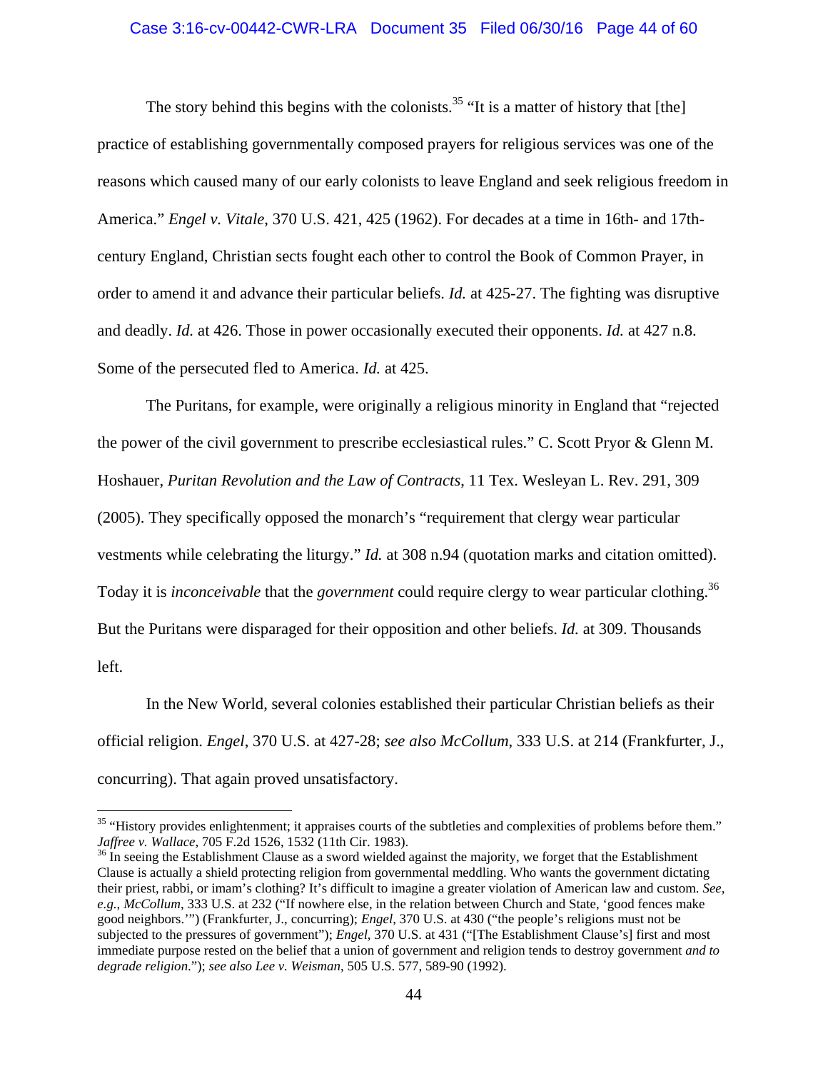The story behind this begins with the colonists.[35] "It is a matter of history that [the] practice of establishing governmentally composed prayers for religious services was one of the reasons which caused many of our early colonists to leave England and seek religious freedom in America." *Engel v. Vitale*, 370 U.S. 421, 425 (1962). For decades at a time in 16th- and 17th-century England, Christian sects fought each other to control the Book of Common Prayer, in order to amend it and advance their particular beliefs. *Id.* at 425-27. The fighting was disruptive and deadly. *Id.* at 426. Those in power occasionally executed their opponents. *Id.* at 427 n.8. Some of the persecuted fled to America. *Id.* at 425.

The Puritans, for example, were originally a religious minority in England that "rejected the power of the civil government to prescribe ecclesiastical rules." C. Scott Pryor & Glenn M. Hoshauer, *Puritan Revolution and the Law of Contracts*, 11 Tex. Wesleyan L. Rev. 291, 309 (2005). They specifically opposed the monarch's "requirement that clergy wear particular vestments while celebrating the liturgy." *Id.* at 308 n.94 (quotation marks and citation omitted). Today it is *inconceivable* that the *government* could require clergy to wear particular clothing.[36] But the Puritans were disparaged for their opposition and other beliefs. *Id.* at 309. Thousands left.

In the New World, several colonies established their particular Christian beliefs as their official religion. *Engel*, 370 U.S. at 427-28; *see also McCollum*, 333 U.S. at 214 (Frankfurter, J., concurring). That again proved unsatisfactory.

---

[35] "History provides enlightenment; it appraises courts of the subtleties and complexities of problems before them." *Jaffree v. Wallace*, 705 F.2d 1526, 1532 (11th Cir. 1983).

[36] In seeing the Establishment Clause as a sword wielded against the majority, we forget that the Establishment Clause is actually a shield protecting religion from governmental meddling. Who wants the government dictating their priest, rabbi, or imam's clothing? It's difficult to imagine a greater violation of American law and custom. *See, e.g., McCollum*, 333 U.S. at 232 ("If nowhere else, in the relation between Church and State, 'good fences make good neighbors.'") (Frankfurter, J., concurring); *Engel*, 370 U.S. at 430 ("the people's religions must not be subjected to the pressures of government"); *Engel*, 370 U.S. at 431 ("[The Establishment Clause's] first and most immediate purpose rested on the belief that a union of government and religion tends to destroy government *and to degrade religion*."); *see also Lee v. Weisman*, 505 U.S. 577, 589-90 (1992).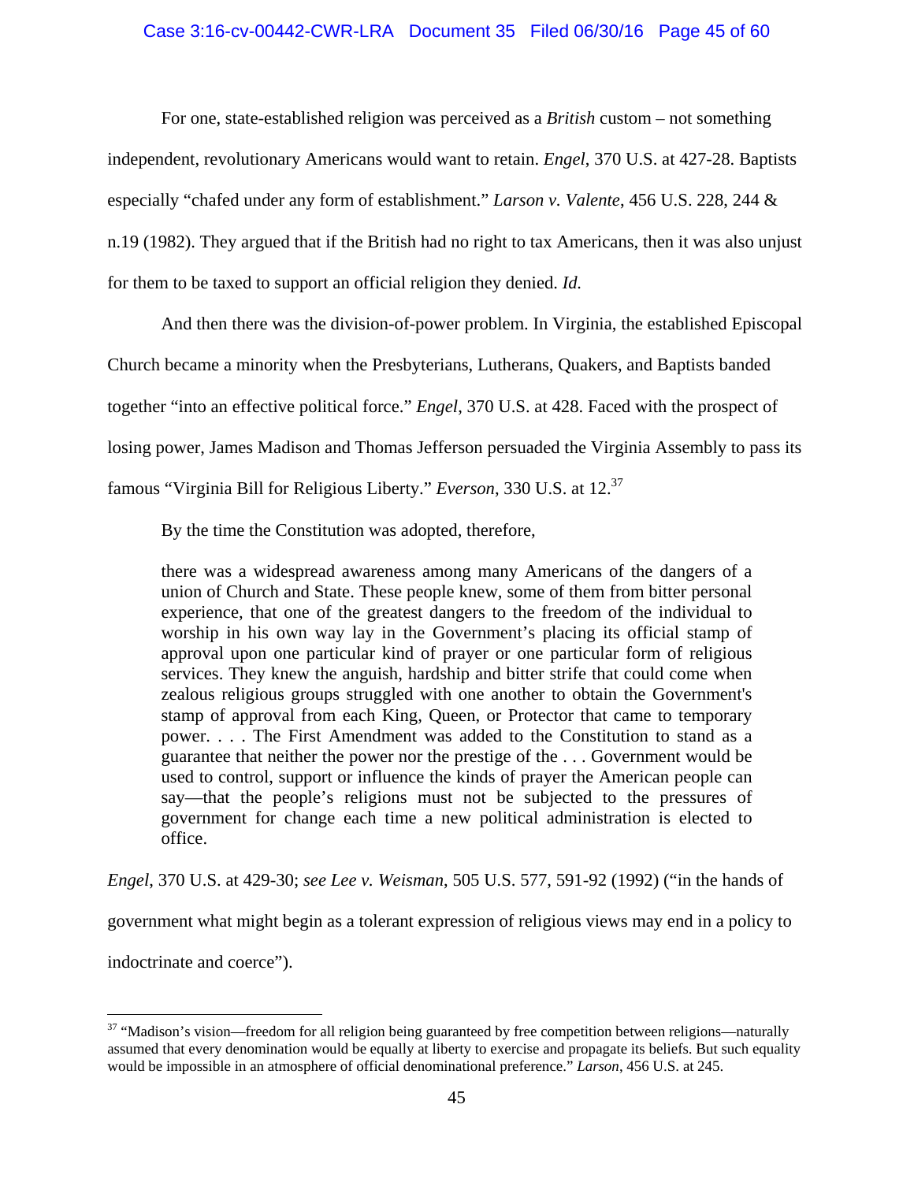For one, state-established religion was perceived as a *British* custom – not something independent, revolutionary Americans would want to retain. *Engel*, 370 U.S. at 427-28. Baptists especially "chafed under any form of establishment." *Larson v. Valente*, 456 U.S. 228, 244 & n.19 (1982). They argued that if the British had no right to tax Americans, then it was also unjust for them to be taxed to support an official religion they denied. *Id.*

And then there was the division-of-power problem. In Virginia, the established Episcopal Church became a minority when the Presbyterians, Lutherans, Quakers, and Baptists banded together "into an effective political force." *Engel*, 370 U.S. at 428. Faced with the prospect of losing power, James Madison and Thomas Jefferson persuaded the Virginia Assembly to pass its famous "Virginia Bill for Religious Liberty." *Everson*, 330 U.S. at 12.[37]

By the time the Constitution was adopted, therefore,

> there was a widespread awareness among many Americans of the dangers of a union of Church and State. These people knew, some of them from bitter personal experience, that one of the greatest dangers to the freedom of the individual to worship in his own way lay in the Government's placing its official stamp of approval upon one particular kind of prayer or one particular form of religious services. They knew the anguish, hardship and bitter strife that could come when zealous religious groups struggled with one another to obtain the Government's stamp of approval from each King, Queen, or Protector that came to temporary power. . . . The First Amendment was added to the Constitution to stand as a guarantee that neither the power nor the prestige of the . . . Government would be used to control, support or influence the kinds of prayer the American people can say—that the people's religions must not be subjected to the pressures of government for change each time a new political administration is elected to office.

*Engel*, 370 U.S. at 429-30; *see Lee v. Weisman*, 505 U.S. 577, 591-92 (1992) ("in the hands of government what might begin as a tolerant expression of religious views may end in a policy to indoctrinate and coerce").

---

[37] "Madison's vision—freedom for all religion being guaranteed by free competition between religions—naturally assumed that every denomination would be equally at liberty to exercise and propagate its beliefs. But such equality would be impossible in an atmosphere of official denominational preference." *Larson*, 456 U.S. at 245.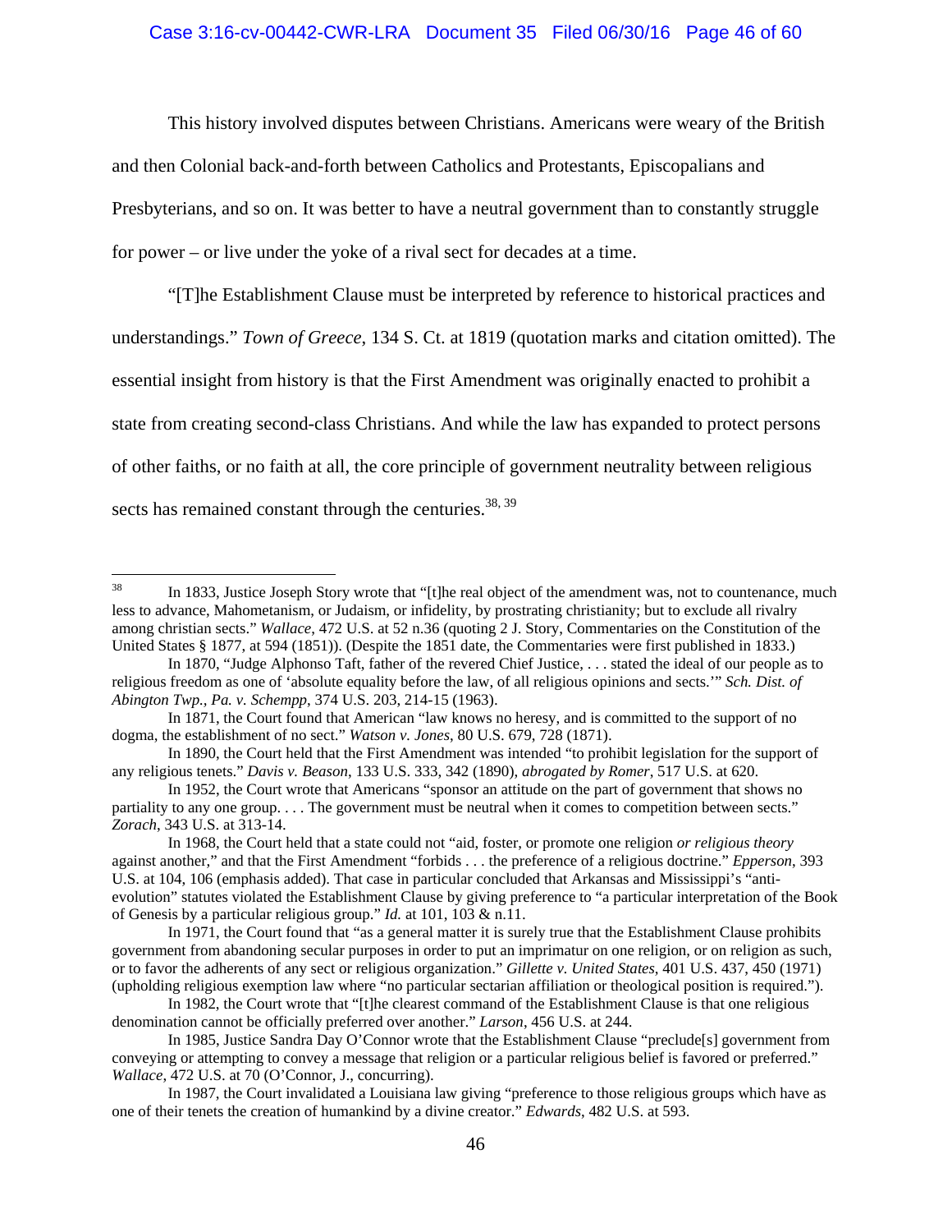This history involved disputes between Christians. Americans were weary of the British and then Colonial back-and-forth between Catholics and Protestants, Episcopalians and Presbyterians, and so on. It was better to have a neutral government than to constantly struggle for power – or live under the yoke of a rival sect for decades at a time.

"[T]he Establishment Clause must be interpreted by reference to historical practices and understandings." *Town of Greece*, 134 S. Ct. at 1819 (quotation marks and citation omitted). The essential insight from history is that the First Amendment was originally enacted to prohibit a state from creating second-class Christians. And while the law has expanded to protect persons of other faiths, or no faith at all, the core principle of government neutrality between religious sects has remained constant through the centuries.[38, 39]

---

[38] In 1833, Justice Joseph Story wrote that "[t]he real object of the amendment was, not to countenance, much less to advance, Mahometanism, or Judaism, or infidelity, by prostrating christianity; but to exclude all rivalry among christian sects." *Wallace*, 472 U.S. at 52 n.36 (quoting 2 J. Story, Commentaries on the Constitution of the United States § 1877, at 594 (1851)). (Despite the 1851 date, the Commentaries were first published in 1833.)

In 1870, "Judge Alphonso Taft, father of the revered Chief Justice, . . . stated the ideal of our people as to religious freedom as one of 'absolute equality before the law, of all religious opinions and sects.'" *Sch. Dist. of Abington Twp., Pa. v. Schempp*, 374 U.S. 203, 214-15 (1963).

In 1871, the Court found that American "law knows no heresy, and is committed to the support of no dogma, the establishment of no sect." *Watson v. Jones*, 80 U.S. 679, 728 (1871).

In 1890, the Court held that the First Amendment was intended "to prohibit legislation for the support of any religious tenets." *Davis v. Beason*, 133 U.S. 333, 342 (1890), *abrogated by Romer*, 517 U.S. at 620.

In 1952, the Court wrote that Americans "sponsor an attitude on the part of government that shows no partiality to any one group. . . . The government must be neutral when it comes to competition between sects." *Zorach*, 343 U.S. at 313-14.

In 1968, the Court held that a state could not "aid, foster, or promote one religion *or religious theory* against another," and that the First Amendment "forbids . . . the preference of a religious doctrine." *Epperson*, 393 U.S. at 104, 106 (emphasis added). That case in particular concluded that Arkansas and Mississippi's "anti-evolution" statutes violated the Establishment Clause by giving preference to "a particular interpretation of the Book of Genesis by a particular religious group." *Id.* at 101, 103 & n.11.

In 1971, the Court found that "as a general matter it is surely true that the Establishment Clause prohibits government from abandoning secular purposes in order to put an imprimatur on one religion, or on religion as such, or to favor the adherents of any sect or religious organization." *Gillette v. United States*, 401 U.S. 437, 450 (1971) (upholding religious exemption law where "no particular sectarian affiliation or theological position is required.").

In 1982, the Court wrote that "[t]he clearest command of the Establishment Clause is that one religious denomination cannot be officially preferred over another." *Larson*, 456 U.S. at 244.

In 1985, Justice Sandra Day O'Connor wrote that the Establishment Clause "preclude[s] government from conveying or attempting to convey a message that religion or a particular religious belief is favored or preferred." *Wallace*, 472 U.S. at 70 (O'Connor, J., concurring).

In 1987, the Court invalidated a Louisiana law giving "preference to those religious groups which have as one of their tenets the creation of humankind by a divine creator." *Edwards*, 482 U.S. at 593.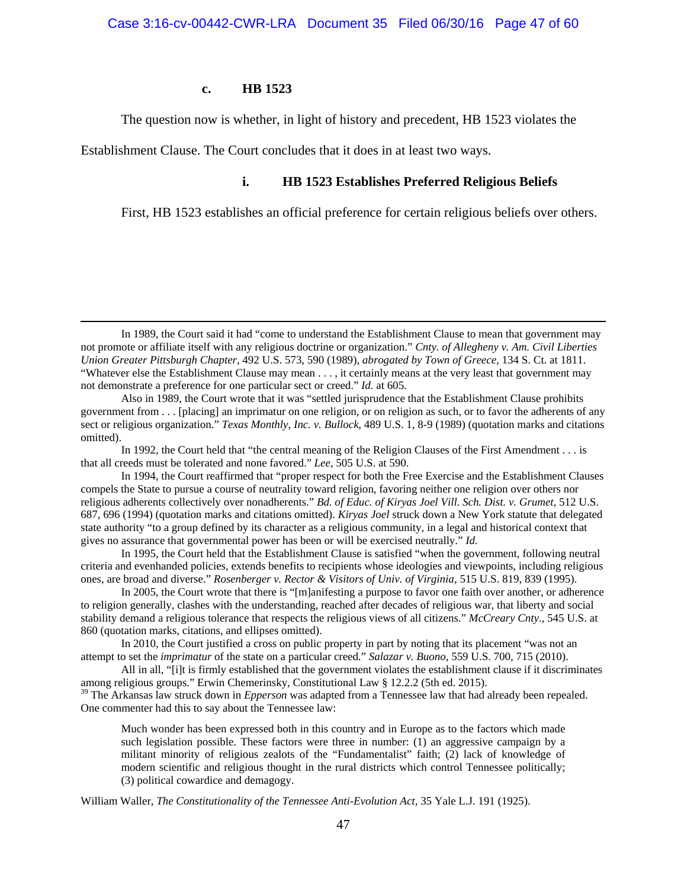#### c. HB 1523

The question now is whether, in light of history and precedent, HB 1523 violates the Establishment Clause. The Court concludes that it does in at least two ways.

##### i. HB 1523 Establishes Preferred Religious Beliefs

First, HB 1523 establishes an official preference for certain religious beliefs over others.

---

In 1989, the Court said it had "come to understand the Establishment Clause to mean that government may not promote or affiliate itself with any religious doctrine or organization." *Cnty. of Allegheny v. Am. Civil Liberties Union Greater Pittsburgh Chapter*, 492 U.S. 573, 590 (1989), *abrogated by Town of Greece*, 134 S. Ct. at 1811. "Whatever else the Establishment Clause may mean . . . , it certainly means at the very least that government may not demonstrate a preference for one particular sect or creed." *Id.* at 605.

Also in 1989, the Court wrote that it was "settled jurisprudence that the Establishment Clause prohibits government from . . . [placing] an imprimatur on one religion, or on religion as such, or to favor the adherents of any sect or religious organization." *Texas Monthly, Inc. v. Bullock*, 489 U.S. 1, 8-9 (1989) (quotation marks and citations omitted).

In 1992, the Court held that "the central meaning of the Religion Clauses of the First Amendment . . . is that all creeds must be tolerated and none favored." *Lee*, 505 U.S. at 590.

In 1994, the Court reaffirmed that "proper respect for both the Free Exercise and the Establishment Clauses compels the State to pursue a course of neutrality toward religion, favoring neither one religion over others nor religious adherents collectively over nonadherents." *Bd. of Educ. of Kiryas Joel Vill. Sch. Dist. v. Grumet*, 512 U.S. 687, 696 (1994) (quotation marks and citations omitted). *Kiryas Joel* struck down a New York statute that delegated state authority "to a group defined by its character as a religious community, in a legal and historical context that gives no assurance that governmental power has been or will be exercised neutrally." *Id.*

In 1995, the Court held that the Establishment Clause is satisfied "when the government, following neutral criteria and evenhanded policies, extends benefits to recipients whose ideologies and viewpoints, including religious ones, are broad and diverse." *Rosenberger v. Rector & Visitors of Univ. of Virginia*, 515 U.S. 819, 839 (1995).

In 2005, the Court wrote that there is "[m]anifesting a purpose to favor one faith over another, or adherence to religion generally, clashes with the understanding, reached after decades of religious war, that liberty and social stability demand a religious tolerance that respects the religious views of all citizens." *McCreary Cnty.*, 545 U.S. at 860 (quotation marks, citations, and ellipses omitted).

In 2010, the Court justified a cross on public property in part by noting that its placement "was not an attempt to set the *imprimatur* of the state on a particular creed." *Salazar v. Buono*, 559 U.S. 700, 715 (2010).

All in all, "[i]t is firmly established that the government violates the establishment clause if it discriminates among religious groups." Erwin Chemerinsky, Constitutional Law § 12.2.2 (5th ed. 2015).

[39] The Arkansas law struck down in *Epperson* was adapted from a Tennessee law that had already been repealed. One commenter had this to say about the Tennessee law:

> Much wonder has been expressed both in this country and in Europe as to the factors which made such legislation possible. These factors were three in number: (1) an aggressive campaign by a militant minority of religious zealots of the "Fundamentalist" faith; (2) lack of knowledge of modern scientific and religious thought in the rural districts which control Tennessee politically; (3) political cowardice and demagogy.

William Waller, *The Constitutionality of the Tennessee Anti-Evolution Act*, 35 Yale L.J. 191 (1925).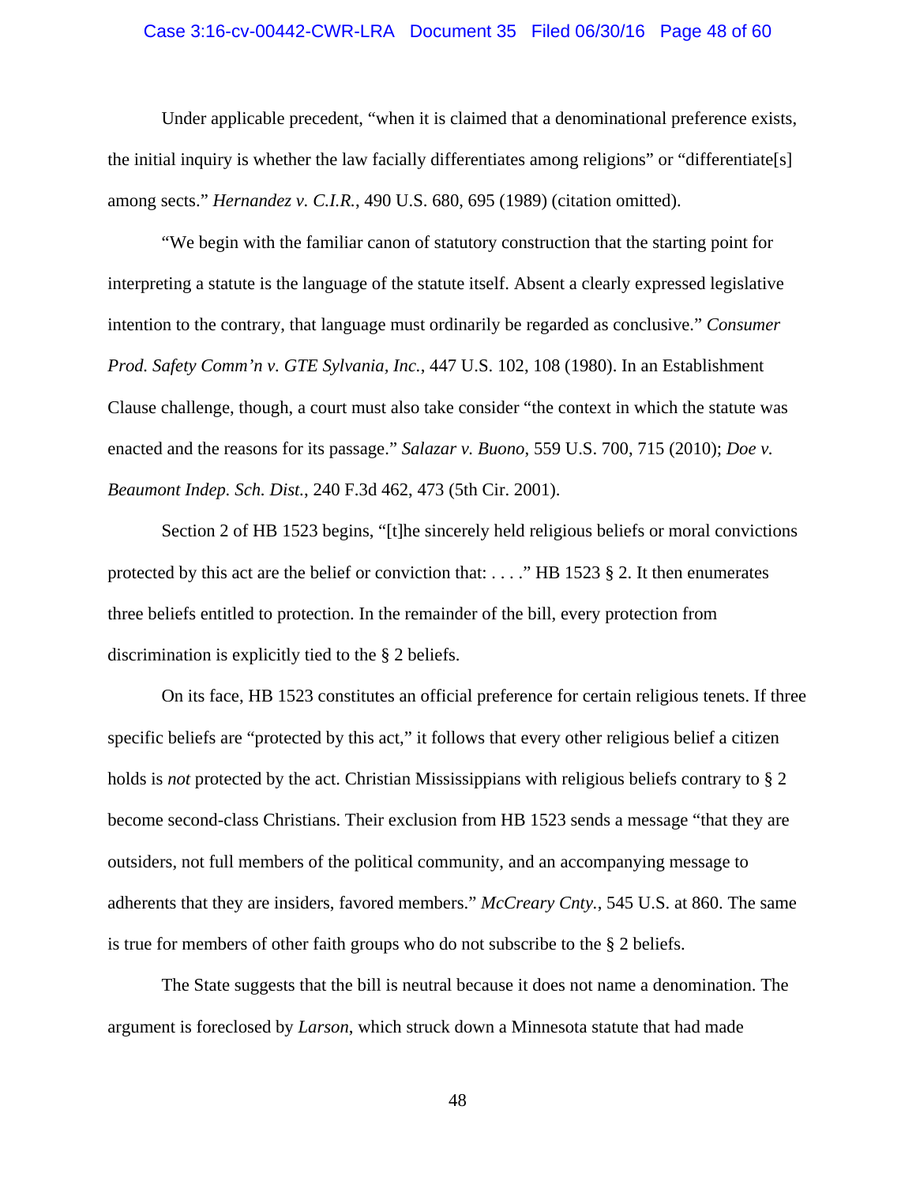Under applicable precedent, "when it is claimed that a denominational preference exists, the initial inquiry is whether the law facially differentiates among religions" or "differentiate[s] among sects." *Hernandez v. C.I.R.*, 490 U.S. 680, 695 (1989) (citation omitted).

"We begin with the familiar canon of statutory construction that the starting point for interpreting a statute is the language of the statute itself. Absent a clearly expressed legislative intention to the contrary, that language must ordinarily be regarded as conclusive." *Consumer Prod. Safety Comm'n v. GTE Sylvania, Inc.*, 447 U.S. 102, 108 (1980). In an Establishment Clause challenge, though, a court must also take consider "the context in which the statute was enacted and the reasons for its passage." *Salazar v. Buono*, 559 U.S. 700, 715 (2010); *Doe v. Beaumont Indep. Sch. Dist.*, 240 F.3d 462, 473 (5th Cir. 2001).

Section 2 of HB 1523 begins, "[t]he sincerely held religious beliefs or moral convictions protected by this act are the belief or conviction that: . . . ." HB 1523 § 2. It then enumerates three beliefs entitled to protection. In the remainder of the bill, every protection from discrimination is explicitly tied to the § 2 beliefs.

On its face, HB 1523 constitutes an official preference for certain religious tenets. If three specific beliefs are "protected by this act," it follows that every other religious belief a citizen holds is *not* protected by the act. Christian Mississippians with religious beliefs contrary to § 2 become second-class Christians. Their exclusion from HB 1523 sends a message "that they are outsiders, not full members of the political community, and an accompanying message to adherents that they are insiders, favored members." *McCreary Cnty.*, 545 U.S. at 860. The same is true for members of other faith groups who do not subscribe to the § 2 beliefs.

The State suggests that the bill is neutral because it does not name a denomination. The argument is foreclosed by *Larson*, which struck down a Minnesota statute that had made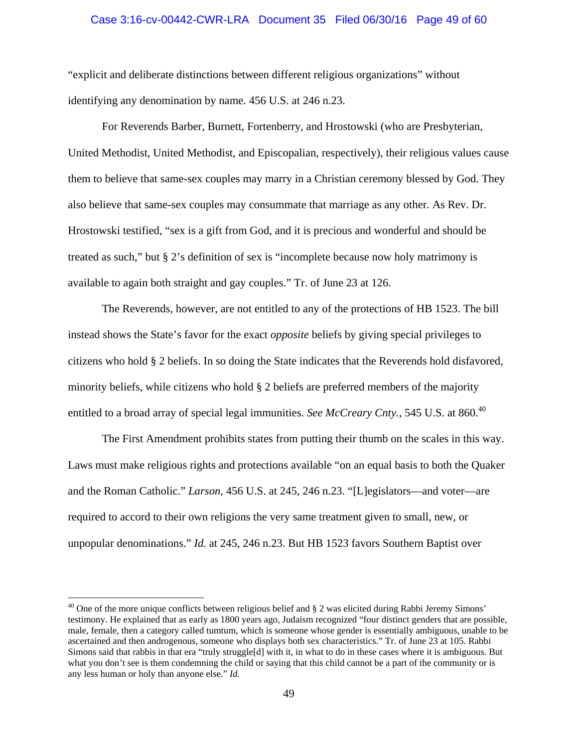"explicit and deliberate distinctions between different religious organizations" without identifying any denomination by name. 456 U.S. at 246 n.23.

For Reverends Barber, Burnett, Fortenberry, and Hrostowski (who are Presbyterian, United Methodist, United Methodist, and Episcopalian, respectively), their religious values cause them to believe that same-sex couples may marry in a Christian ceremony blessed by God. They also believe that same-sex couples may consummate that marriage as any other. As Rev. Dr. Hrostowski testified, "sex is a gift from God, and it is precious and wonderful and should be treated as such," but § 2's definition of sex is "incomplete because now holy matrimony is available to again both straight and gay couples." Tr. of June 23 at 126.

The Reverends, however, are not entitled to any of the protections of HB 1523. The bill instead shows the State's favor for the exact *opposite* beliefs by giving special privileges to citizens who hold § 2 beliefs. In so doing the State indicates that the Reverends hold disfavored, minority beliefs, while citizens who hold § 2 beliefs are preferred members of the majority entitled to a broad array of special legal immunities. *See McCreary Cnty.*, 545 U.S. at 860.[40]

The First Amendment prohibits states from putting their thumb on the scales in this way. Laws must make religious rights and protections available "on an equal basis to both the Quaker and the Roman Catholic." *Larson*, 456 U.S. at 245, 246 n.23. "[L]egislators—and voter—are required to accord to their own religions the very same treatment given to small, new, or unpopular denominations." *Id.* at 245, 246 n.23. But HB 1523 favors Southern Baptist over

---

[40] One of the more unique conflicts between religious belief and § 2 was elicited during Rabbi Jeremy Simons' testimony. He explained that as early as 1800 years ago, Judaism recognized "four distinct genders that are possible, male, female, then a category called tumtum, which is someone whose gender is essentially ambiguous, unable to be ascertained and then androgenous, someone who displays both sex characteristics." Tr. of June 23 at 105. Rabbi Simons said that rabbis in that era "truly struggle[d] with it, in what to do in these cases where it is ambiguous. But what you don't see is them condemning the child or saying that this child cannot be a part of the community or is any less human or holy than anyone else." *Id.*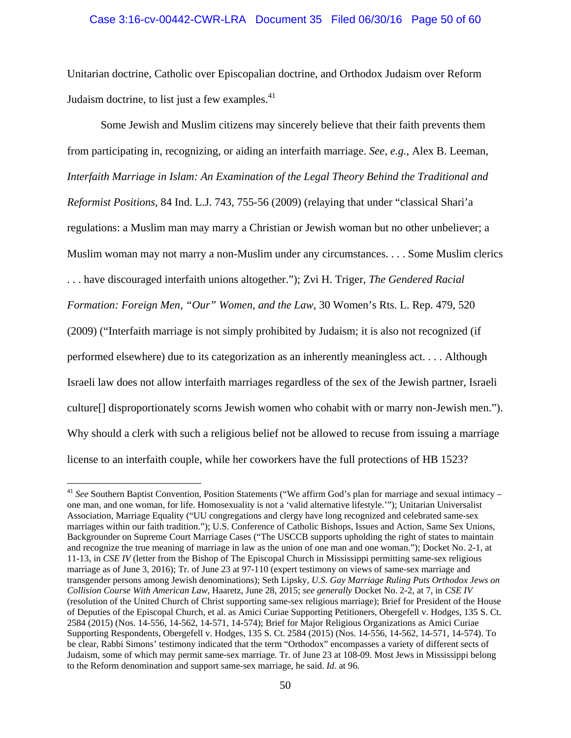Unitarian doctrine, Catholic over Episcopalian doctrine, and Orthodox Judaism over Reform Judaism doctrine, to list just a few examples.[41]

Some Jewish and Muslim citizens may sincerely believe that their faith prevents them from participating in, recognizing, or aiding an interfaith marriage. *See, e.g.*, Alex B. Leeman, *Interfaith Marriage in Islam: An Examination of the Legal Theory Behind the Traditional and Reformist Positions*, 84 Ind. L.J. 743, 755-56 (2009) (relaying that under "classical Shari'a regulations: a Muslim man may marry a Christian or Jewish woman but no other unbeliever; a Muslim woman may not marry a non-Muslim under any circumstances. . . . Some Muslim clerics . . . have discouraged interfaith unions altogether."); Zvi H. Triger, *The Gendered Racial Formation: Foreign Men, "Our" Women, and the Law*, 30 Women's Rts. L. Rep. 479, 520 (2009) ("Interfaith marriage is not simply prohibited by Judaism; it is also not recognized (if performed elsewhere) due to its categorization as an inherently meaningless act. . . . Although Israeli law does not allow interfaith marriages regardless of the sex of the Jewish partner, Israeli culture[] disproportionately scorns Jewish women who cohabit with or marry non-Jewish men."). Why should a clerk with such a religious belief not be allowed to recuse from issuing a marriage license to an interfaith couple, while her coworkers have the full protections of HB 1523?

---

[41] *See* Southern Baptist Convention, Position Statements ("We affirm God's plan for marriage and sexual intimacy – one man, and one woman, for life. Homosexuality is not a 'valid alternative lifestyle.'"); Unitarian Universalist Association, Marriage Equality ("UU congregations and clergy have long recognized and celebrated same-sex marriages within our faith tradition."); U.S. Conference of Catholic Bishops, Issues and Action, Same Sex Unions, Backgrounder on Supreme Court Marriage Cases ("The USCCB supports upholding the right of states to maintain and recognize the true meaning of marriage in law as the union of one man and one woman."); Docket No. 2-1, at 11-13, in *CSE IV* (letter from the Bishop of The Episcopal Church in Mississippi permitting same-sex religious marriage as of June 3, 2016); Tr. of June 23 at 97-110 (expert testimony on views of same-sex marriage and transgender persons among Jewish denominations); Seth Lipsky, *U.S. Gay Marriage Ruling Puts Orthodox Jews on Collision Course With American Law*, Haaretz, June 28, 2015; *see generally* Docket No. 2-2, at 7, in *CSE IV* (resolution of the United Church of Christ supporting same-sex religious marriage); Brief for President of the House of Deputies of the Episcopal Church, et al. as Amici Curiae Supporting Petitioners, Obergefell v. Hodges, 135 S. Ct. 2584 (2015) (Nos. 14-556, 14-562, 14-571, 14-574); Brief for Major Religious Organizations as Amici Curiae Supporting Respondents, Obergefell v. Hodges, 135 S. Ct. 2584 (2015) (Nos. 14-556, 14-562, 14-571, 14-574). To be clear, Rabbi Simons' testimony indicated that the term "Orthodox" encompasses a variety of different sects of Judaism, some of which may permit same-sex marriage. Tr. of June 23 at 108-09. Most Jews in Mississippi belong to the Reform denomination and support same-sex marriage, he said. *Id.* at 96.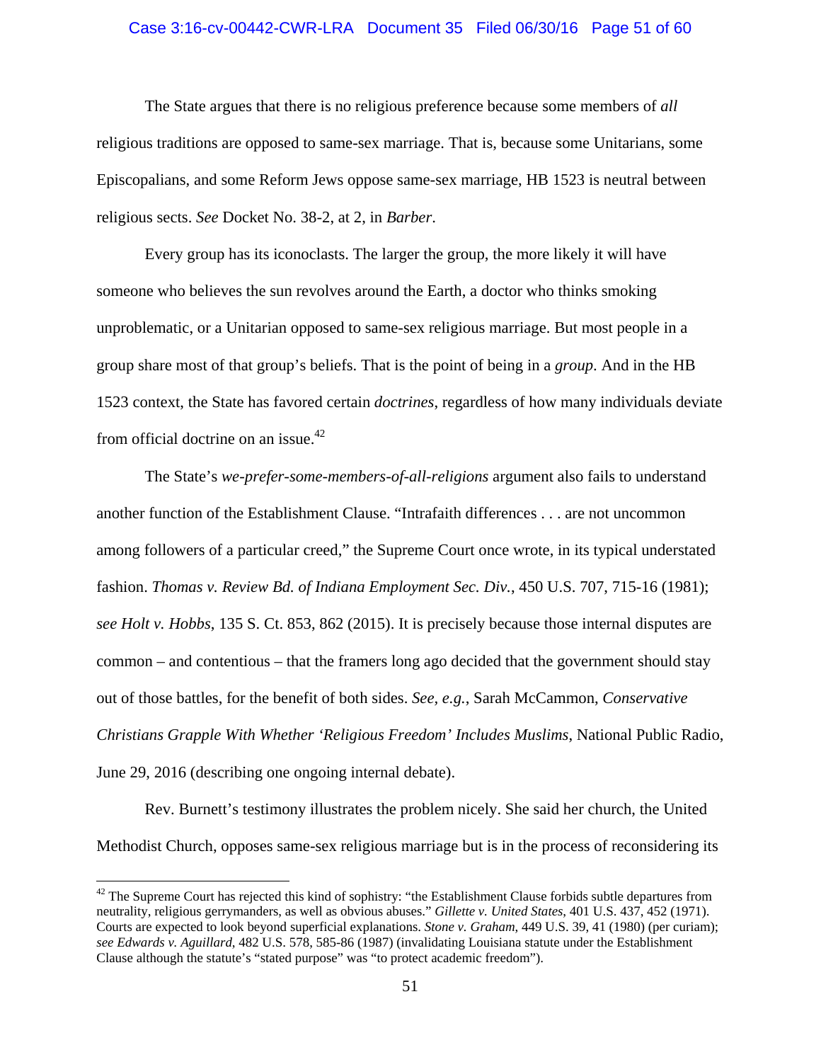The State argues that there is no religious preference because some members of *all* religious traditions are opposed to same-sex marriage. That is, because some Unitarians, some Episcopalians, and some Reform Jews oppose same-sex marriage, HB 1523 is neutral between religious sects. *See* Docket No. 38-2, at 2, in *Barber*.

Every group has its iconoclasts. The larger the group, the more likely it will have someone who believes the sun revolves around the Earth, a doctor who thinks smoking unproblematic, or a Unitarian opposed to same-sex religious marriage. But most people in a group share most of that group's beliefs. That is the point of being in a *group*. And in the HB 1523 context, the State has favored certain *doctrines*, regardless of how many individuals deviate from official doctrine on an issue.[42]

The State's *we-prefer-some-members-of-all-religions* argument also fails to understand another function of the Establishment Clause. "Intrafaith differences . . . are not uncommon among followers of a particular creed," the Supreme Court once wrote, in its typical understated fashion. *Thomas v. Review Bd. of Indiana Employment Sec. Div.*, 450 U.S. 707, 715-16 (1981); *see Holt v. Hobbs*, 135 S. Ct. 853, 862 (2015). It is precisely because those internal disputes are common – and contentious – that the framers long ago decided that the government should stay out of those battles, for the benefit of both sides. *See, e.g.*, Sarah McCammon, *Conservative Christians Grapple With Whether 'Religious Freedom' Includes Muslims*, National Public Radio, June 29, 2016 (describing one ongoing internal debate).

Rev. Burnett's testimony illustrates the problem nicely. She said her church, the United Methodist Church, opposes same-sex religious marriage but is in the process of reconsidering its

---

[42] The Supreme Court has rejected this kind of sophistry: "the Establishment Clause forbids subtle departures from neutrality, religious gerrymanders, as well as obvious abuses." *Gillette v. United States*, 401 U.S. 437, 452 (1971). Courts are expected to look beyond superficial explanations. *Stone v. Graham*, 449 U.S. 39, 41 (1980) (per curiam); *see Edwards v. Aguillard*, 482 U.S. 578, 585-86 (1987) (invalidating Louisiana statute under the Establishment Clause although the statute's "stated purpose" was "to protect academic freedom").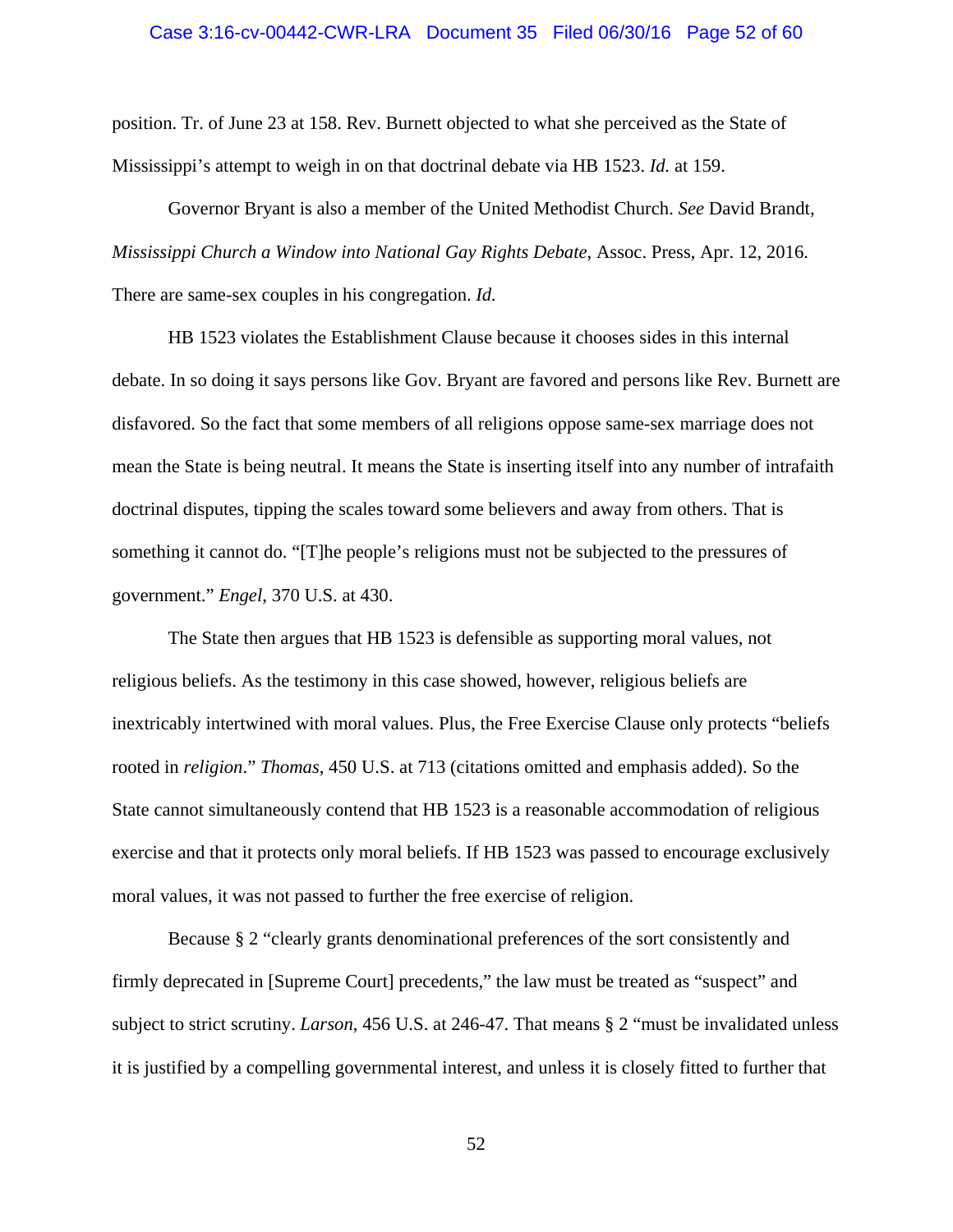position. Tr. of June 23 at 158. Rev. Burnett objected to what she perceived as the State of Mississippi's attempt to weigh in on that doctrinal debate via HB 1523. *Id.* at 159.

Governor Bryant is also a member of the United Methodist Church. *See* David Brandt, *Mississippi Church a Window into National Gay Rights Debate*, Assoc. Press, Apr. 12, 2016. There are same-sex couples in his congregation. *Id.*

HB 1523 violates the Establishment Clause because it chooses sides in this internal debate. In so doing it says persons like Gov. Bryant are favored and persons like Rev. Burnett are disfavored. So the fact that some members of all religions oppose same-sex marriage does not mean the State is being neutral. It means the State is inserting itself into any number of intrafaith doctrinal disputes, tipping the scales toward some believers and away from others. That is something it cannot do. "[T]he people's religions must not be subjected to the pressures of government." *Engel*, 370 U.S. at 430.

The State then argues that HB 1523 is defensible as supporting moral values, not religious beliefs. As the testimony in this case showed, however, religious beliefs are inextricably intertwined with moral values. Plus, the Free Exercise Clause only protects "beliefs rooted in *religion*." *Thomas*, 450 U.S. at 713 (citations omitted and emphasis added). So the State cannot simultaneously contend that HB 1523 is a reasonable accommodation of religious exercise and that it protects only moral beliefs. If HB 1523 was passed to encourage exclusively moral values, it was not passed to further the free exercise of religion.

Because § 2 "clearly grants denominational preferences of the sort consistently and firmly deprecated in [Supreme Court] precedents," the law must be treated as "suspect" and subject to strict scrutiny. *Larson*, 456 U.S. at 246-47. That means § 2 "must be invalidated unless it is justified by a compelling governmental interest, and unless it is closely fitted to further that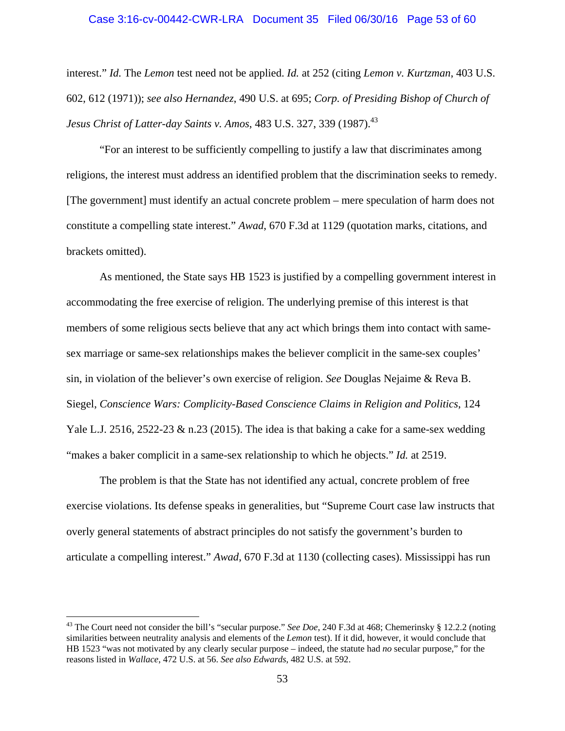interest." *Id.* The *Lemon* test need not be applied. *Id.* at 252 (citing *Lemon v. Kurtzman*, 403 U.S. 602, 612 (1971)); *see also Hernandez*, 490 U.S. at 695; *Corp. of Presiding Bishop of Church of Jesus Christ of Latter-day Saints v. Amos*, 483 U.S. 327, 339 (1987).[43]

"For an interest to be sufficiently compelling to justify a law that discriminates among religions, the interest must address an identified problem that the discrimination seeks to remedy. [The government] must identify an actual concrete problem – mere speculation of harm does not constitute a compelling state interest." *Awad*, 670 F.3d at 1129 (quotation marks, citations, and brackets omitted).

As mentioned, the State says HB 1523 is justified by a compelling government interest in accommodating the free exercise of religion. The underlying premise of this interest is that members of some religious sects believe that any act which brings them into contact with same-sex marriage or same-sex relationships makes the believer complicit in the same-sex couples' sin, in violation of the believer's own exercise of religion. *See* Douglas Nejaime & Reva B. Siegel, *Conscience Wars: Complicity-Based Conscience Claims in Religion and Politics*, 124 Yale L.J. 2516, 2522-23 & n.23 (2015). The idea is that baking a cake for a same-sex wedding "makes a baker complicit in a same-sex relationship to which he objects." *Id.* at 2519.

The problem is that the State has not identified any actual, concrete problem of free exercise violations. Its defense speaks in generalities, but "Supreme Court case law instructs that overly general statements of abstract principles do not satisfy the government's burden to articulate a compelling interest." *Awad*, 670 F.3d at 1130 (collecting cases). Mississippi has run

[43] The Court need not consider the bill's "secular purpose." *See Doe*, 240 F.3d at 468; Chemerinsky § 12.2.2 (noting similarities between neutrality analysis and elements of the *Lemon* test). If it did, however, it would conclude that HB 1523 "was not motivated by any clearly secular purpose – indeed, the statute had *no* secular purpose," for the reasons listed in *Wallace*, 472 U.S. at 56. *See also Edwards*, 482 U.S. at 592.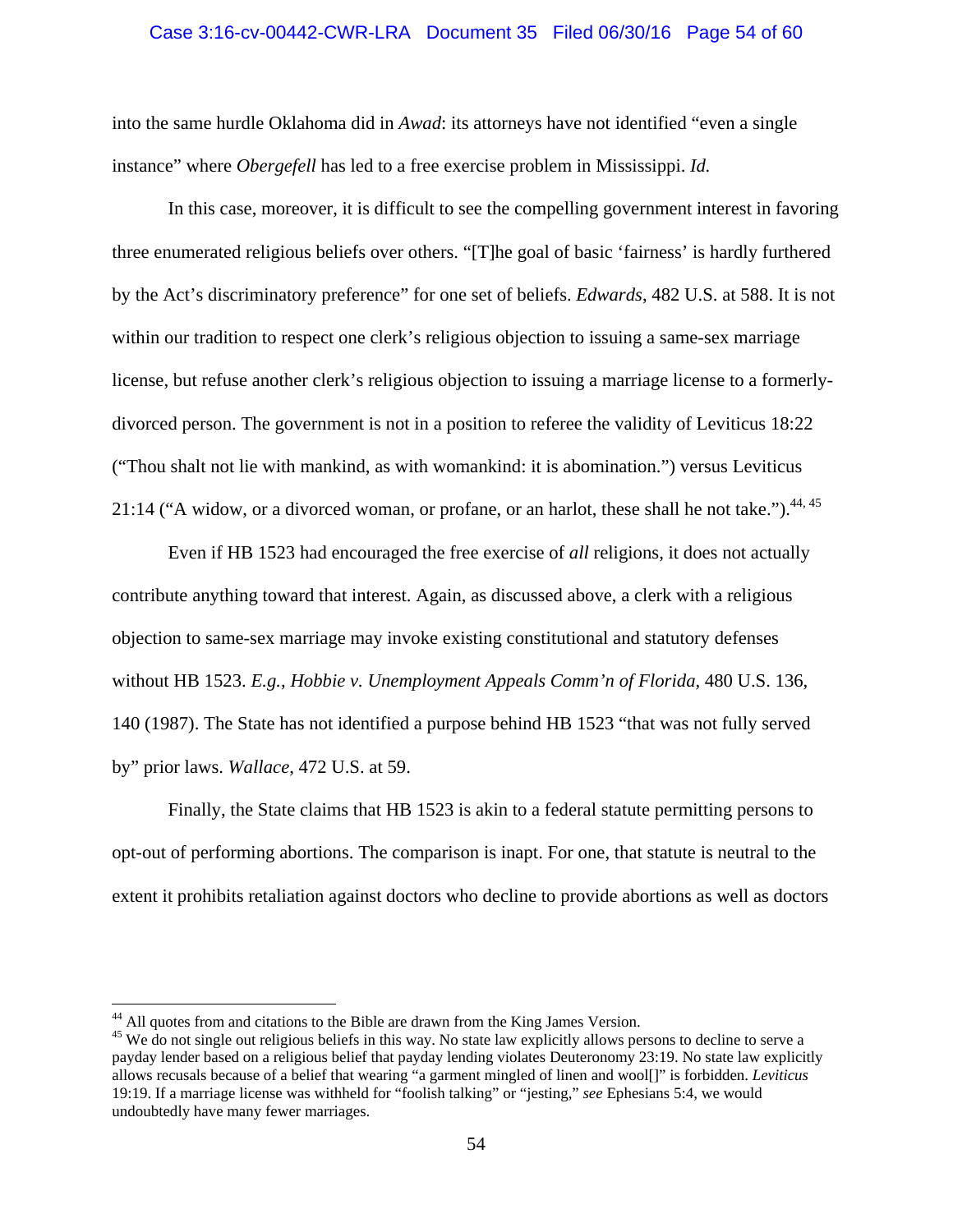into the same hurdle Oklahoma did in *Awad*: its attorneys have not identified "even a single instance" where *Obergefell* has led to a free exercise problem in Mississippi. *Id.*

In this case, moreover, it is difficult to see the compelling government interest in favoring three enumerated religious beliefs over others. "[T]he goal of basic 'fairness' is hardly furthered by the Act's discriminatory preference" for one set of beliefs. *Edwards*, 482 U.S. at 588. It is not within our tradition to respect one clerk's religious objection to issuing a same-sex marriage license, but refuse another clerk's religious objection to issuing a marriage license to a formerly-divorced person. The government is not in a position to referee the validity of Leviticus 18:22 ("Thou shalt not lie with mankind, as with womankind: it is abomination.") versus Leviticus 21:14 ("A widow, or a divorced woman, or profane, or an harlot, these shall he not take.").[44, 45]

Even if HB 1523 had encouraged the free exercise of *all* religions, it does not actually contribute anything toward that interest. Again, as discussed above, a clerk with a religious objection to same-sex marriage may invoke existing constitutional and statutory defenses without HB 1523. *E.g.*, *Hobbie v. Unemployment Appeals Comm'n of Florida*, 480 U.S. 136, 140 (1987). The State has not identified a purpose behind HB 1523 "that was not fully served by" prior laws. *Wallace*, 472 U.S. at 59.

Finally, the State claims that HB 1523 is akin to a federal statute permitting persons to opt-out of performing abortions. The comparison is inapt. For one, that statute is neutral to the extent it prohibits retaliation against doctors who decline to provide abortions as well as doctors

---

[44] All quotes from and citations to the Bible are drawn from the King James Version.

[45] We do not single out religious beliefs in this way. No state law explicitly allows persons to decline to serve a payday lender based on a religious belief that payday lending violates Deuteronomy 23:19. No state law explicitly allows recusals because of a belief that wearing "a garment mingled of linen and wool[]" is forbidden. *Leviticus* 19:19. If a marriage license was withheld for "foolish talking" or "jesting," *see* Ephesians 5:4, we would undoubtedly have many fewer marriages.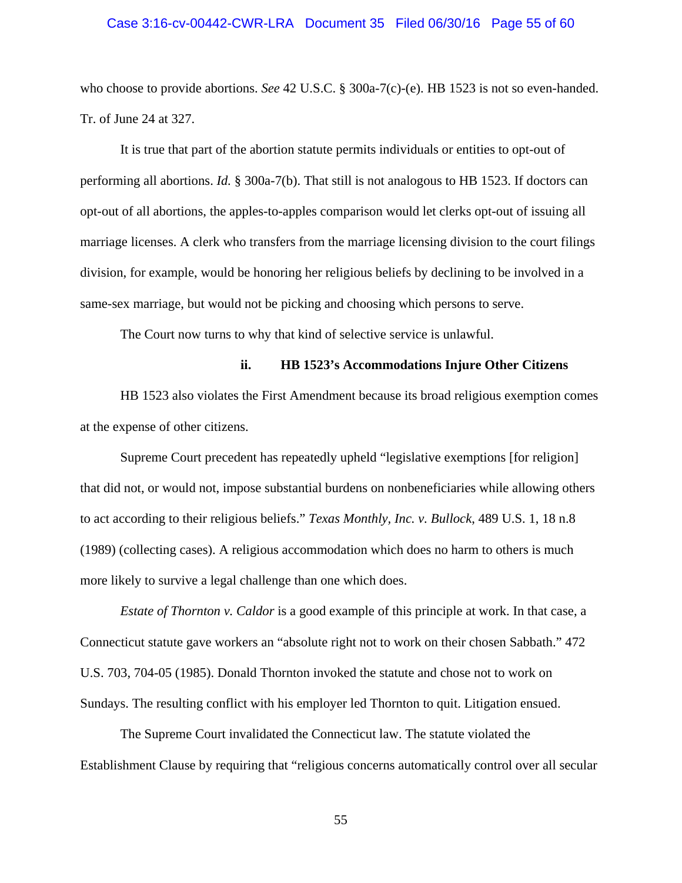who choose to provide abortions. *See* 42 U.S.C. § 300a-7(c)-(e). HB 1523 is not so even-handed. Tr. of June 24 at 327.

It is true that part of the abortion statute permits individuals or entities to opt-out of performing all abortions. *Id.* § 300a-7(b). That still is not analogous to HB 1523. If doctors can opt-out of all abortions, the apples-to-apples comparison would let clerks opt-out of issuing all marriage licenses. A clerk who transfers from the marriage licensing division to the court filings division, for example, would be honoring her religious beliefs by declining to be involved in a same-sex marriage, but would not be picking and choosing which persons to serve.

The Court now turns to why that kind of selective service is unlawful.

#### ii. HB 1523's Accommodations Injure Other Citizens

HB 1523 also violates the First Amendment because its broad religious exemption comes at the expense of other citizens.

Supreme Court precedent has repeatedly upheld "legislative exemptions [for religion] that did not, or would not, impose substantial burdens on nonbeneficiaries while allowing others to act according to their religious beliefs." *Texas Monthly, Inc. v. Bullock*, 489 U.S. 1, 18 n.8 (1989) (collecting cases). A religious accommodation which does no harm to others is much more likely to survive a legal challenge than one which does.

*Estate of Thornton v. Caldor* is a good example of this principle at work. In that case, a Connecticut statute gave workers an "absolute right not to work on their chosen Sabbath." 472 U.S. 703, 704-05 (1985). Donald Thornton invoked the statute and chose not to work on Sundays. The resulting conflict with his employer led Thornton to quit. Litigation ensued.

The Supreme Court invalidated the Connecticut law. The statute violated the Establishment Clause by requiring that "religious concerns automatically control over all secular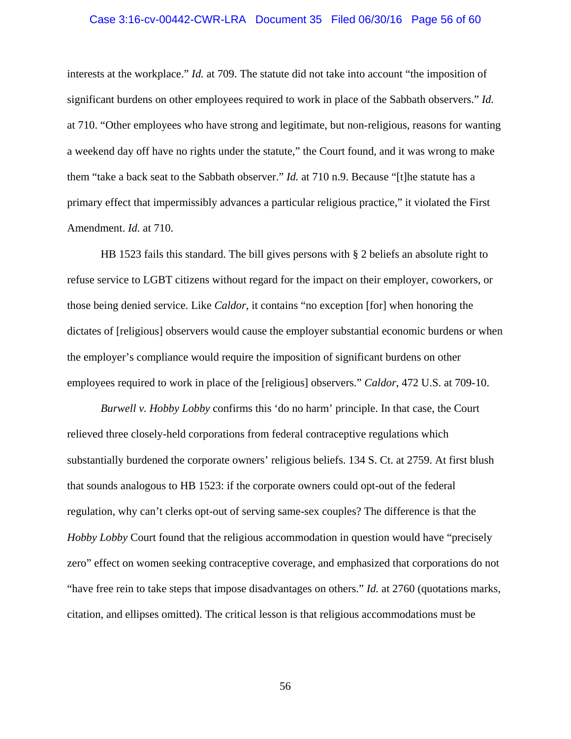interests at the workplace." *Id.* at 709. The statute did not take into account "the imposition of significant burdens on other employees required to work in place of the Sabbath observers." *Id.* at 710. "Other employees who have strong and legitimate, but non-religious, reasons for wanting a weekend day off have no rights under the statute," the Court found, and it was wrong to make them "take a back seat to the Sabbath observer." *Id.* at 710 n.9. Because "[t]he statute has a primary effect that impermissibly advances a particular religious practice," it violated the First Amendment. *Id.* at 710.

HB 1523 fails this standard. The bill gives persons with § 2 beliefs an absolute right to refuse service to LGBT citizens without regard for the impact on their employer, coworkers, or those being denied service. Like *Caldor*, it contains "no exception [for] when honoring the dictates of [religious] observers would cause the employer substantial economic burdens or when the employer's compliance would require the imposition of significant burdens on other employees required to work in place of the [religious] observers." *Caldor*, 472 U.S. at 709-10.

*Burwell v. Hobby Lobby* confirms this 'do no harm' principle. In that case, the Court relieved three closely-held corporations from federal contraceptive regulations which substantially burdened the corporate owners' religious beliefs. 134 S. Ct. at 2759. At first blush that sounds analogous to HB 1523: if the corporate owners could opt-out of the federal regulation, why can't clerks opt-out of serving same-sex couples? The difference is that the *Hobby Lobby* Court found that the religious accommodation in question would have "precisely zero" effect on women seeking contraceptive coverage, and emphasized that corporations do not "have free rein to take steps that impose disadvantages on others." *Id.* at 2760 (quotations marks, citation, and ellipses omitted). The critical lesson is that religious accommodations must be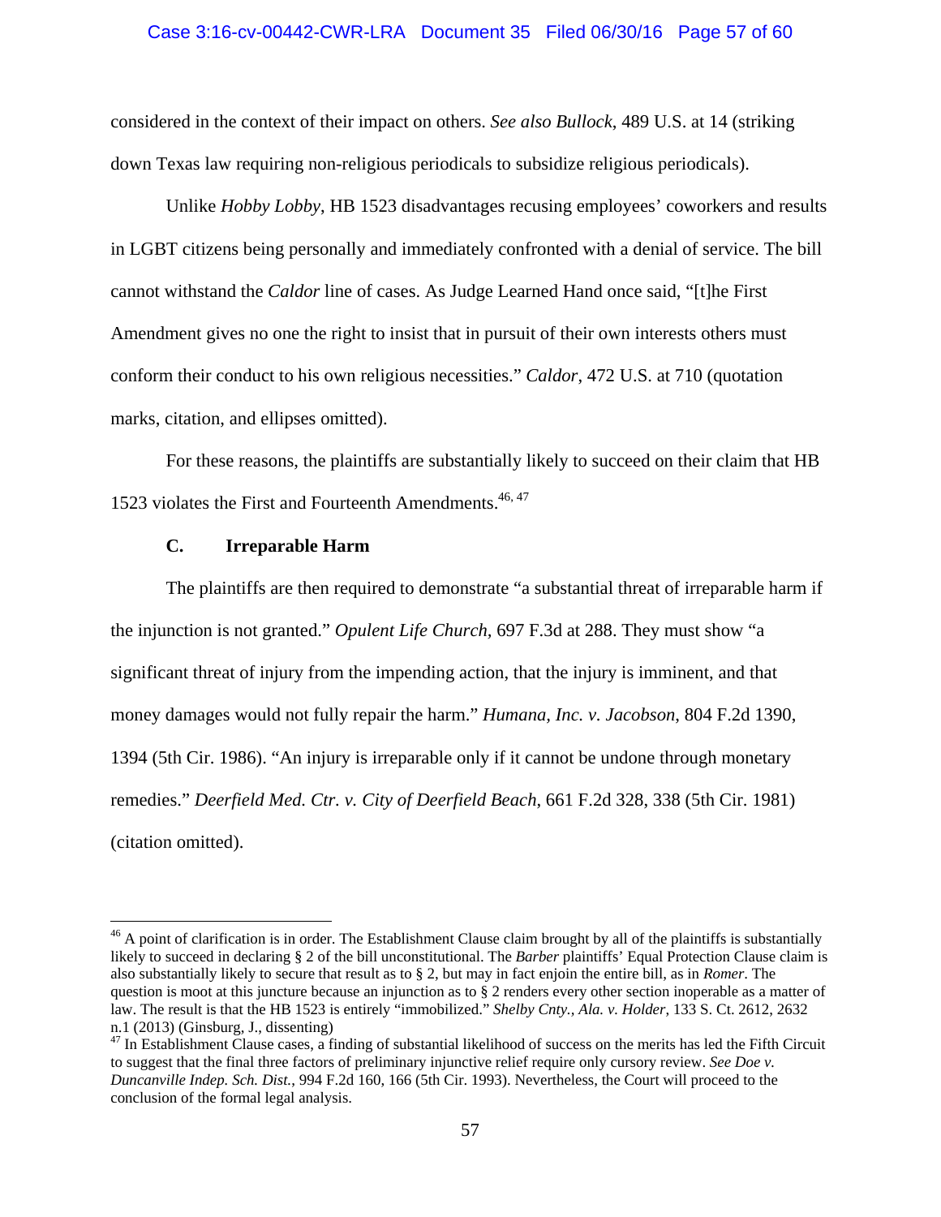considered in the context of their impact on others. *See also Bullock*, 489 U.S. at 14 (striking down Texas law requiring non-religious periodicals to subsidize religious periodicals).

Unlike *Hobby Lobby*, HB 1523 disadvantages recusing employees' coworkers and results in LGBT citizens being personally and immediately confronted with a denial of service. The bill cannot withstand the *Caldor* line of cases. As Judge Learned Hand once said, "[t]he First Amendment gives no one the right to insist that in pursuit of their own interests others must conform their conduct to his own religious necessities." *Caldor*, 472 U.S. at 710 (quotation marks, citation, and ellipses omitted).

For these reasons, the plaintiffs are substantially likely to succeed on their claim that HB 1523 violates the First and Fourteenth Amendments.[46, 47]

### C. Irreparable Harm

The plaintiffs are then required to demonstrate "a substantial threat of irreparable harm if the injunction is not granted." *Opulent Life Church*, 697 F.3d at 288. They must show "a significant threat of injury from the impending action, that the injury is imminent, and that money damages would not fully repair the harm." *Humana, Inc. v. Jacobson*, 804 F.2d 1390, 1394 (5th Cir. 1986). "An injury is irreparable only if it cannot be undone through monetary remedies." *Deerfield Med. Ctr. v. City of Deerfield Beach*, 661 F.2d 328, 338 (5th Cir. 1981) (citation omitted).

---

[46] A point of clarification is in order. The Establishment Clause claim brought by all of the plaintiffs is substantially likely to succeed in declaring § 2 of the bill unconstitutional. The *Barber* plaintiffs' Equal Protection Clause claim is also substantially likely to secure that result as to § 2, but may in fact enjoin the entire bill, as in *Romer*. The question is moot at this juncture because an injunction as to § 2 renders every other section inoperable as a matter of law. The result is that the HB 1523 is entirely "immobilized." *Shelby Cnty., Ala. v. Holder*, 133 S. Ct. 2612, 2632 n.1 (2013) (Ginsburg, J., dissenting)

[47] In Establishment Clause cases, a finding of substantial likelihood of success on the merits has led the Fifth Circuit to suggest that the final three factors of preliminary injunctive relief require only cursory review. *See Doe v. Duncanville Indep. Sch. Dist.*, 994 F.2d 160, 166 (5th Cir. 1993). Nevertheless, the Court will proceed to the conclusion of the formal legal analysis.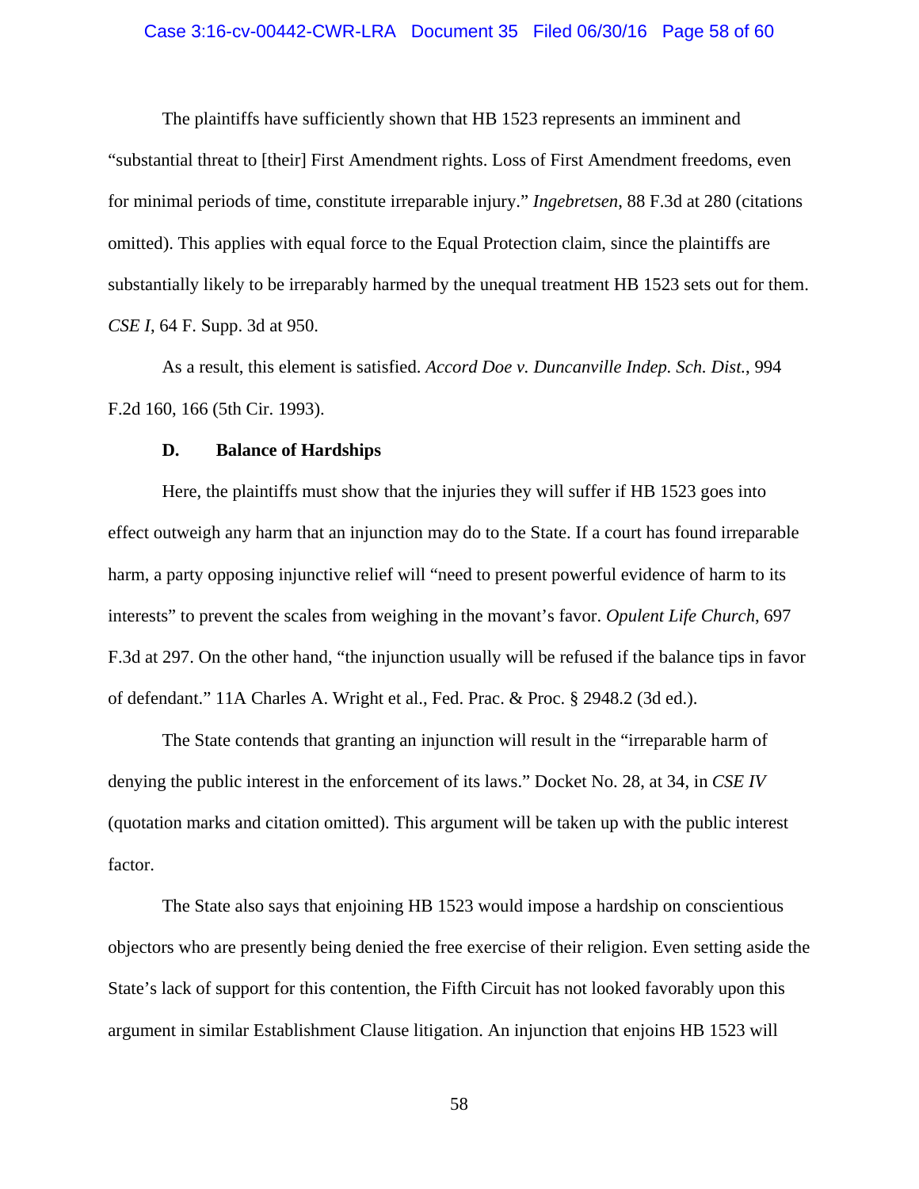The plaintiffs have sufficiently shown that HB 1523 represents an imminent and "substantial threat to [their] First Amendment rights. Loss of First Amendment freedoms, even for minimal periods of time, constitute irreparable injury." *Ingebretsen*, 88 F.3d at 280 (citations omitted). This applies with equal force to the Equal Protection claim, since the plaintiffs are substantially likely to be irreparably harmed by the unequal treatment HB 1523 sets out for them. *CSE I*, 64 F. Supp. 3d at 950.

As a result, this element is satisfied. *Accord Doe v. Duncanville Indep. Sch. Dist.*, 994 F.2d 160, 166 (5th Cir. 1993).

### D. Balance of Hardships

Here, the plaintiffs must show that the injuries they will suffer if HB 1523 goes into effect outweigh any harm that an injunction may do to the State. If a court has found irreparable harm, a party opposing injunctive relief will "need to present powerful evidence of harm to its interests" to prevent the scales from weighing in the movant's favor. *Opulent Life Church*, 697 F.3d at 297. On the other hand, "the injunction usually will be refused if the balance tips in favor of defendant." 11A Charles A. Wright et al., Fed. Prac. & Proc. § 2948.2 (3d ed.).

The State contends that granting an injunction will result in the "irreparable harm of denying the public interest in the enforcement of its laws." Docket No. 28, at 34, in *CSE IV* (quotation marks and citation omitted). This argument will be taken up with the public interest factor.

The State also says that enjoining HB 1523 would impose a hardship on conscientious objectors who are presently being denied the free exercise of their religion. Even setting aside the State's lack of support for this contention, the Fifth Circuit has not looked favorably upon this argument in similar Establishment Clause litigation. An injunction that enjoins HB 1523 will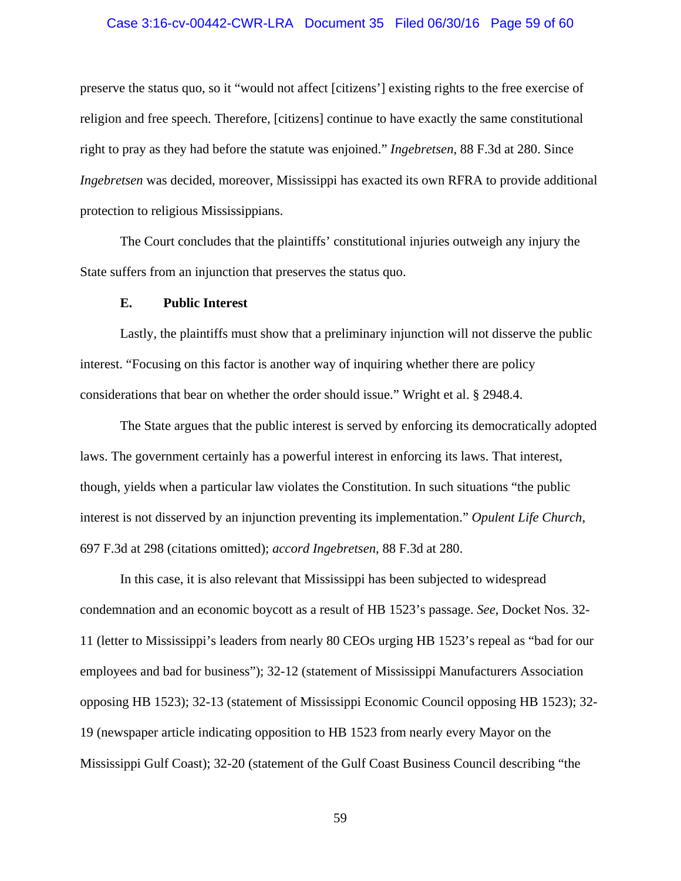preserve the status quo, so it "would not affect [citizens'] existing rights to the free exercise of religion and free speech. Therefore, [citizens] continue to have exactly the same constitutional right to pray as they had before the statute was enjoined." *Ingebretsen*, 88 F.3d at 280. Since *Ingebretsen* was decided, moreover, Mississippi has exacted its own RFRA to provide additional protection to religious Mississippians.

The Court concludes that the plaintiffs' constitutional injuries outweigh any injury the State suffers from an injunction that preserves the status quo.

### E. Public Interest

Lastly, the plaintiffs must show that a preliminary injunction will not disserve the public interest. "Focusing on this factor is another way of inquiring whether there are policy considerations that bear on whether the order should issue." Wright et al. § 2948.4.

The State argues that the public interest is served by enforcing its democratically adopted laws. The government certainly has a powerful interest in enforcing its laws. That interest, though, yields when a particular law violates the Constitution. In such situations "the public interest is not disserved by an injunction preventing its implementation." *Opulent Life Church*, 697 F.3d at 298 (citations omitted); *accord Ingebretsen*, 88 F.3d at 280.

In this case, it is also relevant that Mississippi has been subjected to widespread condemnation and an economic boycott as a result of HB 1523's passage. *See*, Docket Nos. 32-11 (letter to Mississippi's leaders from nearly 80 CEOs urging HB 1523's repeal as "bad for our employees and bad for business"); 32-12 (statement of Mississippi Manufacturers Association opposing HB 1523); 32-13 (statement of Mississippi Economic Council opposing HB 1523); 32-19 (newspaper article indicating opposition to HB 1523 from nearly every Mayor on the Mississippi Gulf Coast); 32-20 (statement of the Gulf Coast Business Council describing "the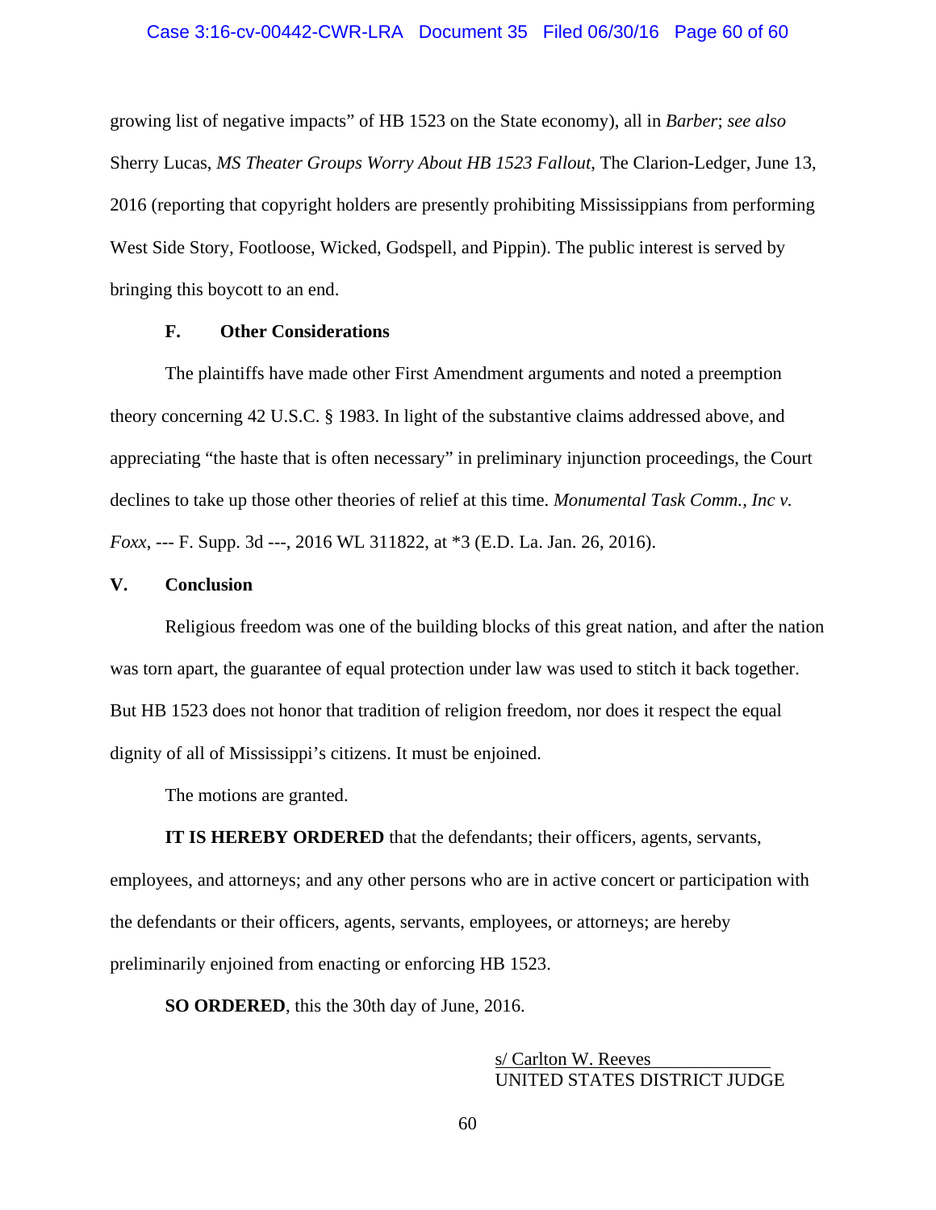growing list of negative impacts" of HB 1523 on the State economy), all in *Barber*; *see also* Sherry Lucas, *MS Theater Groups Worry About HB 1523 Fallout*, The Clarion-Ledger, June 13, 2016 (reporting that copyright holders are presently prohibiting Mississippians from performing West Side Story, Footloose, Wicked, Godspell, and Pippin). The public interest is served by bringing this boycott to an end.

### F. Other Considerations

The plaintiffs have made other First Amendment arguments and noted a preemption theory concerning 42 U.S.C. § 1983. In light of the substantive claims addressed above, and appreciating "the haste that is often necessary" in preliminary injunction proceedings, the Court declines to take up those other theories of relief at this time. *Monumental Task Comm., Inc v. Foxx*, --- F. Supp. 3d ---, 2016 WL 311822, at *3 (E.D. La. Jan. 26, 2016).

## V. Conclusion

Religious freedom was one of the building blocks of this great nation, and after the nation was torn apart, the guarantee of equal protection under law was used to stitch it back together. But HB 1523 does not honor that tradition of religion freedom, nor does it respect the equal dignity of all of Mississippi's citizens. It must be enjoined.

The motions are granted.

**IT IS HEREBY ORDERED** that the defendants; their officers, agents, servants, employees, and attorneys; and any other persons who are in active concert or participation with the defendants or their officers, agents, servants, employees, or attorneys; are hereby preliminarily enjoined from enacting or enforcing HB 1523.

**SO ORDERED**, this the 30th day of June, 2016.

s/ Carlton W. Reeves
UNITED STATES DISTRICT JUDGE